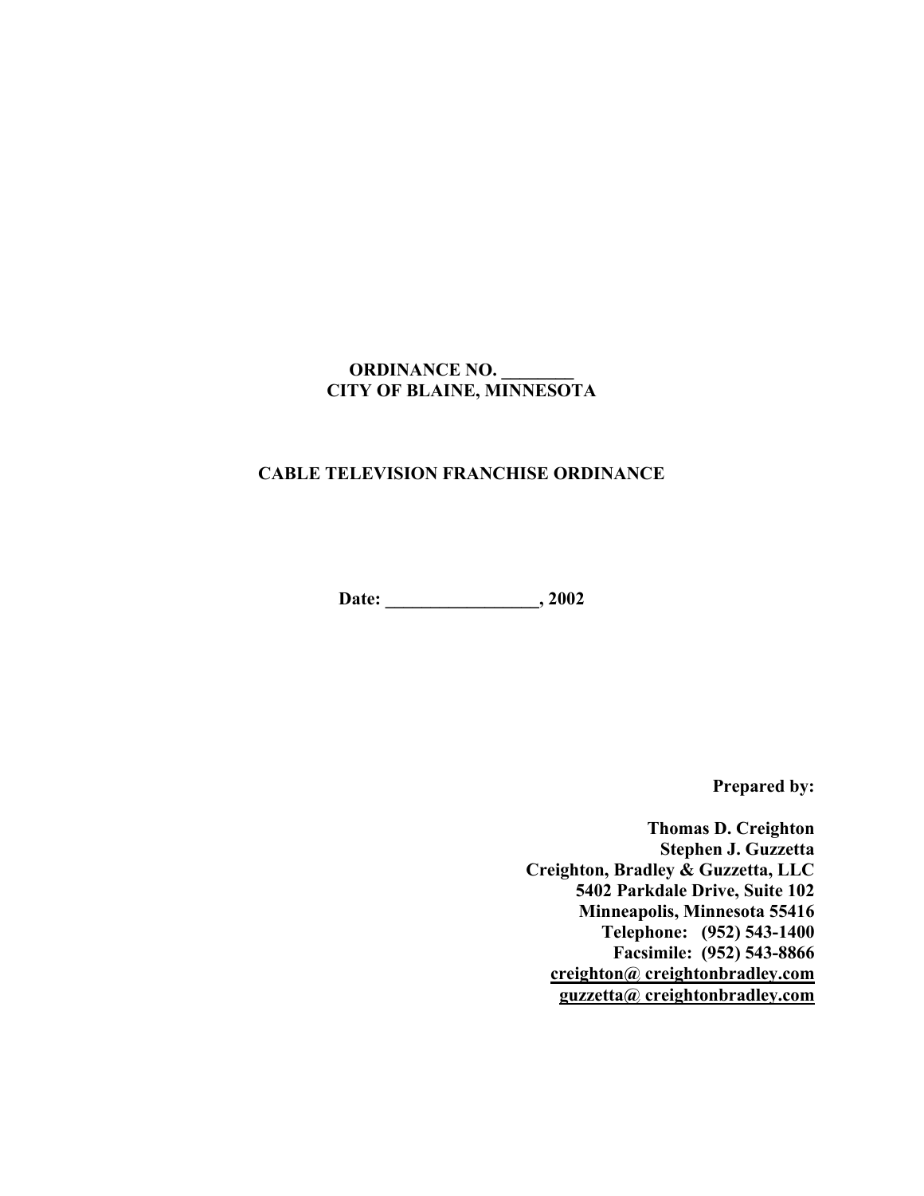**ORDINANCE NO. ________**
**CITY OF BLAINE, MINNESOTA**

# CABLE TELEVISION FRANCHISE ORDINANCE

**Date: _________________, 2002**

**Prepared by:**

**Thomas D. Creighton**
**Stephen J. Guzzetta**
**Creighton, Bradley & Guzzetta, LLC**
**5402 Parkdale Drive, Suite 102**
**Minneapolis, Minnesota 55416**
**Telephone: (952) 543-1400**
**Facsimile: (952) 543-8866**
**creighton@ creightonbradley.com**
**guzzetta@ creightonbradley.com**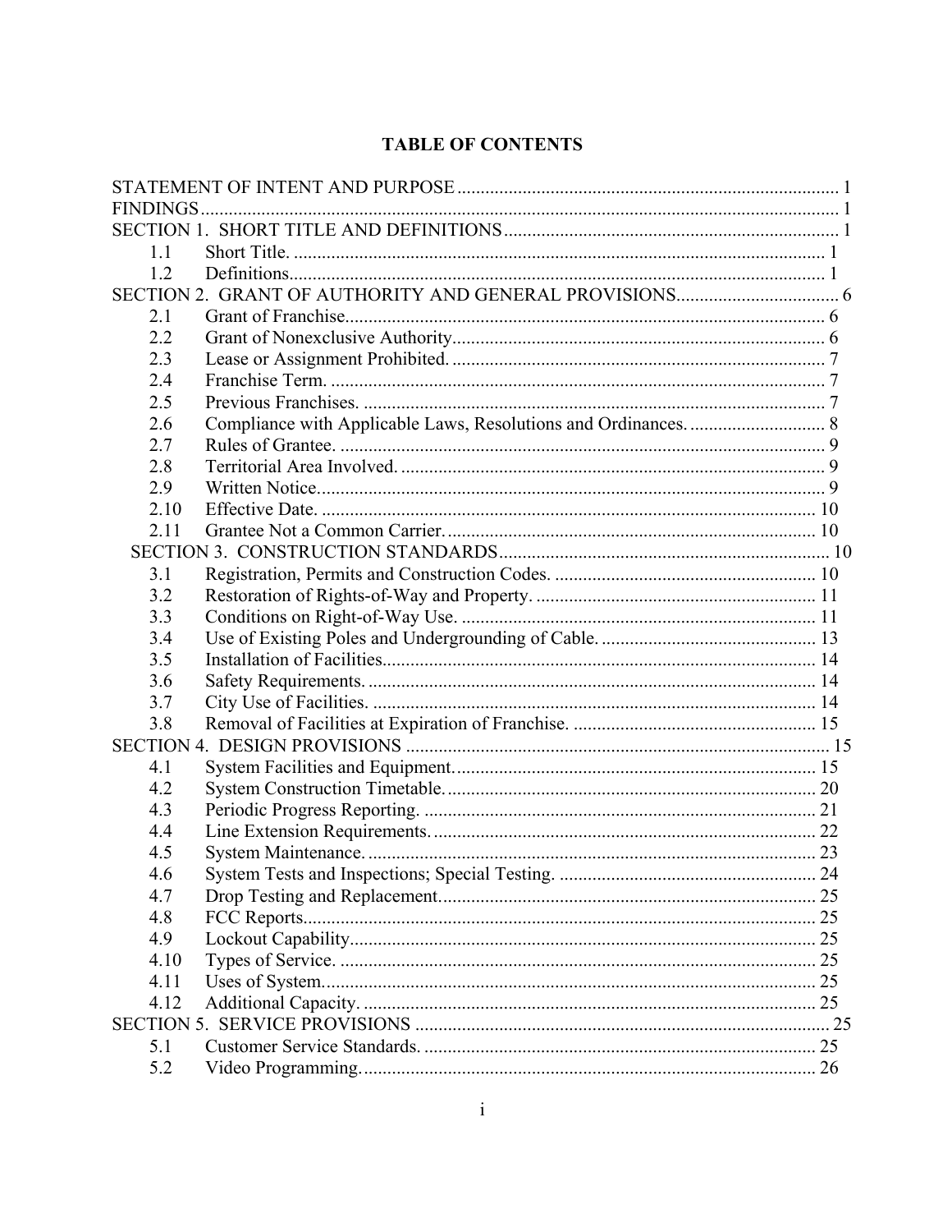# TABLE OF CONTENTS

STATEMENT OF INTENT AND PURPOSE ........................................................................................ 1
FINDINGS .................................................................................................................................. 1
SECTION 1. SHORT TITLE AND DEFINITIONS ........................................................................ 1
- 1.1 Short Title. ................................................................................................................. 1
- 1.2 Definitions.................................................................................................................. 1

SECTION 2. GRANT OF AUTHORITY AND GENERAL PROVISIONS.................................. 6
- 2.1 Grant of Franchise...................................................................................................... 6
- 2.2 Grant of Nonexclusive Authority................................................................................ 6
- 2.3 Lease or Assignment Prohibited. ................................................................................ 7
- 2.4 Franchise Term. .......................................................................................................... 7
- 2.5 Previous Franchises. ................................................................................................... 7
- 2.6 Compliance with Applicable Laws, Resolutions and Ordinances. ............................. 8
- 2.7 Rules of Grantee. ........................................................................................................ 9
- 2.8 Territorial Area Involved. ........................................................................................... 9
- 2.9 Written Notice............................................................................................................. 9
- 2.10 Effective Date. .......................................................................................................... 10
- 2.11 Grantee Not a Common Carrier. ............................................................................... 10

SECTION 3. CONSTRUCTION STANDARDS ......................................................................... 10
- 3.1 Registration, Permits and Construction Codes. ........................................................ 10
- 3.2 Restoration of Rights-of-Way and Property. ............................................................ 11
- 3.3 Conditions on Right-of-Way Use. ............................................................................ 11
- 3.4 Use of Existing Poles and Undergrounding of Cable. .............................................. 13
- 3.5 Installation of Facilities............................................................................................. 14
- 3.6 Safety Requirements. ................................................................................................ 14
- 3.7 City Use of Facilities. ............................................................................................... 14
- 3.8 Removal of Facilities at Expiration of Franchise. .................................................... 15

SECTION 4. DESIGN PROVISIONS .......................................................................................... 15
- 4.1 System Facilities and Equipment. ............................................................................. 15
- 4.2 System Construction Timetable. ............................................................................... 20
- 4.3 Periodic Progress Reporting. .................................................................................... 21
- 4.4 Line Extension Requirements. .................................................................................. 22
- 4.5 System Maintenance. ................................................................................................ 23
- 4.6 System Tests and Inspections; Special Testing. ....................................................... 24
- 4.7 Drop Testing and Replacement. ................................................................................ 25
- 4.8 FCC Reports.............................................................................................................. 25
- 4.9 Lockout Capability.................................................................................................... 25
- 4.10 Types of Service. ...................................................................................................... 25
- 4.11 Uses of System.......................................................................................................... 25
- 4.12 Additional Capacity. ................................................................................................. 25

SECTION 5. SERVICE PROVISIONS ........................................................................................ 25
- 5.1 Customer Service Standards. .................................................................................... 25
- 5.2 Video Programming. ................................................................................................. 26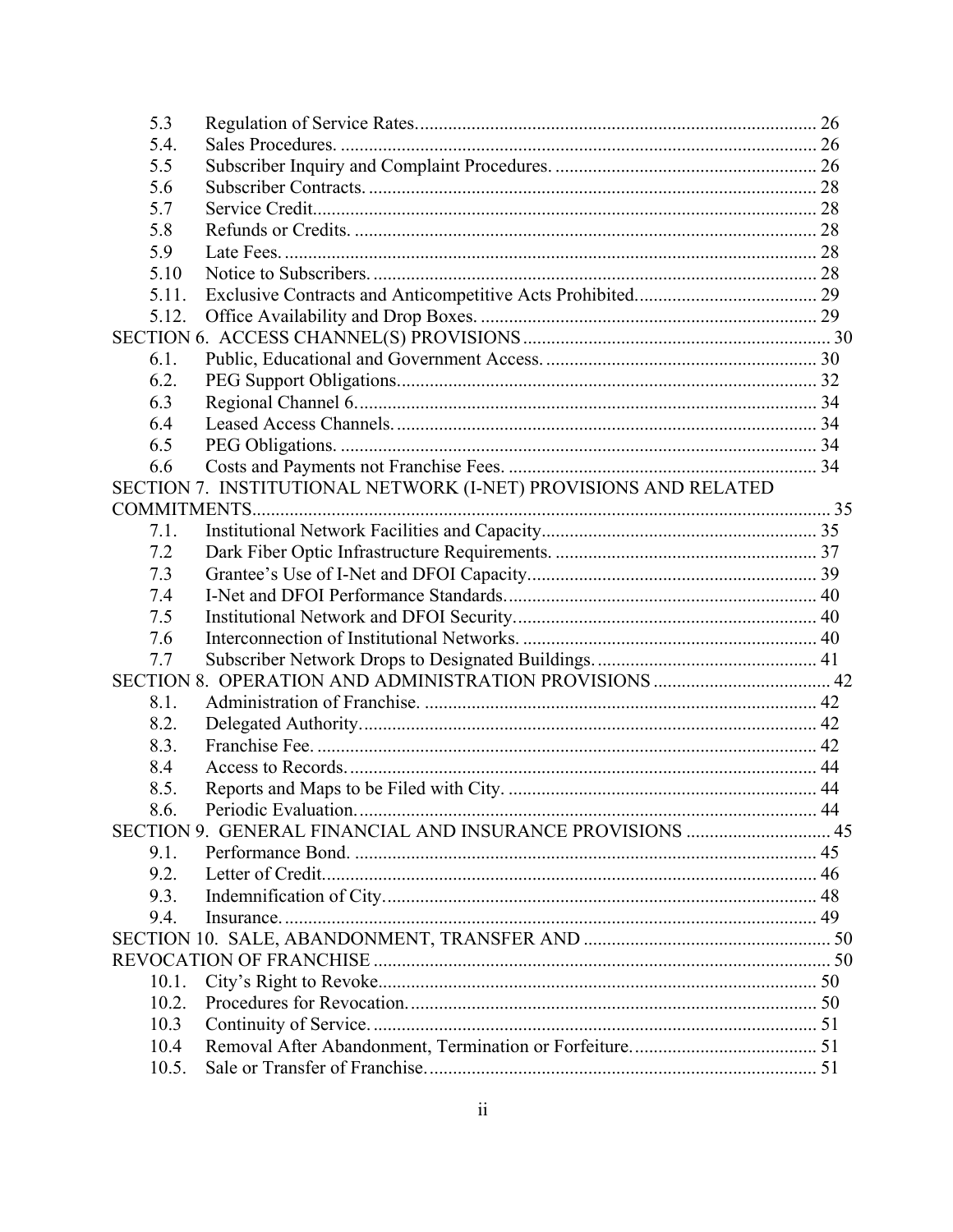| | | |
|---|---|---|
| 5.3 | Regulation of Service Rates | 26 |
| 5.4. | Sales Procedures. | 26 |
| 5.5 | Subscriber Inquiry and Complaint Procedures. | 26 |
| 5.6 | Subscriber Contracts. | 28 |
| 5.7 | Service Credit | 28 |
| 5.8 | Refunds or Credits. | 28 |
| 5.9 | Late Fees. | 28 |
| 5.10 | Notice to Subscribers. | 28 |
| 5.11. | Exclusive Contracts and Anticompetitive Acts Prohibited. | 29 |
| 5.12. | Office Availability and Drop Boxes. | 29 |
| SECTION 6. ACCESS CHANNEL(S) PROVISIONS | | 30 |
| 6.1. | Public, Educational and Government Access. | 30 |
| 6.2. | PEG Support Obligations | 32 |
| 6.3 | Regional Channel 6. | 34 |
| 6.4 | Leased Access Channels. | 34 |
| 6.5 | PEG Obligations. | 34 |
| 6.6 | Costs and Payments not Franchise Fees. | 34 |
| SECTION 7. INSTITUTIONAL NETWORK (I-NET) PROVISIONS AND RELATED COMMITMENTS | | 35 |
| 7.1. | Institutional Network Facilities and Capacity | 35 |
| 7.2 | Dark Fiber Optic Infrastructure Requirements. | 37 |
| 7.3 | Grantee's Use of I-Net and DFOI Capacity | 39 |
| 7.4 | I-Net and DFOI Performance Standards. | 40 |
| 7.5 | Institutional Network and DFOI Security. | 40 |
| 7.6 | Interconnection of Institutional Networks. | 40 |
| 7.7 | Subscriber Network Drops to Designated Buildings. | 41 |
| SECTION 8. OPERATION AND ADMINISTRATION PROVISIONS | | 42 |
| 8.1. | Administration of Franchise. | 42 |
| 8.2. | Delegated Authority. | 42 |
| 8.3. | Franchise Fee. | 42 |
| 8.4 | Access to Records. | 44 |
| 8.5. | Reports and Maps to be Filed with City. | 44 |
| 8.6. | Periodic Evaluation. | 44 |
| SECTION 9. GENERAL FINANCIAL AND INSURANCE PROVISIONS | | 45 |
| 9.1. | Performance Bond. | 45 |
| 9.2. | Letter of Credit | 46 |
| 9.3. | Indemnification of City. | 48 |
| 9.4. | Insurance. | 49 |
| SECTION 10. SALE, ABANDONMENT, TRANSFER AND | | 50 |
| REVOCATION OF FRANCHISE | | 50 |
| 10.1. | City's Right to Revoke | 50 |
| 10.2. | Procedures for Revocation. | 50 |
| 10.3 | Continuity of Service. | 51 |
| 10.4 | Removal After Abandonment, Termination or Forfeiture. | 51 |
| 10.5. | Sale or Transfer of Franchise. | 51 |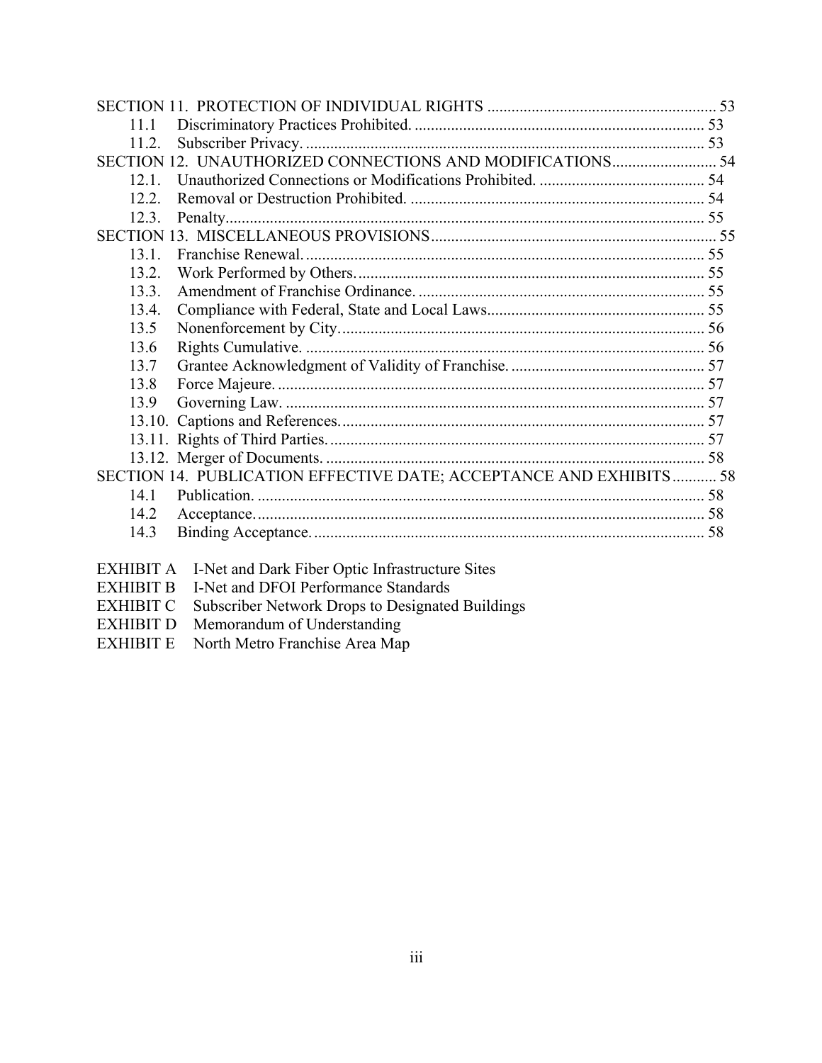SECTION 11. PROTECTION OF INDIVIDUAL RIGHTS ........................................................ 53
- 11.1 Discriminatory Practices Prohibited. ......................................................................... 53
- 11.2. Subscriber Privacy. .................................................................................................. 53

SECTION 12. UNAUTHORIZED CONNECTIONS AND MODIFICATIONS.......................... 54
- 12.1. Unauthorized Connections or Modifications Prohibited. ......................................... 54
- 12.2. Removal or Destruction Prohibited. ......................................................................... 54
- 12.3. Penalty...................................................................................................................... 55

SECTION 13. MISCELLANEOUS PROVISIONS...................................................................... 55
- 13.1. Franchise Renewal. ................................................................................................... 55
- 13.2. Work Performed by Others. ...................................................................................... 55
- 13.3. Amendment of Franchise Ordinance. ....................................................................... 55
- 13.4. Compliance with Federal, State and Local Laws...................................................... 55
- 13.5 Nonenforcement by City. .......................................................................................... 56
- 13.6 Rights Cumulative. .................................................................................................... 56
- 13.7 Grantee Acknowledgment of Validity of Franchise. ................................................ 57
- 13.8 Force Majeure. .......................................................................................................... 57
- 13.9 Governing Law. ........................................................................................................ 57
- 13.10. Captions and References. .......................................................................................... 57
- 13.11. Rights of Third Parties. ............................................................................................. 57
- 13.12. Merger of Documents. .............................................................................................. 58

SECTION 14. PUBLICATION EFFECTIVE DATE; ACCEPTANCE AND EXHIBITS ........... 58
- 14.1 Publication. ............................................................................................................... 58
- 14.2 Acceptance. ............................................................................................................... 58
- 14.3 Binding Acceptance. ................................................................................................. 58

EXHIBIT A I-Net and Dark Fiber Optic Infrastructure Sites
EXHIBIT B I-Net and DFOI Performance Standards
EXHIBIT C Subscriber Network Drops to Designated Buildings
EXHIBIT D Memorandum of Understanding
EXHIBIT E North Metro Franchise Area Map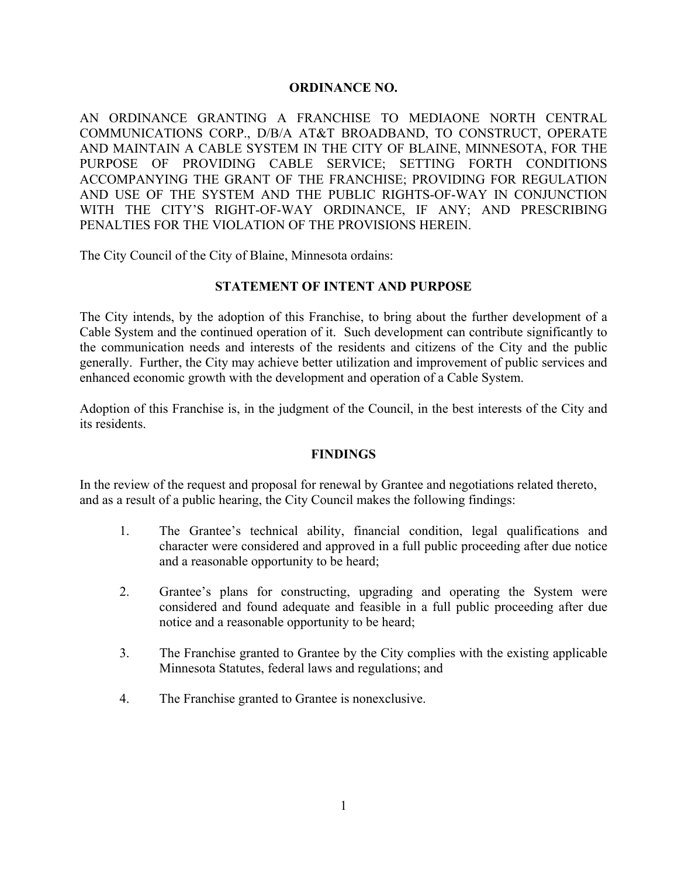**ORDINANCE NO.**

AN ORDINANCE GRANTING A FRANCHISE TO MEDIAONE NORTH CENTRAL COMMUNICATIONS CORP., D/B/A AT&T BROADBAND, TO CONSTRUCT, OPERATE AND MAINTAIN A CABLE SYSTEM IN THE CITY OF BLAINE, MINNESOTA, FOR THE PURPOSE OF PROVIDING CABLE SERVICE; SETTING FORTH CONDITIONS ACCOMPANYING THE GRANT OF THE FRANCHISE; PROVIDING FOR REGULATION AND USE OF THE SYSTEM AND THE PUBLIC RIGHTS-OF-WAY IN CONJUNCTION WITH THE CITY'S RIGHT-OF-WAY ORDINANCE, IF ANY; AND PRESCRIBING PENALTIES FOR THE VIOLATION OF THE PROVISIONS HEREIN.

The City Council of the City of Blaine, Minnesota ordains:

## STATEMENT OF INTENT AND PURPOSE

The City intends, by the adoption of this Franchise, to bring about the further development of a Cable System and the continued operation of it. Such development can contribute significantly to the communication needs and interests of the residents and citizens of the City and the public generally. Further, the City may achieve better utilization and improvement of public services and enhanced economic growth with the development and operation of a Cable System.

Adoption of this Franchise is, in the judgment of the Council, in the best interests of the City and its residents.

## FINDINGS

In the review of the request and proposal for renewal by Grantee and negotiations related thereto, and as a result of a public hearing, the City Council makes the following findings:

1. The Grantee's technical ability, financial condition, legal qualifications and character were considered and approved in a full public proceeding after due notice and a reasonable opportunity to be heard;

2. Grantee's plans for constructing, upgrading and operating the System were considered and found adequate and feasible in a full public proceeding after due notice and a reasonable opportunity to be heard;

3. The Franchise granted to Grantee by the City complies with the existing applicable Minnesota Statutes, federal laws and regulations; and

4. The Franchise granted to Grantee is nonexclusive.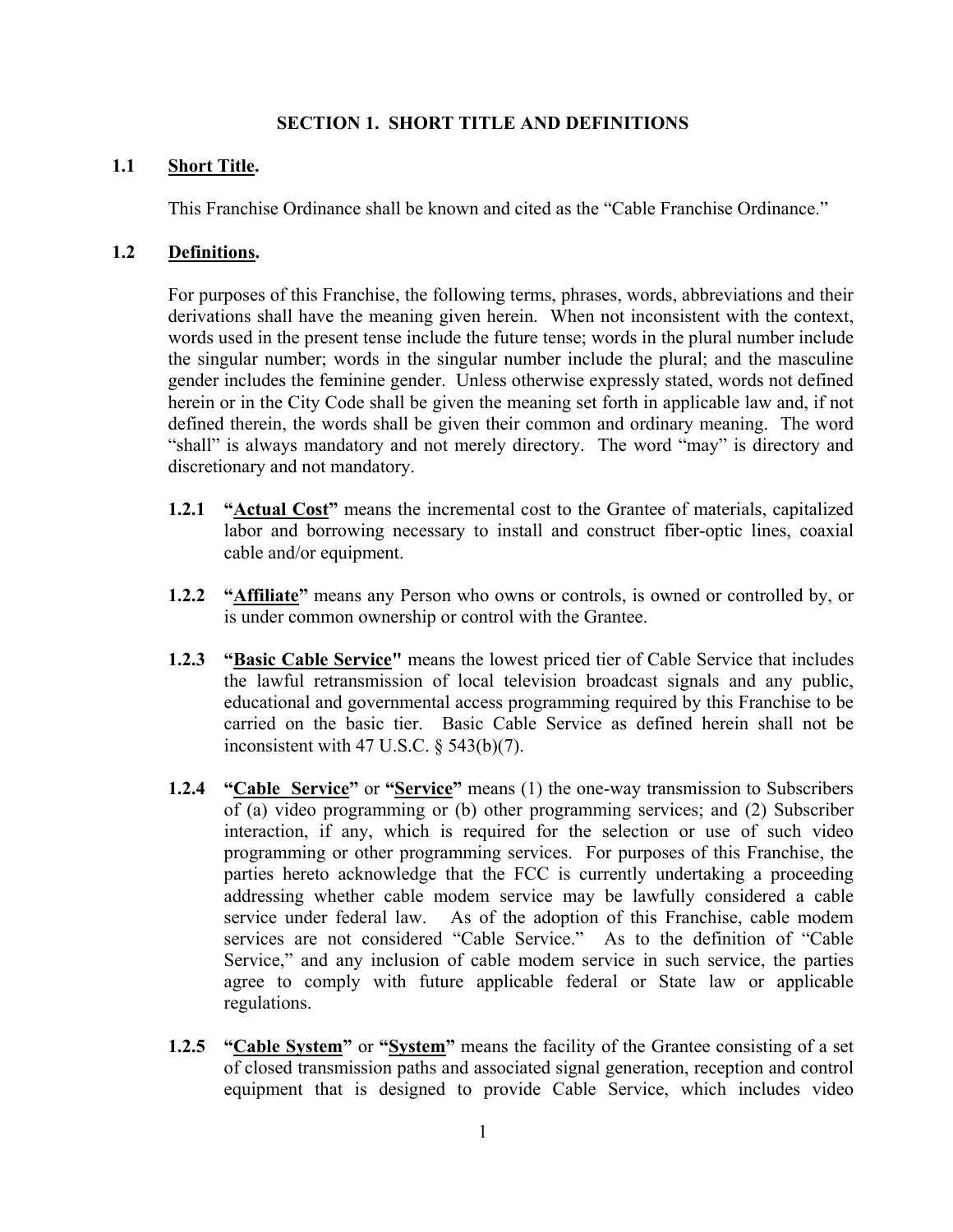## SECTION 1. SHORT TITLE AND DEFINITIONS

### 1.1 Short Title.

This Franchise Ordinance shall be known and cited as the "Cable Franchise Ordinance."

### 1.2 Definitions.

For purposes of this Franchise, the following terms, phrases, words, abbreviations and their derivations shall have the meaning given herein. When not inconsistent with the context, words used in the present tense include the future tense; words in the plural number include the singular number; words in the singular number include the plural; and the masculine gender includes the feminine gender. Unless otherwise expressly stated, words not defined herein or in the City Code shall be given the meaning set forth in applicable law and, if not defined therein, the words shall be given their common and ordinary meaning. The word "shall" is always mandatory and not merely directory. The word "may" is directory and discretionary and not mandatory.

**1.2.1** **"Actual Cost"** means the incremental cost to the Grantee of materials, capitalized labor and borrowing necessary to install and construct fiber-optic lines, coaxial cable and/or equipment.

**1.2.2** **"Affiliate"** means any Person who owns or controls, is owned or controlled by, or is under common ownership or control with the Grantee.

**1.2.3** **"Basic Cable Service"** means the lowest priced tier of Cable Service that includes the lawful retransmission of local television broadcast signals and any public, educational and governmental access programming required by this Franchise to be carried on the basic tier. Basic Cable Service as defined herein shall not be inconsistent with 47 U.S.C. § 543(b)(7).

**1.2.4** **"Cable Service"** or **"Service"** means (1) the one-way transmission to Subscribers of (a) video programming or (b) other programming services; and (2) Subscriber interaction, if any, which is required for the selection or use of such video programming or other programming services. For purposes of this Franchise, the parties hereto acknowledge that the FCC is currently undertaking a proceeding addressing whether cable modem service may be lawfully considered a cable service under federal law. As of the adoption of this Franchise, cable modem services are not considered "Cable Service." As to the definition of "Cable Service," and any inclusion of cable modem service in such service, the parties agree to comply with future applicable federal or State law or applicable regulations.

**1.2.5** **"Cable System"** or **"System"** means the facility of the Grantee consisting of a set of closed transmission paths and associated signal generation, reception and control equipment that is designed to provide Cable Service, which includes video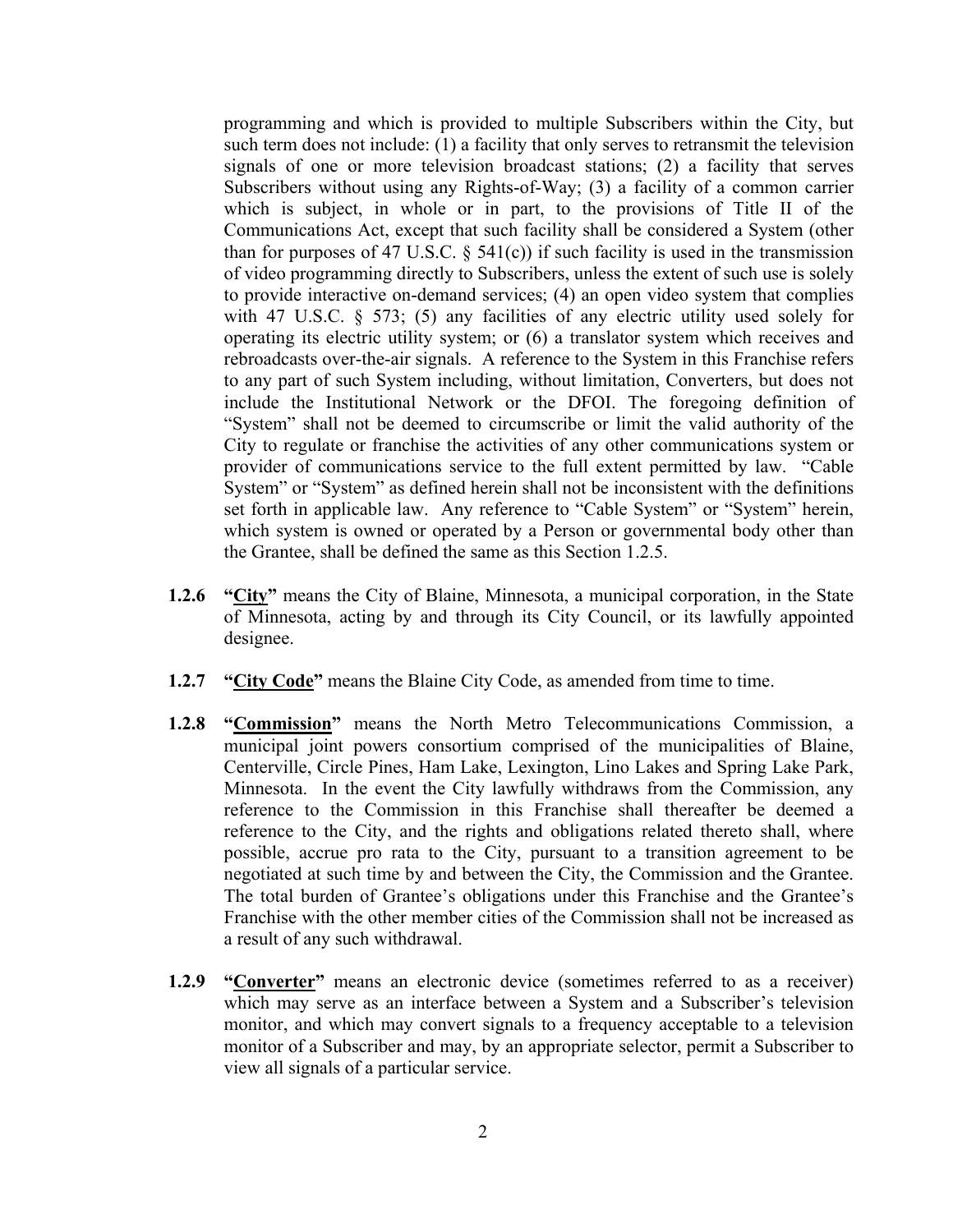programming and which is provided to multiple Subscribers within the City, but such term does not include: (1) a facility that only serves to retransmit the television signals of one or more television broadcast stations; (2) a facility that serves Subscribers without using any Rights-of-Way; (3) a facility of a common carrier which is subject, in whole or in part, to the provisions of Title II of the Communications Act, except that such facility shall be considered a System (other than for purposes of 47 U.S.C. § 541(c)) if such facility is used in the transmission of video programming directly to Subscribers, unless the extent of such use is solely to provide interactive on-demand services; (4) an open video system that complies with 47 U.S.C. § 573; (5) any facilities of any electric utility used solely for operating its electric utility system; or (6) a translator system which receives and rebroadcasts over-the-air signals. A reference to the System in this Franchise refers to any part of such System including, without limitation, Converters, but does not include the Institutional Network or the DFOI. The foregoing definition of "System" shall not be deemed to circumscribe or limit the valid authority of the City to regulate or franchise the activities of any other communications system or provider of communications service to the full extent permitted by law. "Cable System" or "System" as defined herein shall not be inconsistent with the definitions set forth in applicable law. Any reference to "Cable System" or "System" herein, which system is owned or operated by a Person or governmental body other than the Grantee, shall be defined the same as this Section 1.2.5.

**1.2.6** **"City"** means the City of Blaine, Minnesota, a municipal corporation, in the State of Minnesota, acting by and through its City Council, or its lawfully appointed designee.

**1.2.7** **"City Code"** means the Blaine City Code, as amended from time to time.

**1.2.8** **"Commission"** means the North Metro Telecommunications Commission, a municipal joint powers consortium comprised of the municipalities of Blaine, Centerville, Circle Pines, Ham Lake, Lexington, Lino Lakes and Spring Lake Park, Minnesota. In the event the City lawfully withdraws from the Commission, any reference to the Commission in this Franchise shall thereafter be deemed a reference to the City, and the rights and obligations related thereto shall, where possible, accrue pro rata to the City, pursuant to a transition agreement to be negotiated at such time by and between the City, the Commission and the Grantee. The total burden of Grantee's obligations under this Franchise and the Grantee's Franchise with the other member cities of the Commission shall not be increased as a result of any such withdrawal.

**1.2.9** **"Converter"** means an electronic device (sometimes referred to as a receiver) which may serve as an interface between a System and a Subscriber's television monitor, and which may convert signals to a frequency acceptable to a television monitor of a Subscriber and may, by an appropriate selector, permit a Subscriber to view all signals of a particular service.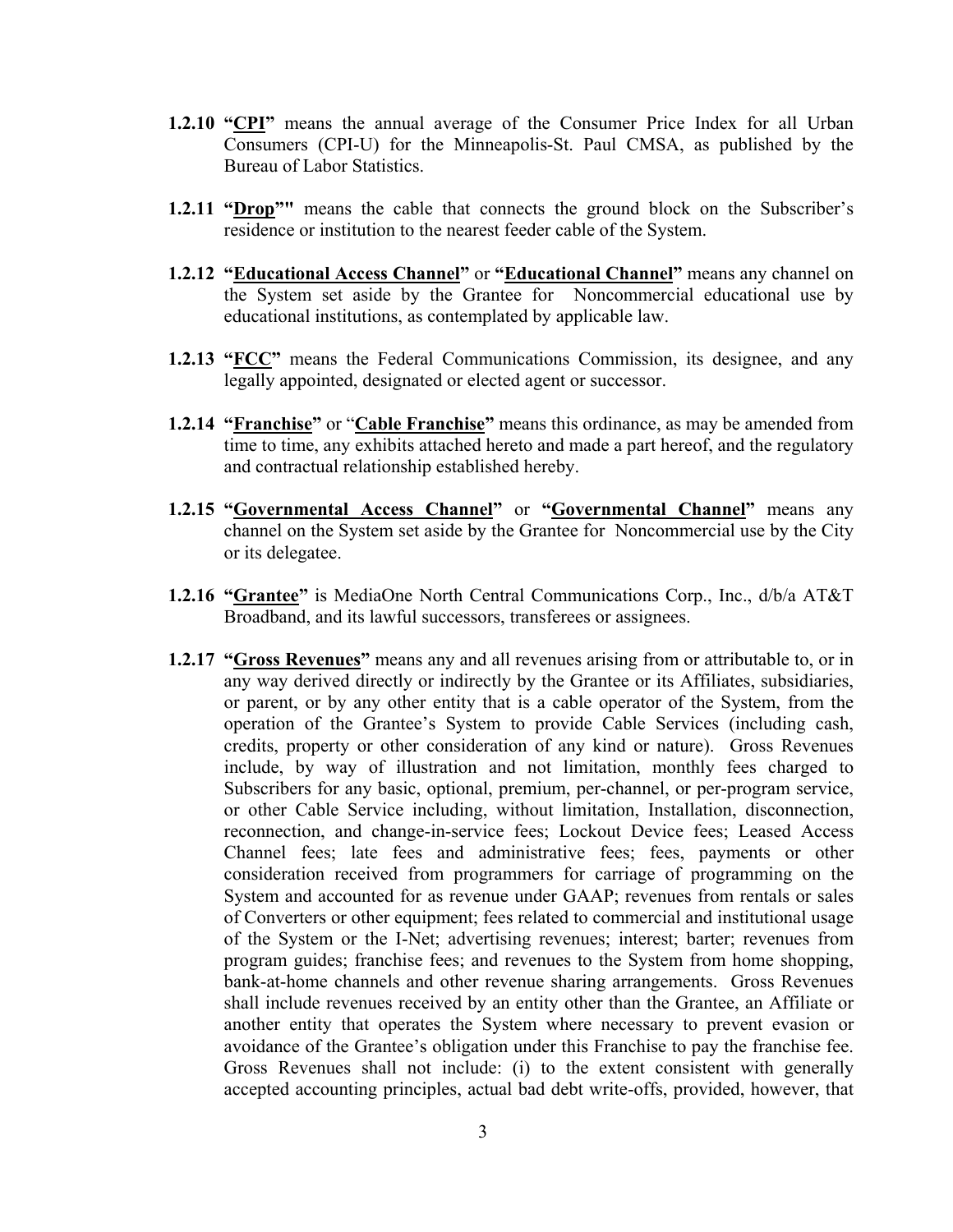**1.2.10 "CPI"** means the annual average of the Consumer Price Index for all Urban Consumers (CPI-U) for the Minneapolis-St. Paul CMSA, as published by the Bureau of Labor Statistics.

**1.2.11 "Drop""** means the cable that connects the ground block on the Subscriber's residence or institution to the nearest feeder cable of the System.

**1.2.12 "Educational Access Channel"** or **"Educational Channel"** means any channel on the System set aside by the Grantee for Noncommercial educational use by educational institutions, as contemplated by applicable law.

**1.2.13 "FCC"** means the Federal Communications Commission, its designee, and any legally appointed, designated or elected agent or successor.

**1.2.14 "Franchise"** or "**Cable Franchise"** means this ordinance, as may be amended from time to time, any exhibits attached hereto and made a part hereof, and the regulatory and contractual relationship established hereby.

**1.2.15 "Governmental Access Channel"** or **"Governmental Channel"** means any channel on the System set aside by the Grantee for Noncommercial use by the City or its delegatee.

**1.2.16 "Grantee"** is MediaOne North Central Communications Corp., Inc., d/b/a AT&T Broadband, and its lawful successors, transferees or assignees.

**1.2.17 "Gross Revenues"** means any and all revenues arising from or attributable to, or in any way derived directly or indirectly by the Grantee or its Affiliates, subsidiaries, or parent, or by any other entity that is a cable operator of the System, from the operation of the Grantee's System to provide Cable Services (including cash, credits, property or other consideration of any kind or nature). Gross Revenues include, by way of illustration and not limitation, monthly fees charged to Subscribers for any basic, optional, premium, per-channel, or per-program service, or other Cable Service including, without limitation, Installation, disconnection, reconnection, and change-in-service fees; Lockout Device fees; Leased Access Channel fees; late fees and administrative fees; fees, payments or other consideration received from programmers for carriage of programming on the System and accounted for as revenue under GAAP; revenues from rentals or sales of Converters or other equipment; fees related to commercial and institutional usage of the System or the I-Net; advertising revenues; interest; barter; revenues from program guides; franchise fees; and revenues to the System from home shopping, bank-at-home channels and other revenue sharing arrangements. Gross Revenues shall include revenues received by an entity other than the Grantee, an Affiliate or another entity that operates the System where necessary to prevent evasion or avoidance of the Grantee's obligation under this Franchise to pay the franchise fee. Gross Revenues shall not include: (i) to the extent consistent with generally accepted accounting principles, actual bad debt write-offs, provided, however, that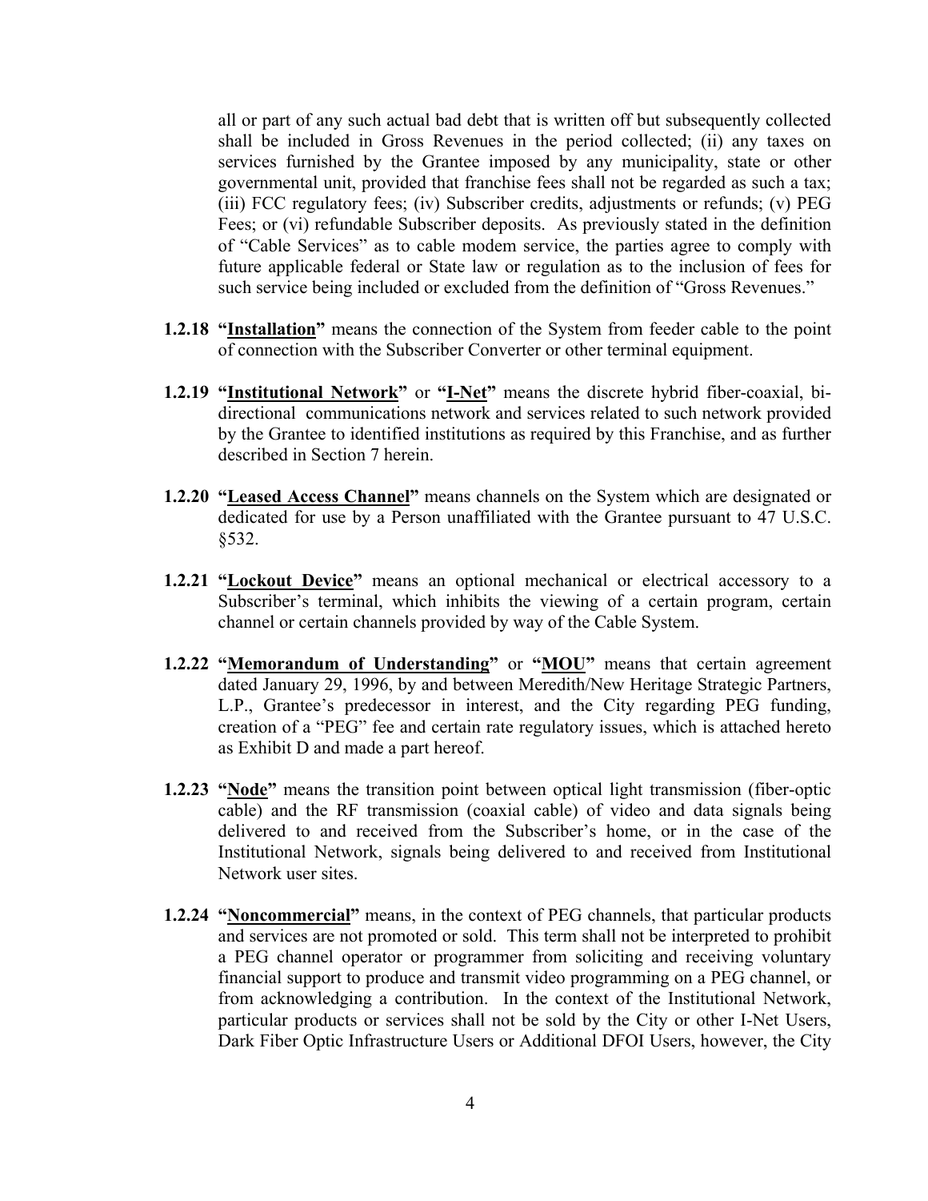all or part of any such actual bad debt that is written off but subsequently collected shall be included in Gross Revenues in the period collected; (ii) any taxes on services furnished by the Grantee imposed by any municipality, state or other governmental unit, provided that franchise fees shall not be regarded as such a tax; (iii) FCC regulatory fees; (iv) Subscriber credits, adjustments or refunds; (v) PEG Fees; or (vi) refundable Subscriber deposits. As previously stated in the definition of "Cable Services" as to cable modem service, the parties agree to comply with future applicable federal or State law or regulation as to the inclusion of fees for such service being included or excluded from the definition of "Gross Revenues."

**1.2.18 "Installation"** means the connection of the System from feeder cable to the point of connection with the Subscriber Converter or other terminal equipment.

**1.2.19 "Institutional Network"** or **"I-Net"** means the discrete hybrid fiber-coaxial, bi-directional communications network and services related to such network provided by the Grantee to identified institutions as required by this Franchise, and as further described in Section 7 herein.

**1.2.20 "Leased Access Channel"** means channels on the System which are designated or dedicated for use by a Person unaffiliated with the Grantee pursuant to 47 U.S.C. §532.

**1.2.21 "Lockout Device"** means an optional mechanical or electrical accessory to a Subscriber's terminal, which inhibits the viewing of a certain program, certain channel or certain channels provided by way of the Cable System.

**1.2.22 "Memorandum of Understanding"** or **"MOU"** means that certain agreement dated January 29, 1996, by and between Meredith/New Heritage Strategic Partners, L.P., Grantee's predecessor in interest, and the City regarding PEG funding, creation of a "PEG" fee and certain rate regulatory issues, which is attached hereto as Exhibit D and made a part hereof.

**1.2.23 "Node"** means the transition point between optical light transmission (fiber-optic cable) and the RF transmission (coaxial cable) of video and data signals being delivered to and received from the Subscriber's home, or in the case of the Institutional Network, signals being delivered to and received from Institutional Network user sites.

**1.2.24 "Noncommercial"** means, in the context of PEG channels, that particular products and services are not promoted or sold. This term shall not be interpreted to prohibit a PEG channel operator or programmer from soliciting and receiving voluntary financial support to produce and transmit video programming on a PEG channel, or from acknowledging a contribution. In the context of the Institutional Network, particular products or services shall not be sold by the City or other I-Net Users, Dark Fiber Optic Infrastructure Users or Additional DFOI Users, however, the City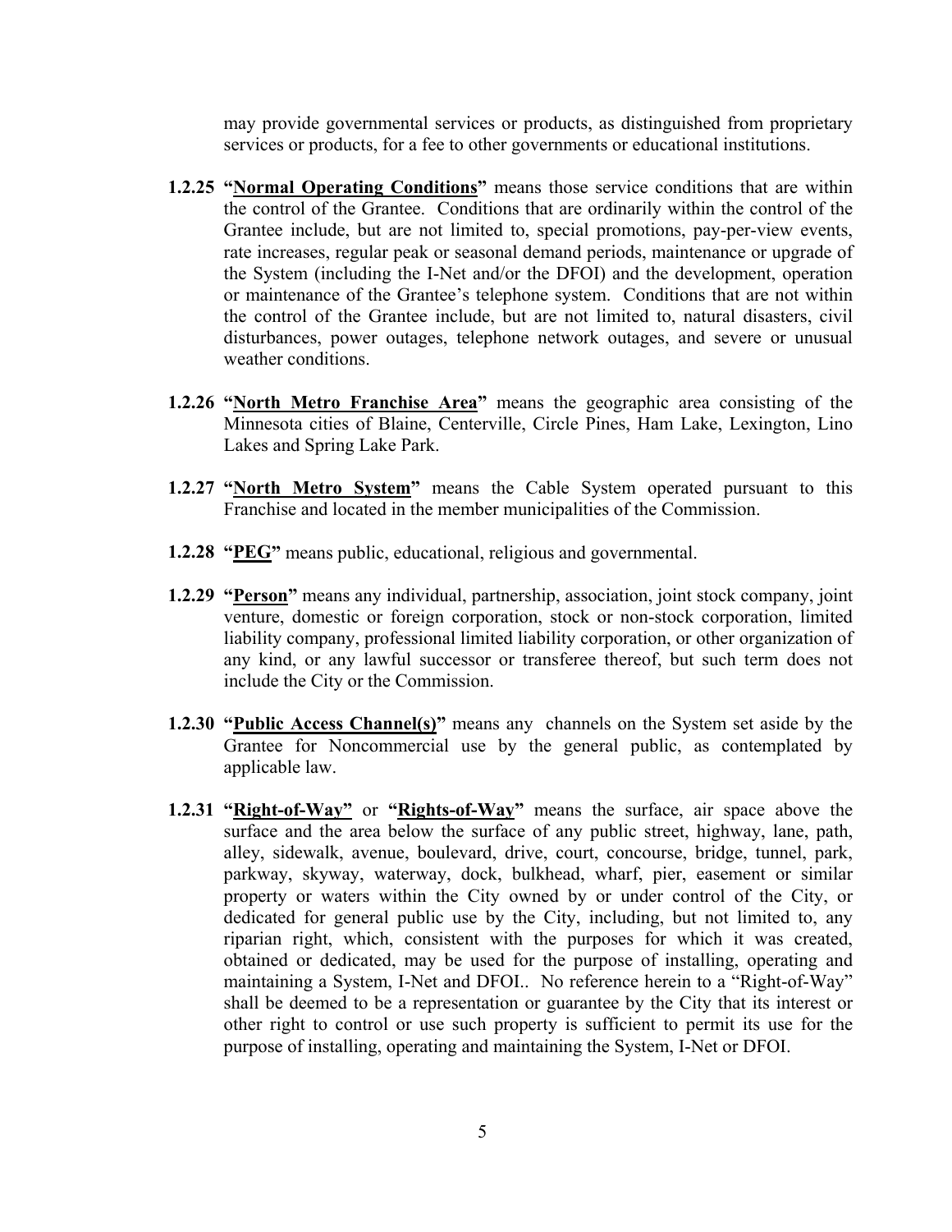may provide governmental services or products, as distinguished from proprietary services or products, for a fee to other governments or educational institutions.

**1.2.25 "<u>Normal Operating Conditions</u>"** means those service conditions that are within the control of the Grantee. Conditions that are ordinarily within the control of the Grantee include, but are not limited to, special promotions, pay-per-view events, rate increases, regular peak or seasonal demand periods, maintenance or upgrade of the System (including the I-Net and/or the DFOI) and the development, operation or maintenance of the Grantee's telephone system. Conditions that are not within the control of the Grantee include, but are not limited to, natural disasters, civil disturbances, power outages, telephone network outages, and severe or unusual weather conditions.

**1.2.26 "<u>North Metro Franchise Area</u>"** means the geographic area consisting of the Minnesota cities of Blaine, Centerville, Circle Pines, Ham Lake, Lexington, Lino Lakes and Spring Lake Park.

**1.2.27 "<u>North Metro System</u>"** means the Cable System operated pursuant to this Franchise and located in the member municipalities of the Commission.

**1.2.28 "<u>PEG</u>"** means public, educational, religious and governmental.

**1.2.29 "<u>Person</u>"** means any individual, partnership, association, joint stock company, joint venture, domestic or foreign corporation, stock or non-stock corporation, limited liability company, professional limited liability corporation, or other organization of any kind, or any lawful successor or transferee thereof, but such term does not include the City or the Commission.

**1.2.30 "<u>Public Access Channel(s)</u>"** means any channels on the System set aside by the Grantee for Noncommercial use by the general public, as contemplated by applicable law.

**1.2.31 "<u>Right-of-Way</u>"** or **"<u>Rights-of-Way</u>"** means the surface, air space above the surface and the area below the surface of any public street, highway, lane, path, alley, sidewalk, avenue, boulevard, drive, court, concourse, bridge, tunnel, park, parkway, skyway, waterway, dock, bulkhead, wharf, pier, easement or similar property or waters within the City owned by or under control of the City, or dedicated for general public use by the City, including, but not limited to, any riparian right, which, consistent with the purposes for which it was created, obtained or dedicated, may be used for the purpose of installing, operating and maintaining a System, I-Net and DFOI.. No reference herein to a "Right-of-Way" shall be deemed to be a representation or guarantee by the City that its interest or other right to control or use such property is sufficient to permit its use for the purpose of installing, operating and maintaining the System, I-Net or DFOI.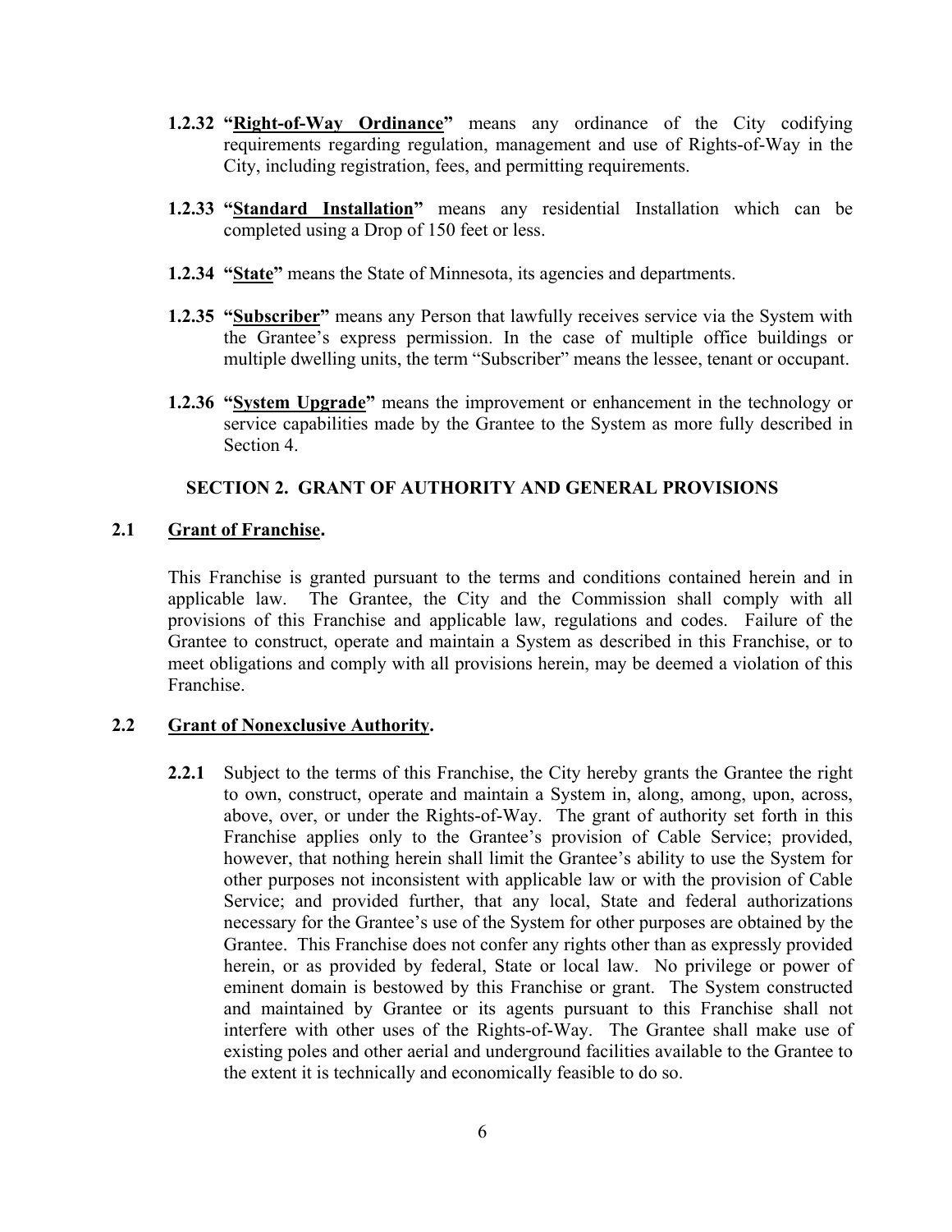**1.2.32 "Right-of-Way Ordinance"** means any ordinance of the City codifying requirements regarding regulation, management and use of Rights-of-Way in the City, including registration, fees, and permitting requirements.

**1.2.33 "Standard Installation"** means any residential Installation which can be completed using a Drop of 150 feet or less.

**1.2.34 "State"** means the State of Minnesota, its agencies and departments.

**1.2.35 "Subscriber"** means any Person that lawfully receives service via the System with the Grantee's express permission. In the case of multiple office buildings or multiple dwelling units, the term "Subscriber" means the lessee, tenant or occupant.

**1.2.36 "System Upgrade"** means the improvement or enhancement in the technology or service capabilities made by the Grantee to the System as more fully described in Section 4.

## SECTION 2. GRANT OF AUTHORITY AND GENERAL PROVISIONS

### 2.1 Grant of Franchise.

This Franchise is granted pursuant to the terms and conditions contained herein and in applicable law. The Grantee, the City and the Commission shall comply with all provisions of this Franchise and applicable law, regulations and codes. Failure of the Grantee to construct, operate and maintain a System as described in this Franchise, or to meet obligations and comply with all provisions herein, may be deemed a violation of this Franchise.

### 2.2 Grant of Nonexclusive Authority.

**2.2.1** Subject to the terms of this Franchise, the City hereby grants the Grantee the right to own, construct, operate and maintain a System in, along, among, upon, across, above, over, or under the Rights-of-Way. The grant of authority set forth in this Franchise applies only to the Grantee's provision of Cable Service; provided, however, that nothing herein shall limit the Grantee's ability to use the System for other purposes not inconsistent with applicable law or with the provision of Cable Service; and provided further, that any local, State and federal authorizations necessary for the Grantee's use of the System for other purposes are obtained by the Grantee. This Franchise does not confer any rights other than as expressly provided herein, or as provided by federal, State or local law. No privilege or power of eminent domain is bestowed by this Franchise or grant. The System constructed and maintained by Grantee or its agents pursuant to this Franchise shall not interfere with other uses of the Rights-of-Way. The Grantee shall make use of existing poles and other aerial and underground facilities available to the Grantee to the extent it is technically and economically feasible to do so.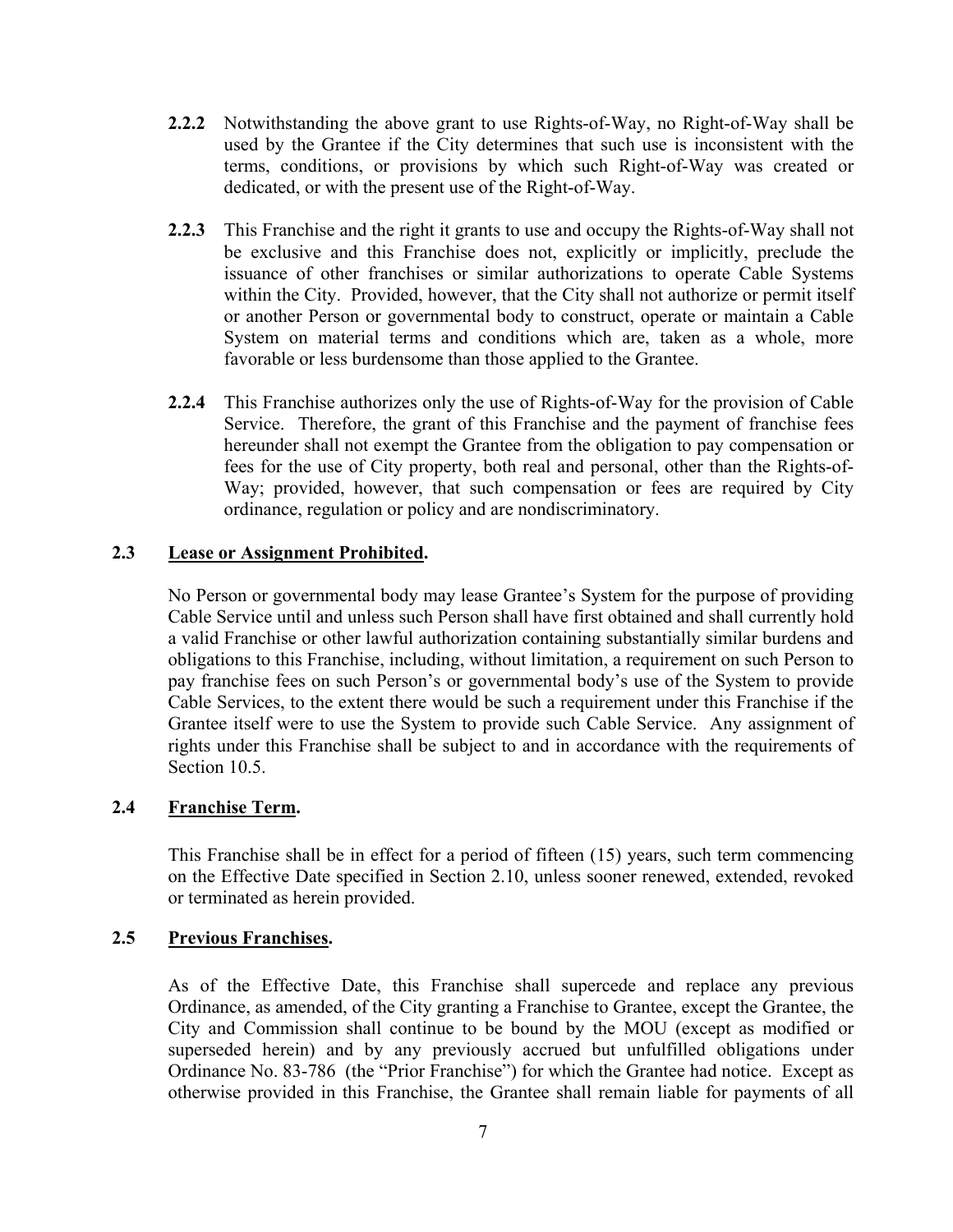**2.2.2** Notwithstanding the above grant to use Rights-of-Way, no Right-of-Way shall be used by the Grantee if the City determines that such use is inconsistent with the terms, conditions, or provisions by which such Right-of-Way was created or dedicated, or with the present use of the Right-of-Way.

**2.2.3** This Franchise and the right it grants to use and occupy the Rights-of-Way shall not be exclusive and this Franchise does not, explicitly or implicitly, preclude the issuance of other franchises or similar authorizations to operate Cable Systems within the City. Provided, however, that the City shall not authorize or permit itself or another Person or governmental body to construct, operate or maintain a Cable System on material terms and conditions which are, taken as a whole, more favorable or less burdensome than those applied to the Grantee.

**2.2.4** This Franchise authorizes only the use of Rights-of-Way for the provision of Cable Service. Therefore, the grant of this Franchise and the payment of franchise fees hereunder shall not exempt the Grantee from the obligation to pay compensation or fees for the use of City property, both real and personal, other than the Rights-of-Way; provided, however, that such compensation or fees are required by City ordinance, regulation or policy and are nondiscriminatory.

**2.3 Lease or Assignment Prohibited.**

No Person or governmental body may lease Grantee's System for the purpose of providing Cable Service until and unless such Person shall have first obtained and shall currently hold a valid Franchise or other lawful authorization containing substantially similar burdens and obligations to this Franchise, including, without limitation, a requirement on such Person to pay franchise fees on such Person's or governmental body's use of the System to provide Cable Services, to the extent there would be such a requirement under this Franchise if the Grantee itself were to use the System to provide such Cable Service. Any assignment of rights under this Franchise shall be subject to and in accordance with the requirements of Section 10.5.

**2.4 Franchise Term.**

This Franchise shall be in effect for a period of fifteen (15) years, such term commencing on the Effective Date specified in Section 2.10, unless sooner renewed, extended, revoked or terminated as herein provided.

**2.5 Previous Franchises.**

As of the Effective Date, this Franchise shall supercede and replace any previous Ordinance, as amended, of the City granting a Franchise to Grantee, except the Grantee, the City and Commission shall continue to be bound by the MOU (except as modified or superseded herein) and by any previously accrued but unfulfilled obligations under Ordinance No. 83-786 (the "Prior Franchise") for which the Grantee had notice. Except as otherwise provided in this Franchise, the Grantee shall remain liable for payments of all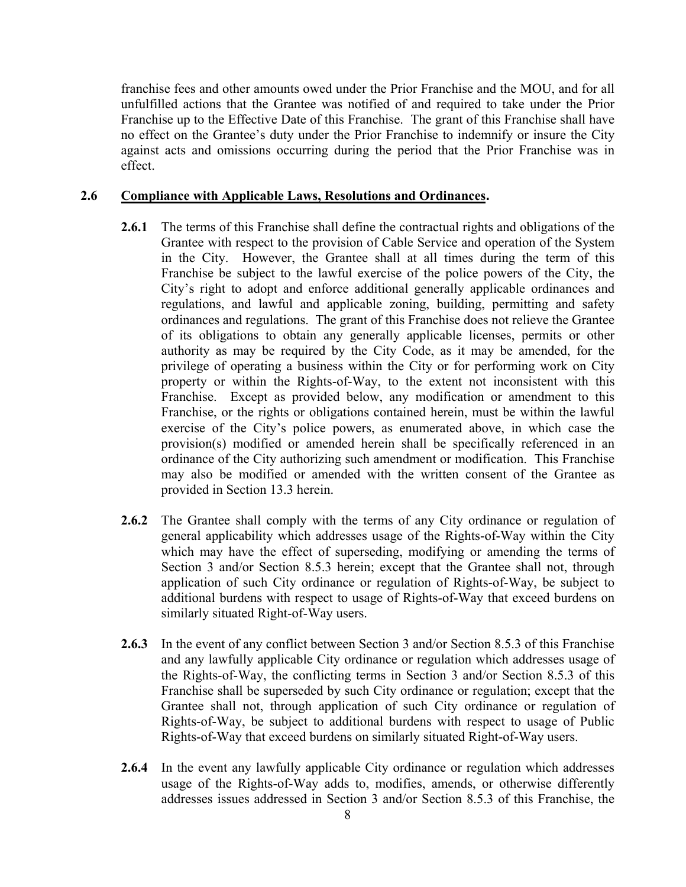franchise fees and other amounts owed under the Prior Franchise and the MOU, and for all unfulfilled actions that the Grantee was notified of and required to take under the Prior Franchise up to the Effective Date of this Franchise. The grant of this Franchise shall have no effect on the Grantee's duty under the Prior Franchise to indemnify or insure the City against acts and omissions occurring during the period that the Prior Franchise was in effect.

**2.6 <u>Compliance with Applicable Laws, Resolutions and Ordinances</u>.**

**2.6.1** The terms of this Franchise shall define the contractual rights and obligations of the Grantee with respect to the provision of Cable Service and operation of the System in the City. However, the Grantee shall at all times during the term of this Franchise be subject to the lawful exercise of the police powers of the City, the City's right to adopt and enforce additional generally applicable ordinances and regulations, and lawful and applicable zoning, building, permitting and safety ordinances and regulations. The grant of this Franchise does not relieve the Grantee of its obligations to obtain any generally applicable licenses, permits or other authority as may be required by the City Code, as it may be amended, for the privilege of operating a business within the City or for performing work on City property or within the Rights-of-Way, to the extent not inconsistent with this Franchise. Except as provided below, any modification or amendment to this Franchise, or the rights or obligations contained herein, must be within the lawful exercise of the City's police powers, as enumerated above, in which case the provision(s) modified or amended herein shall be specifically referenced in an ordinance of the City authorizing such amendment or modification. This Franchise may also be modified or amended with the written consent of the Grantee as provided in Section 13.3 herein.

**2.6.2** The Grantee shall comply with the terms of any City ordinance or regulation of general applicability which addresses usage of the Rights-of-Way within the City which may have the effect of superseding, modifying or amending the terms of Section 3 and/or Section 8.5.3 herein; except that the Grantee shall not, through application of such City ordinance or regulation of Rights-of-Way, be subject to additional burdens with respect to usage of Rights-of-Way that exceed burdens on similarly situated Right-of-Way users.

**2.6.3** In the event of any conflict between Section 3 and/or Section 8.5.3 of this Franchise and any lawfully applicable City ordinance or regulation which addresses usage of the Rights-of-Way, the conflicting terms in Section 3 and/or Section 8.5.3 of this Franchise shall be superseded by such City ordinance or regulation; except that the Grantee shall not, through application of such City ordinance or regulation of Rights-of-Way, be subject to additional burdens with respect to usage of Public Rights-of-Way that exceed burdens on similarly situated Right-of-Way users.

**2.6.4** In the event any lawfully applicable City ordinance or regulation which addresses usage of the Rights-of-Way adds to, modifies, amends, or otherwise differently addresses issues addressed in Section 3 and/or Section 8.5.3 of this Franchise, the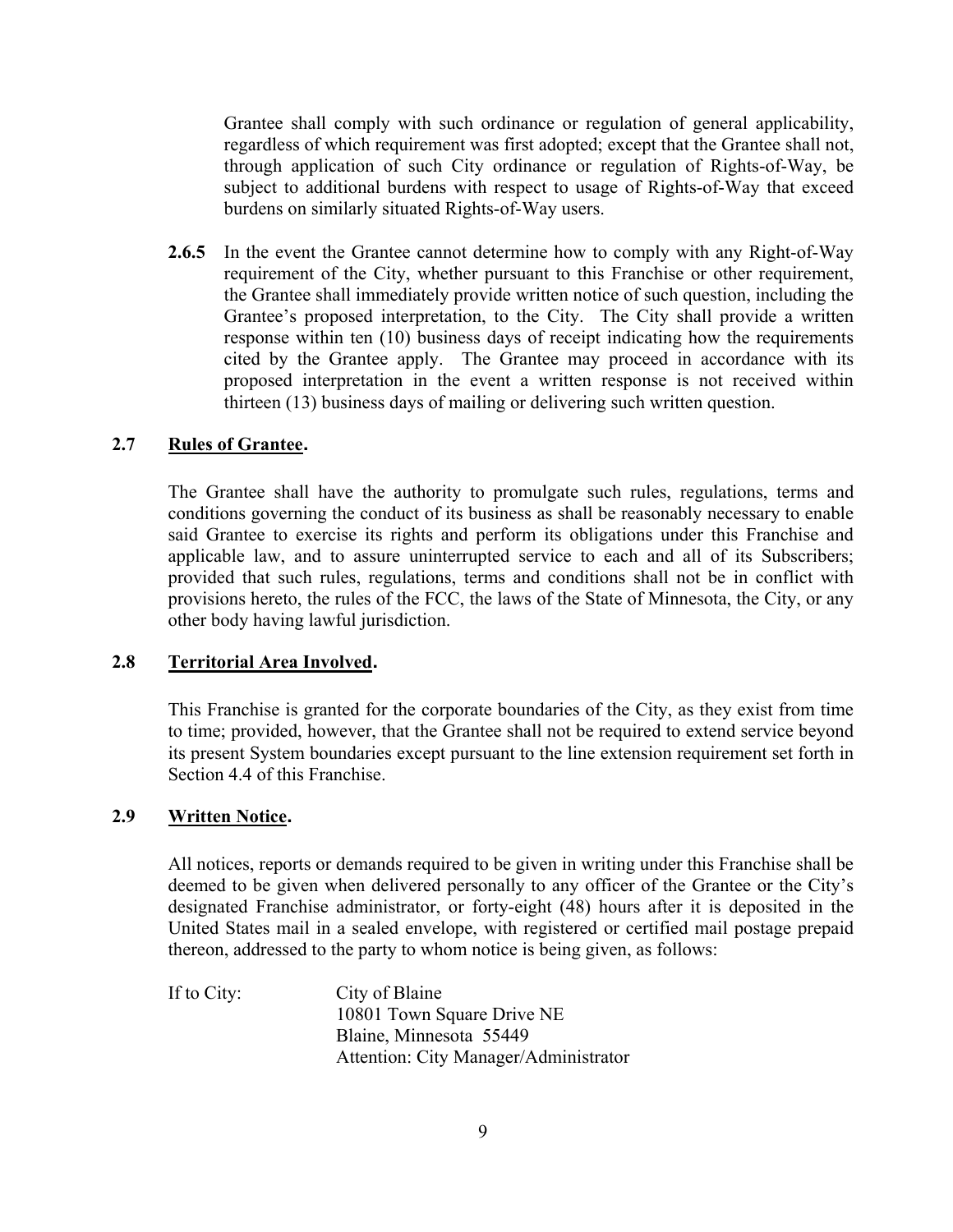Grantee shall comply with such ordinance or regulation of general applicability, regardless of which requirement was first adopted; except that the Grantee shall not, through application of such City ordinance or regulation of Rights-of-Way, be subject to additional burdens with respect to usage of Rights-of-Way that exceed burdens on similarly situated Rights-of-Way users.

**2.6.5** In the event the Grantee cannot determine how to comply with any Right-of-Way requirement of the City, whether pursuant to this Franchise or other requirement, the Grantee shall immediately provide written notice of such question, including the Grantee's proposed interpretation, to the City. The City shall provide a written response within ten (10) business days of receipt indicating how the requirements cited by the Grantee apply. The Grantee may proceed in accordance with its proposed interpretation in the event a written response is not received within thirteen (13) business days of mailing or delivering such written question.

**2.7 Rules of Grantee.**

The Grantee shall have the authority to promulgate such rules, regulations, terms and conditions governing the conduct of its business as shall be reasonably necessary to enable said Grantee to exercise its rights and perform its obligations under this Franchise and applicable law, and to assure uninterrupted service to each and all of its Subscribers; provided that such rules, regulations, terms and conditions shall not be in conflict with provisions hereto, the rules of the FCC, the laws of the State of Minnesota, the City, or any other body having lawful jurisdiction.

**2.8 Territorial Area Involved.**

This Franchise is granted for the corporate boundaries of the City, as they exist from time to time; provided, however, that the Grantee shall not be required to extend service beyond its present System boundaries except pursuant to the line extension requirement set forth in Section 4.4 of this Franchise.

**2.9 Written Notice.**

All notices, reports or demands required to be given in writing under this Franchise shall be deemed to be given when delivered personally to any officer of the Grantee or the City's designated Franchise administrator, or forty-eight (48) hours after it is deposited in the United States mail in a sealed envelope, with registered or certified mail postage prepaid thereon, addressed to the party to whom notice is being given, as follows:

If to City: City of Blaine
10801 Town Square Drive NE
Blaine, Minnesota 55449
Attention: City Manager/Administrator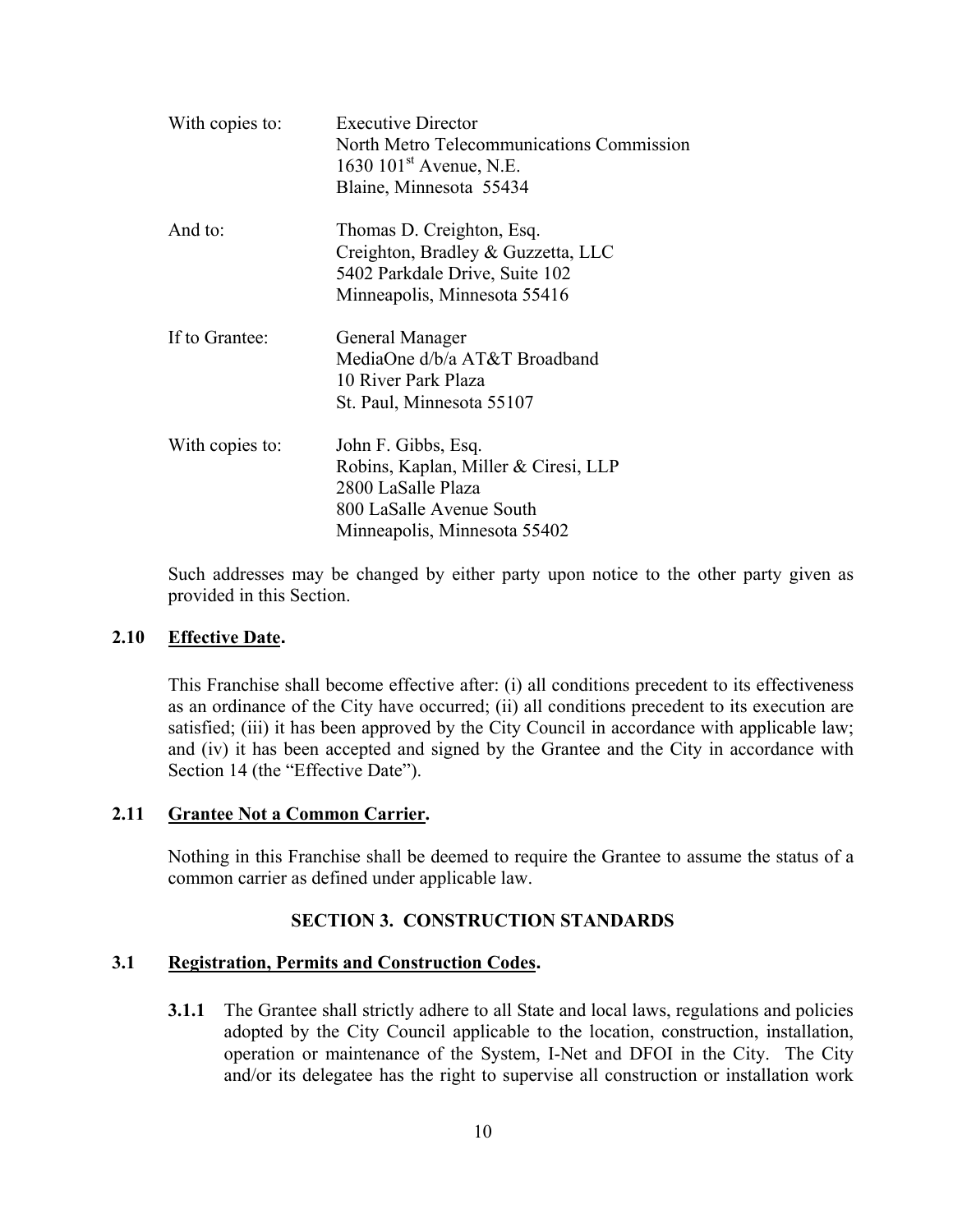With copies to: Executive Director
North Metro Telecommunications Commission
1630 101st Avenue, N.E.
Blaine, Minnesota 55434

And to: Thomas D. Creighton, Esq.
Creighton, Bradley & Guzzetta, LLC
5402 Parkdale Drive, Suite 102
Minneapolis, Minnesota 55416

If to Grantee: General Manager
MediaOne d/b/a AT&T Broadband
10 River Park Plaza
St. Paul, Minnesota 55107

With copies to: John F. Gibbs, Esq.
Robins, Kaplan, Miller & Ciresi, LLP
2800 LaSalle Plaza
800 LaSalle Avenue South
Minneapolis, Minnesota 55402

Such addresses may be changed by either party upon notice to the other party given as provided in this Section.

**2.10 Effective Date.**

This Franchise shall become effective after: (i) all conditions precedent to its effectiveness as an ordinance of the City have occurred; (ii) all conditions precedent to its execution are satisfied; (iii) it has been approved by the City Council in accordance with applicable law; and (iv) it has been accepted and signed by the Grantee and the City in accordance with Section 14 (the "Effective Date").

**2.11 Grantee Not a Common Carrier.**

Nothing in this Franchise shall be deemed to require the Grantee to assume the status of a common carrier as defined under applicable law.

## SECTION 3. CONSTRUCTION STANDARDS

**3.1 Registration, Permits and Construction Codes.**

**3.1.1** The Grantee shall strictly adhere to all State and local laws, regulations and policies adopted by the City Council applicable to the location, construction, installation, operation or maintenance of the System, I-Net and DFOI in the City. The City and/or its delegatee has the right to supervise all construction or installation work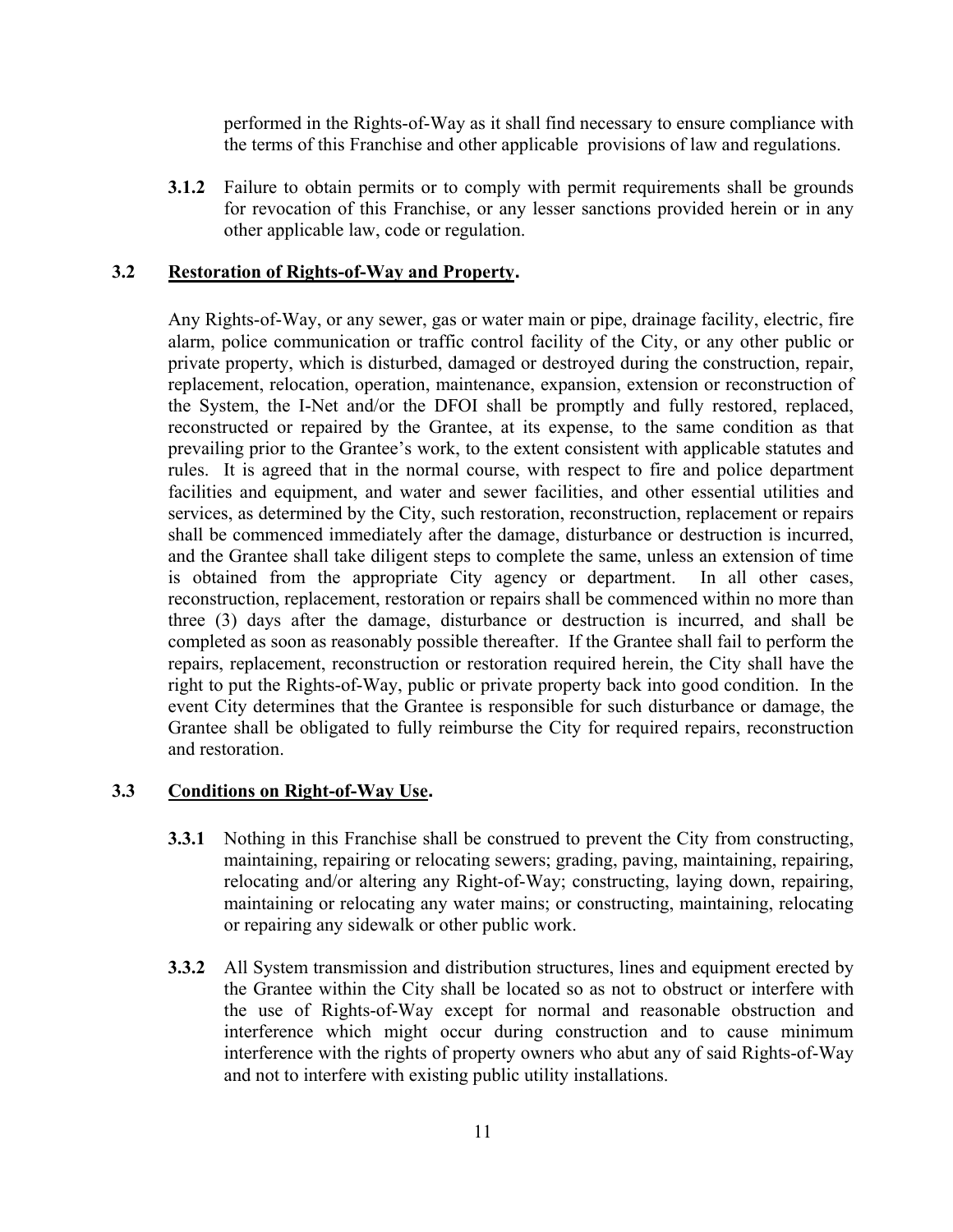performed in the Rights-of-Way as it shall find necessary to ensure compliance with the terms of this Franchise and other applicable provisions of law and regulations.

**3.1.2** Failure to obtain permits or to comply with permit requirements shall be grounds for revocation of this Franchise, or any lesser sanctions provided herein or in any other applicable law, code or regulation.

### 3.2 <u>Restoration of Rights-of-Way and Property</u>.

Any Rights-of-Way, or any sewer, gas or water main or pipe, drainage facility, electric, fire alarm, police communication or traffic control facility of the City, or any other public or private property, which is disturbed, damaged or destroyed during the construction, repair, replacement, relocation, operation, maintenance, expansion, extension or reconstruction of the System, the I-Net and/or the DFOI shall be promptly and fully restored, replaced, reconstructed or repaired by the Grantee, at its expense, to the same condition as that prevailing prior to the Grantee's work, to the extent consistent with applicable statutes and rules. It is agreed that in the normal course, with respect to fire and police department facilities and equipment, and water and sewer facilities, and other essential utilities and services, as determined by the City, such restoration, reconstruction, replacement or repairs shall be commenced immediately after the damage, disturbance or destruction is incurred, and the Grantee shall take diligent steps to complete the same, unless an extension of time is obtained from the appropriate City agency or department. In all other cases, reconstruction, replacement, restoration or repairs shall be commenced within no more than three (3) days after the damage, disturbance or destruction is incurred, and shall be completed as soon as reasonably possible thereafter. If the Grantee shall fail to perform the repairs, replacement, reconstruction or restoration required herein, the City shall have the right to put the Rights-of-Way, public or private property back into good condition. In the event City determines that the Grantee is responsible for such disturbance or damage, the Grantee shall be obligated to fully reimburse the City for required repairs, reconstruction and restoration.

### 3.3 <u>Conditions on Right-of-Way Use</u>.

**3.3.1** Nothing in this Franchise shall be construed to prevent the City from constructing, maintaining, repairing or relocating sewers; grading, paving, maintaining, repairing, relocating and/or altering any Right-of-Way; constructing, laying down, repairing, maintaining or relocating any water mains; or constructing, maintaining, relocating or repairing any sidewalk or other public work.

**3.3.2** All System transmission and distribution structures, lines and equipment erected by the Grantee within the City shall be located so as not to obstruct or interfere with the use of Rights-of-Way except for normal and reasonable obstruction and interference which might occur during construction and to cause minimum interference with the rights of property owners who abut any of said Rights-of-Way and not to interfere with existing public utility installations.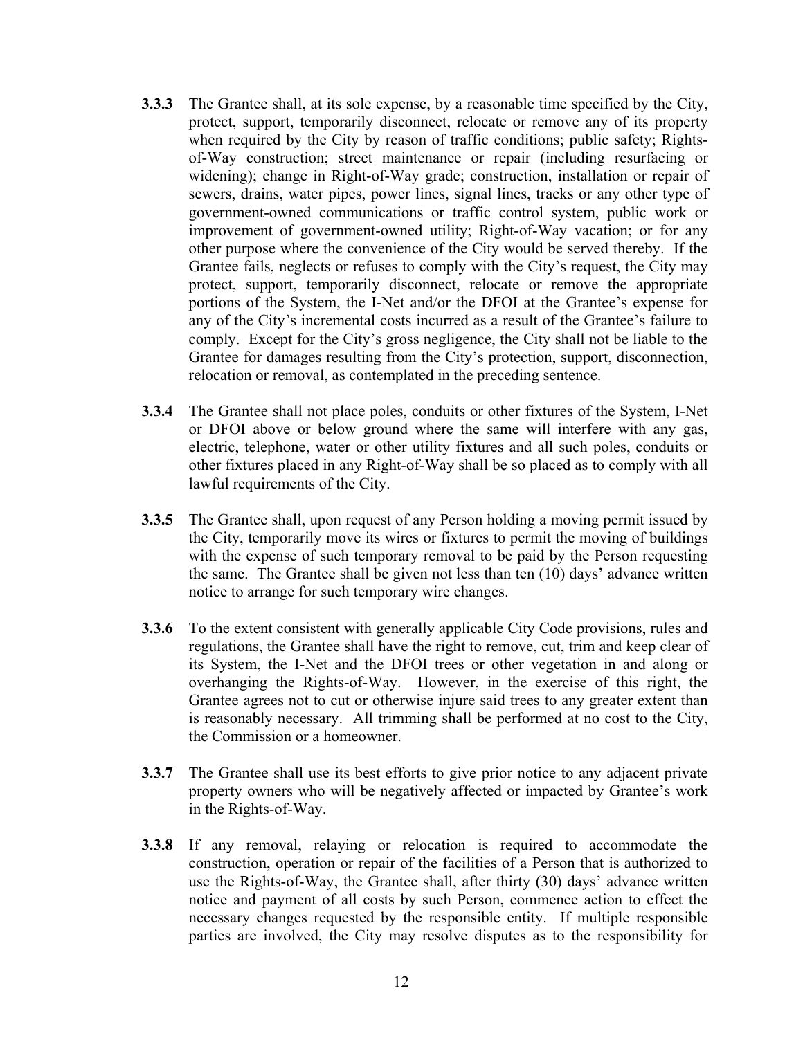**3.3.3** The Grantee shall, at its sole expense, by a reasonable time specified by the City, protect, support, temporarily disconnect, relocate or remove any of its property when required by the City by reason of traffic conditions; public safety; Rights-of-Way construction; street maintenance or repair (including resurfacing or widening); change in Right-of-Way grade; construction, installation or repair of sewers, drains, water pipes, power lines, signal lines, tracks or any other type of government-owned communications or traffic control system, public work or improvement of government-owned utility; Right-of-Way vacation; or for any other purpose where the convenience of the City would be served thereby. If the Grantee fails, neglects or refuses to comply with the City's request, the City may protect, support, temporarily disconnect, relocate or remove the appropriate portions of the System, the I-Net and/or the DFOI at the Grantee's expense for any of the City's incremental costs incurred as a result of the Grantee's failure to comply. Except for the City's gross negligence, the City shall not be liable to the Grantee for damages resulting from the City's protection, support, disconnection, relocation or removal, as contemplated in the preceding sentence.

**3.3.4** The Grantee shall not place poles, conduits or other fixtures of the System, I-Net or DFOI above or below ground where the same will interfere with any gas, electric, telephone, water or other utility fixtures and all such poles, conduits or other fixtures placed in any Right-of-Way shall be so placed as to comply with all lawful requirements of the City.

**3.3.5** The Grantee shall, upon request of any Person holding a moving permit issued by the City, temporarily move its wires or fixtures to permit the moving of buildings with the expense of such temporary removal to be paid by the Person requesting the same. The Grantee shall be given not less than ten (10) days' advance written notice to arrange for such temporary wire changes.

**3.3.6** To the extent consistent with generally applicable City Code provisions, rules and regulations, the Grantee shall have the right to remove, cut, trim and keep clear of its System, the I-Net and the DFOI trees or other vegetation in and along or overhanging the Rights-of-Way. However, in the exercise of this right, the Grantee agrees not to cut or otherwise injure said trees to any greater extent than is reasonably necessary. All trimming shall be performed at no cost to the City, the Commission or a homeowner.

**3.3.7** The Grantee shall use its best efforts to give prior notice to any adjacent private property owners who will be negatively affected or impacted by Grantee's work in the Rights-of-Way.

**3.3.8** If any removal, relaying or relocation is required to accommodate the construction, operation or repair of the facilities of a Person that is authorized to use the Rights-of-Way, the Grantee shall, after thirty (30) days' advance written notice and payment of all costs by such Person, commence action to effect the necessary changes requested by the responsible entity. If multiple responsible parties are involved, the City may resolve disputes as to the responsibility for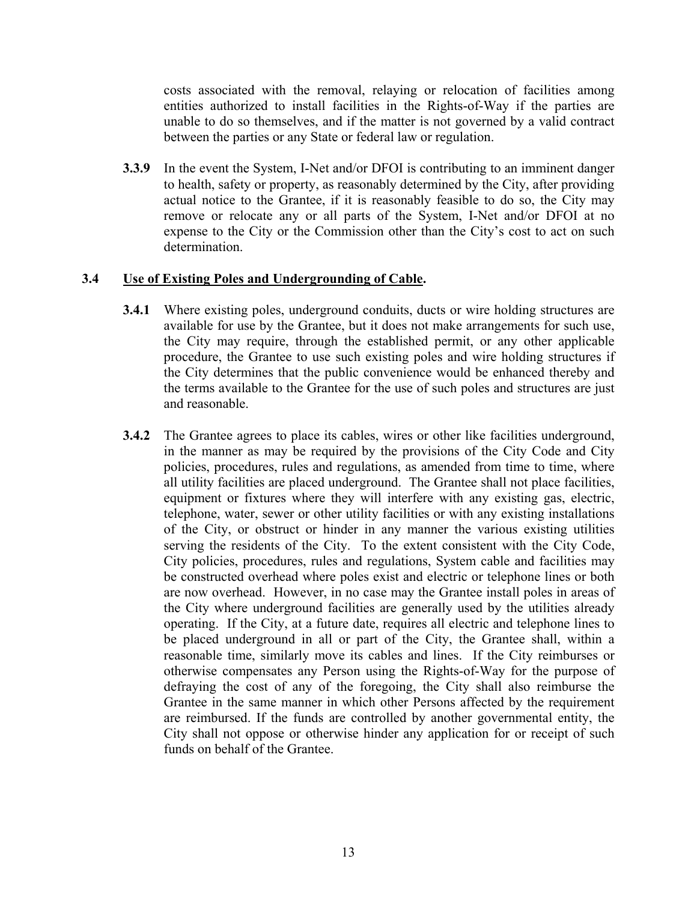costs associated with the removal, relaying or relocation of facilities among entities authorized to install facilities in the Rights-of-Way if the parties are unable to do so themselves, and if the matter is not governed by a valid contract between the parties or any State or federal law or regulation.

**3.3.9** In the event the System, I-Net and/or DFOI is contributing to an imminent danger to health, safety or property, as reasonably determined by the City, after providing actual notice to the Grantee, if it is reasonably feasible to do so, the City may remove or relocate any or all parts of the System, I-Net and/or DFOI at no expense to the City or the Commission other than the City's cost to act on such determination.

**3.4 Use of Existing Poles and Undergrounding of Cable.**

**3.4.1** Where existing poles, underground conduits, ducts or wire holding structures are available for use by the Grantee, but it does not make arrangements for such use, the City may require, through the established permit, or any other applicable procedure, the Grantee to use such existing poles and wire holding structures if the City determines that the public convenience would be enhanced thereby and the terms available to the Grantee for the use of such poles and structures are just and reasonable.

**3.4.2** The Grantee agrees to place its cables, wires or other like facilities underground, in the manner as may be required by the provisions of the City Code and City policies, procedures, rules and regulations, as amended from time to time, where all utility facilities are placed underground. The Grantee shall not place facilities, equipment or fixtures where they will interfere with any existing gas, electric, telephone, water, sewer or other utility facilities or with any existing installations of the City, or obstruct or hinder in any manner the various existing utilities serving the residents of the City. To the extent consistent with the City Code, City policies, procedures, rules and regulations, System cable and facilities may be constructed overhead where poles exist and electric or telephone lines or both are now overhead. However, in no case may the Grantee install poles in areas of the City where underground facilities are generally used by the utilities already operating. If the City, at a future date, requires all electric and telephone lines to be placed underground in all or part of the City, the Grantee shall, within a reasonable time, similarly move its cables and lines. If the City reimburses or otherwise compensates any Person using the Rights-of-Way for the purpose of defraying the cost of any of the foregoing, the City shall also reimburse the Grantee in the same manner in which other Persons affected by the requirement are reimbursed. If the funds are controlled by another governmental entity, the City shall not oppose or otherwise hinder any application for or receipt of such funds on behalf of the Grantee.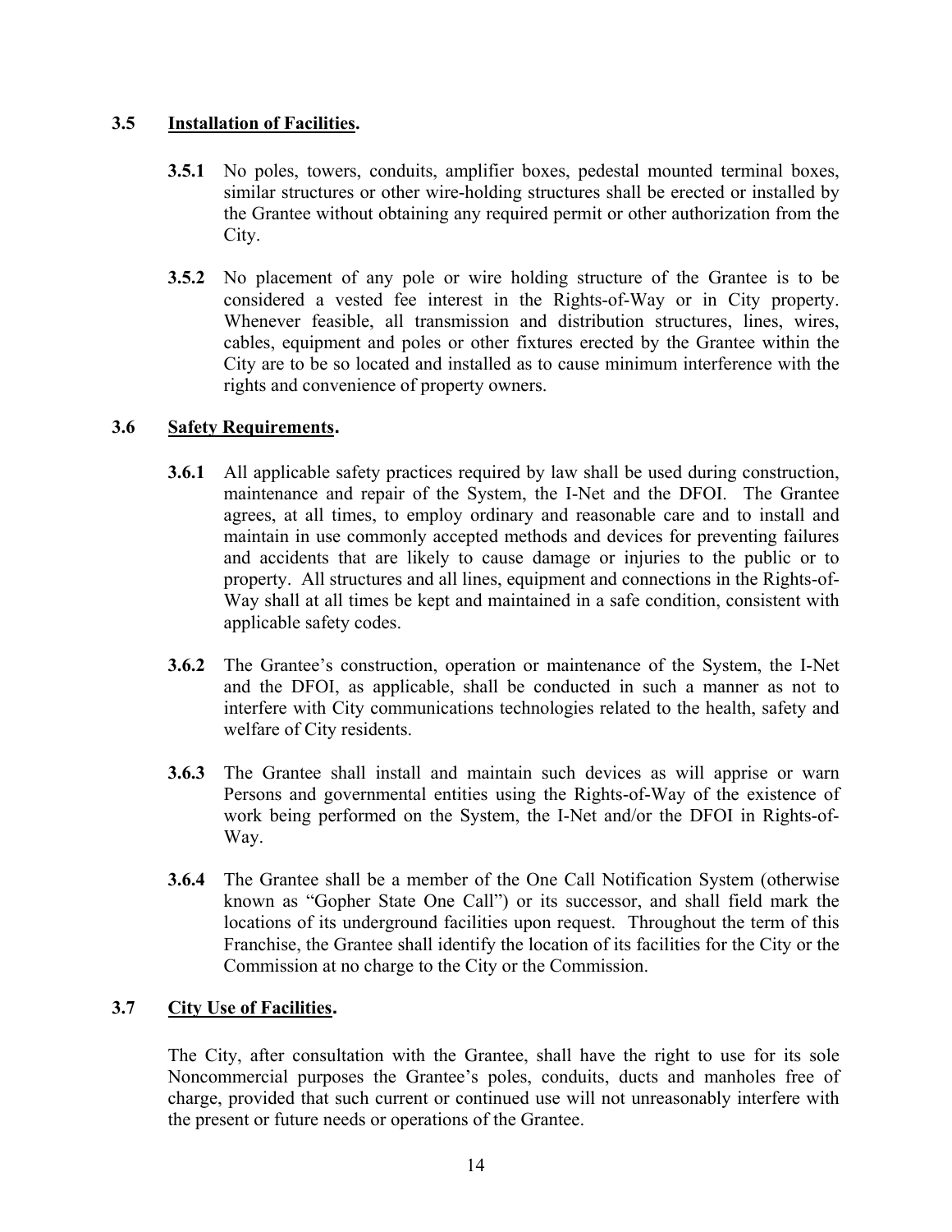### 3.5 **Installation of Facilities.**

**3.5.1** No poles, towers, conduits, amplifier boxes, pedestal mounted terminal boxes, similar structures or other wire-holding structures shall be erected or installed by the Grantee without obtaining any required permit or other authorization from the City.

**3.5.2** No placement of any pole or wire holding structure of the Grantee is to be considered a vested fee interest in the Rights-of-Way or in City property. Whenever feasible, all transmission and distribution structures, lines, wires, cables, equipment and poles or other fixtures erected by the Grantee within the City are to be so located and installed as to cause minimum interference with the rights and convenience of property owners.

### 3.6 **Safety Requirements.**

**3.6.1** All applicable safety practices required by law shall be used during construction, maintenance and repair of the System, the I-Net and the DFOI. The Grantee agrees, at all times, to employ ordinary and reasonable care and to install and maintain in use commonly accepted methods and devices for preventing failures and accidents that are likely to cause damage or injuries to the public or to property. All structures and all lines, equipment and connections in the Rights-of-Way shall at all times be kept and maintained in a safe condition, consistent with applicable safety codes.

**3.6.2** The Grantee's construction, operation or maintenance of the System, the I-Net and the DFOI, as applicable, shall be conducted in such a manner as not to interfere with City communications technologies related to the health, safety and welfare of City residents.

**3.6.3** The Grantee shall install and maintain such devices as will apprise or warn Persons and governmental entities using the Rights-of-Way of the existence of work being performed on the System, the I-Net and/or the DFOI in Rights-of-Way.

**3.6.4** The Grantee shall be a member of the One Call Notification System (otherwise known as "Gopher State One Call") or its successor, and shall field mark the locations of its underground facilities upon request. Throughout the term of this Franchise, the Grantee shall identify the location of its facilities for the City or the Commission at no charge to the City or the Commission.

### 3.7 **City Use of Facilities.**

The City, after consultation with the Grantee, shall have the right to use for its sole Noncommercial purposes the Grantee's poles, conduits, ducts and manholes free of charge, provided that such current or continued use will not unreasonably interfere with the present or future needs or operations of the Grantee.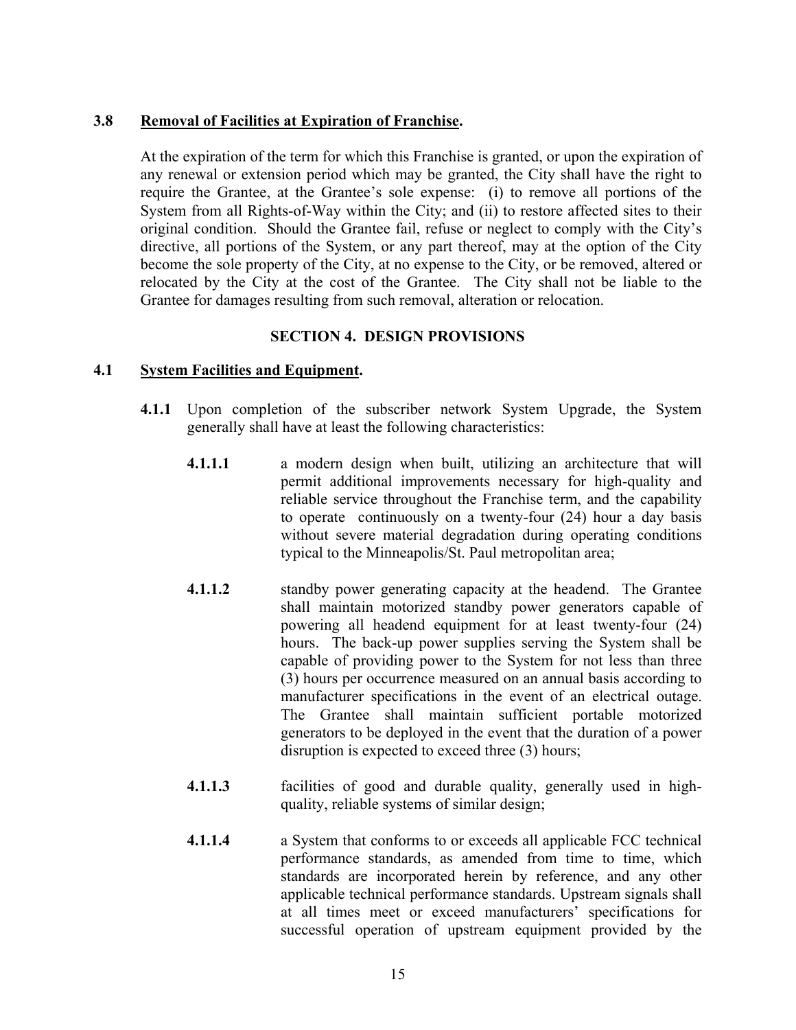### 3.8 **Removal of Facilities at Expiration of Franchise.**

At the expiration of the term for which this Franchise is granted, or upon the expiration of any renewal or extension period which may be granted, the City shall have the right to require the Grantee, at the Grantee's sole expense: (i) to remove all portions of the System from all Rights-of-Way within the City; and (ii) to restore affected sites to their original condition. Should the Grantee fail, refuse or neglect to comply with the City's directive, all portions of the System, or any part thereof, may at the option of the City become the sole property of the City, at no expense to the City, or be removed, altered or relocated by the City at the cost of the Grantee. The City shall not be liable to the Grantee for damages resulting from such removal, alteration or relocation.

## SECTION 4. DESIGN PROVISIONS

### 4.1 **System Facilities and Equipment.**

**4.1.1** Upon completion of the subscriber network System Upgrade, the System generally shall have at least the following characteristics:

**4.1.1.1** a modern design when built, utilizing an architecture that will permit additional improvements necessary for high-quality and reliable service throughout the Franchise term, and the capability to operate continuously on a twenty-four (24) hour a day basis without severe material degradation during operating conditions typical to the Minneapolis/St. Paul metropolitan area;

**4.1.1.2** standby power generating capacity at the headend. The Grantee shall maintain motorized standby power generators capable of powering all headend equipment for at least twenty-four (24) hours. The back-up power supplies serving the System shall be capable of providing power to the System for not less than three (3) hours per occurrence measured on an annual basis according to manufacturer specifications in the event of an electrical outage. The Grantee shall maintain sufficient portable motorized generators to be deployed in the event that the duration of a power disruption is expected to exceed three (3) hours;

**4.1.1.3** facilities of good and durable quality, generally used in high-quality, reliable systems of similar design;

**4.1.1.4** a System that conforms to or exceeds all applicable FCC technical performance standards, as amended from time to time, which standards are incorporated herein by reference, and any other applicable technical performance standards. Upstream signals shall at all times meet or exceed manufacturers' specifications for successful operation of upstream equipment provided by the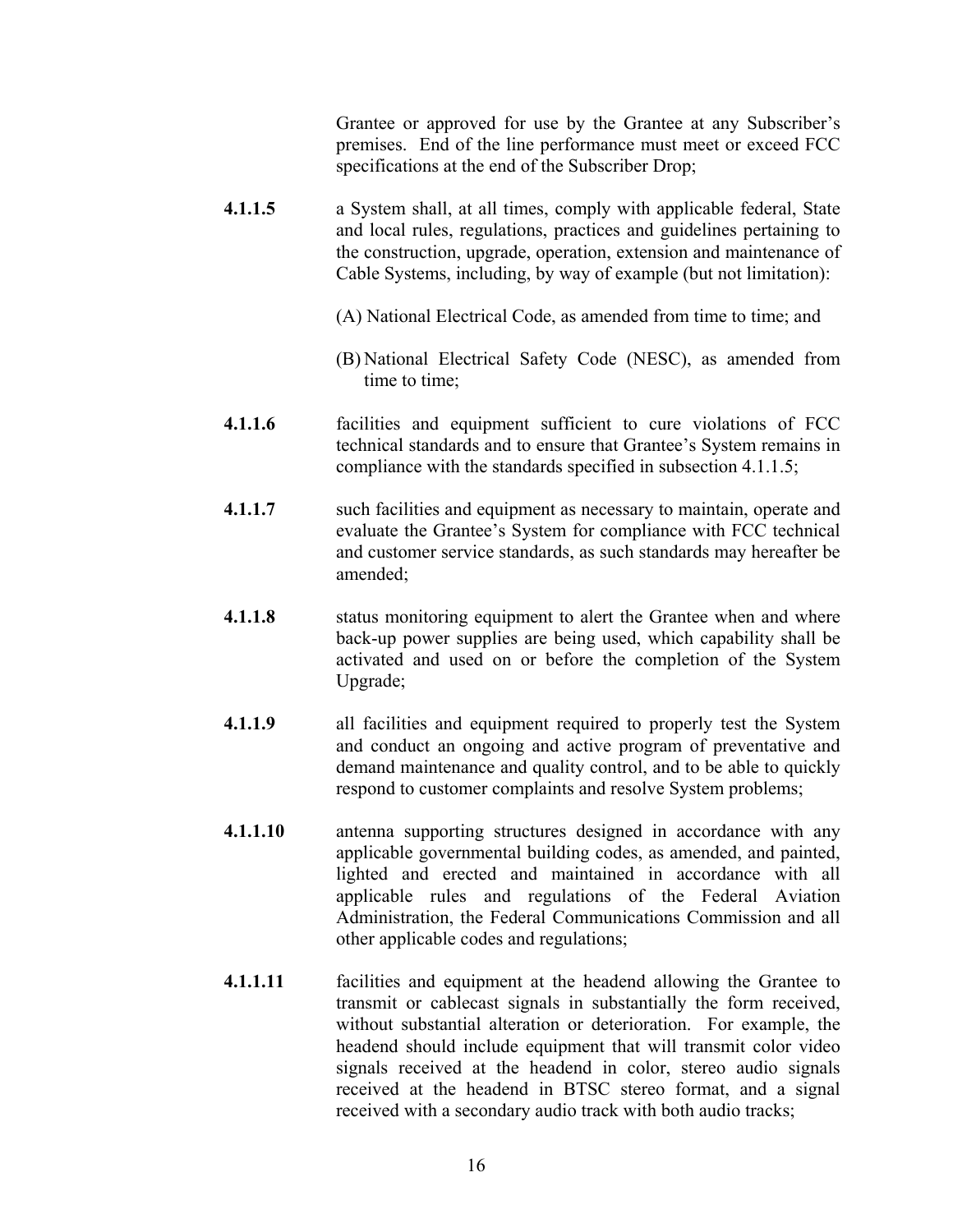Grantee or approved for use by the Grantee at any Subscriber's premises. End of the line performance must meet or exceed FCC specifications at the end of the Subscriber Drop;

**4.1.1.5** a System shall, at all times, comply with applicable federal, State and local rules, regulations, practices and guidelines pertaining to the construction, upgrade, operation, extension and maintenance of Cable Systems, including, by way of example (but not limitation):

(A) National Electrical Code, as amended from time to time; and

(B) National Electrical Safety Code (NESC), as amended from time to time;

**4.1.1.6** facilities and equipment sufficient to cure violations of FCC technical standards and to ensure that Grantee's System remains in compliance with the standards specified in subsection 4.1.1.5;

**4.1.1.7** such facilities and equipment as necessary to maintain, operate and evaluate the Grantee's System for compliance with FCC technical and customer service standards, as such standards may hereafter be amended;

**4.1.1.8** status monitoring equipment to alert the Grantee when and where back-up power supplies are being used, which capability shall be activated and used on or before the completion of the System Upgrade;

**4.1.1.9** all facilities and equipment required to properly test the System and conduct an ongoing and active program of preventative and demand maintenance and quality control, and to be able to quickly respond to customer complaints and resolve System problems;

**4.1.1.10** antenna supporting structures designed in accordance with any applicable governmental building codes, as amended, and painted, lighted and erected and maintained in accordance with all applicable rules and regulations of the Federal Aviation Administration, the Federal Communications Commission and all other applicable codes and regulations;

**4.1.1.11** facilities and equipment at the headend allowing the Grantee to transmit or cablecast signals in substantially the form received, without substantial alteration or deterioration. For example, the headend should include equipment that will transmit color video signals received at the headend in color, stereo audio signals received at the headend in BTSC stereo format, and a signal received with a secondary audio track with both audio tracks;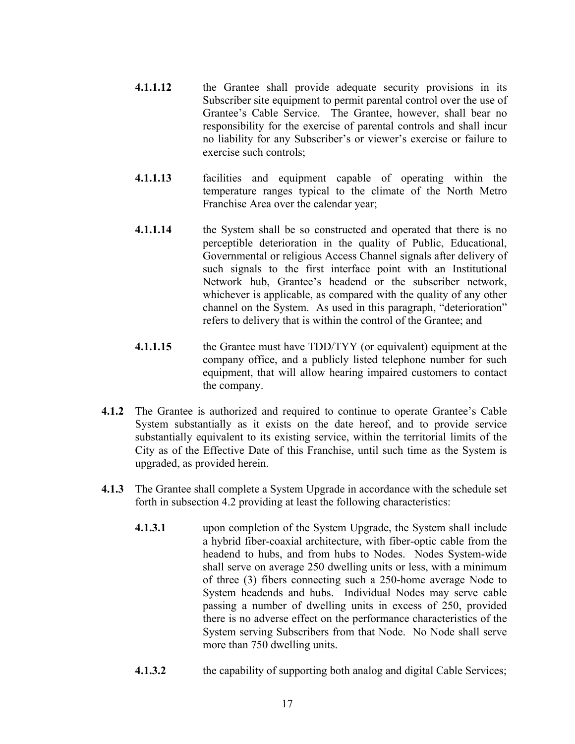**4.1.1.12** the Grantee shall provide adequate security provisions in its Subscriber site equipment to permit parental control over the use of Grantee's Cable Service. The Grantee, however, shall bear no responsibility for the exercise of parental controls and shall incur no liability for any Subscriber's or viewer's exercise or failure to exercise such controls;

**4.1.1.13** facilities and equipment capable of operating within the temperature ranges typical to the climate of the North Metro Franchise Area over the calendar year;

**4.1.1.14** the System shall be so constructed and operated that there is no perceptible deterioration in the quality of Public, Educational, Governmental or religious Access Channel signals after delivery of such signals to the first interface point with an Institutional Network hub, Grantee's headend or the subscriber network, whichever is applicable, as compared with the quality of any other channel on the System. As used in this paragraph, "deterioration" refers to delivery that is within the control of the Grantee; and

**4.1.1.15** the Grantee must have TDD/TYY (or equivalent) equipment at the company office, and a publicly listed telephone number for such equipment, that will allow hearing impaired customers to contact the company.

**4.1.2** The Grantee is authorized and required to continue to operate Grantee's Cable System substantially as it exists on the date hereof, and to provide service substantially equivalent to its existing service, within the territorial limits of the City as of the Effective Date of this Franchise, until such time as the System is upgraded, as provided herein.

**4.1.3** The Grantee shall complete a System Upgrade in accordance with the schedule set forth in subsection 4.2 providing at least the following characteristics:

**4.1.3.1** upon completion of the System Upgrade, the System shall include a hybrid fiber-coaxial architecture, with fiber-optic cable from the headend to hubs, and from hubs to Nodes. Nodes System-wide shall serve on average 250 dwelling units or less, with a minimum of three (3) fibers connecting such a 250-home average Node to System headends and hubs. Individual Nodes may serve cable passing a number of dwelling units in excess of 250, provided there is no adverse effect on the performance characteristics of the System serving Subscribers from that Node. No Node shall serve more than 750 dwelling units.

**4.1.3.2** the capability of supporting both analog and digital Cable Services;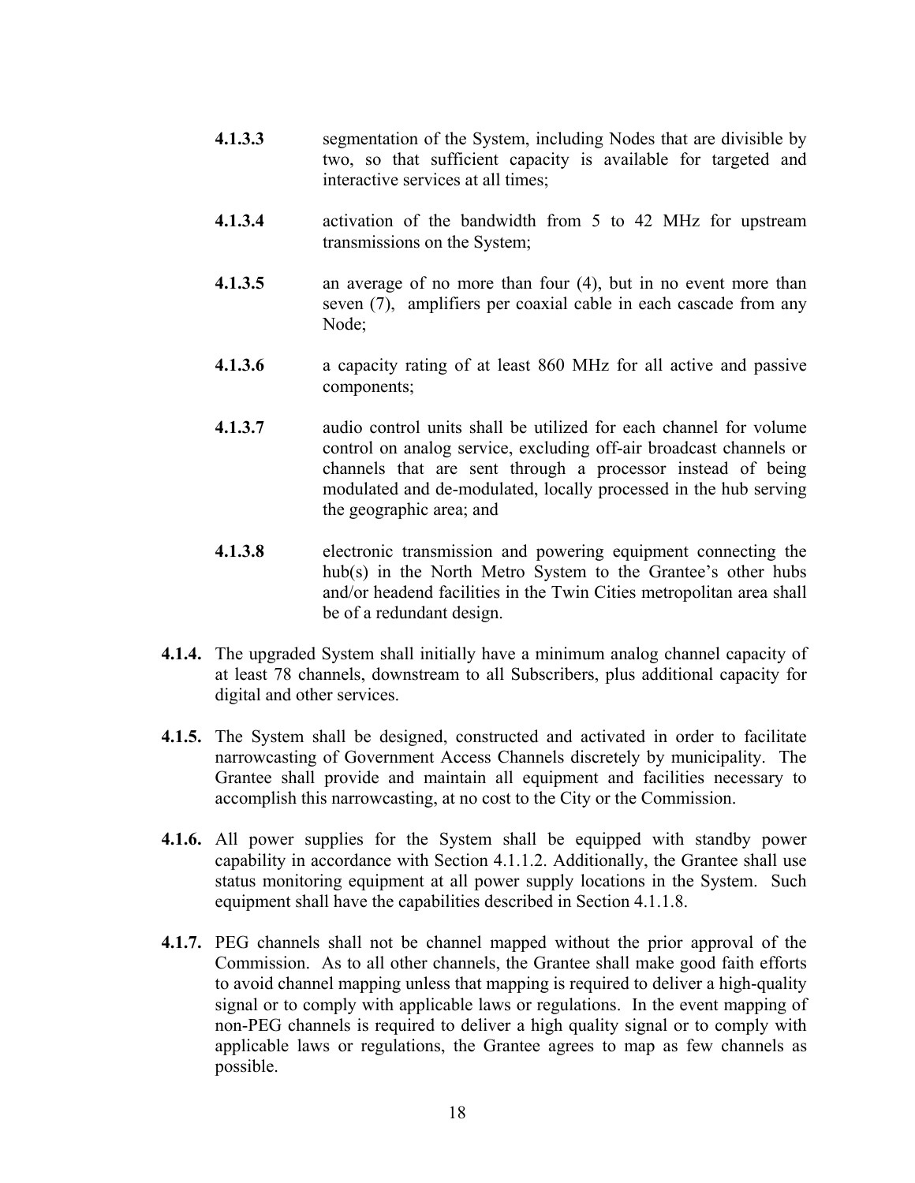**4.1.3.3** segmentation of the System, including Nodes that are divisible by two, so that sufficient capacity is available for targeted and interactive services at all times;

**4.1.3.4** activation of the bandwidth from 5 to 42 MHz for upstream transmissions on the System;

**4.1.3.5** an average of no more than four (4), but in no event more than seven (7), amplifiers per coaxial cable in each cascade from any Node;

**4.1.3.6** a capacity rating of at least 860 MHz for all active and passive components;

**4.1.3.7** audio control units shall be utilized for each channel for volume control on analog service, excluding off-air broadcast channels or channels that are sent through a processor instead of being modulated and de-modulated, locally processed in the hub serving the geographic area; and

**4.1.3.8** electronic transmission and powering equipment connecting the hub(s) in the North Metro System to the Grantee's other hubs and/or headend facilities in the Twin Cities metropolitan area shall be of a redundant design.

**4.1.4.** The upgraded System shall initially have a minimum analog channel capacity of at least 78 channels, downstream to all Subscribers, plus additional capacity for digital and other services.

**4.1.5.** The System shall be designed, constructed and activated in order to facilitate narrowcasting of Government Access Channels discretely by municipality. The Grantee shall provide and maintain all equipment and facilities necessary to accomplish this narrowcasting, at no cost to the City or the Commission.

**4.1.6.** All power supplies for the System shall be equipped with standby power capability in accordance with Section 4.1.1.2. Additionally, the Grantee shall use status monitoring equipment at all power supply locations in the System. Such equipment shall have the capabilities described in Section 4.1.1.8.

**4.1.7.** PEG channels shall not be channel mapped without the prior approval of the Commission. As to all other channels, the Grantee shall make good faith efforts to avoid channel mapping unless that mapping is required to deliver a high-quality signal or to comply with applicable laws or regulations. In the event mapping of non-PEG channels is required to deliver a high quality signal or to comply with applicable laws or regulations, the Grantee agrees to map as few channels as possible.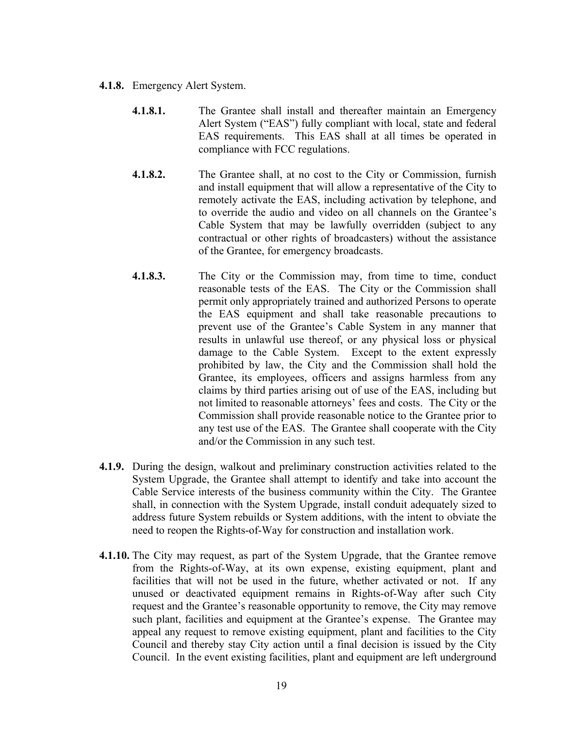**4.1.8.** Emergency Alert System.

**4.1.8.1.** The Grantee shall install and thereafter maintain an Emergency Alert System ("EAS") fully compliant with local, state and federal EAS requirements. This EAS shall at all times be operated in compliance with FCC regulations.

**4.1.8.2.** The Grantee shall, at no cost to the City or Commission, furnish and install equipment that will allow a representative of the City to remotely activate the EAS, including activation by telephone, and to override the audio and video on all channels on the Grantee's Cable System that may be lawfully overridden (subject to any contractual or other rights of broadcasters) without the assistance of the Grantee, for emergency broadcasts.

**4.1.8.3.** The City or the Commission may, from time to time, conduct reasonable tests of the EAS. The City or the Commission shall permit only appropriately trained and authorized Persons to operate the EAS equipment and shall take reasonable precautions to prevent use of the Grantee's Cable System in any manner that results in unlawful use thereof, or any physical loss or physical damage to the Cable System. Except to the extent expressly prohibited by law, the City and the Commission shall hold the Grantee, its employees, officers and assigns harmless from any claims by third parties arising out of use of the EAS, including but not limited to reasonable attorneys' fees and costs. The City or the Commission shall provide reasonable notice to the Grantee prior to any test use of the EAS. The Grantee shall cooperate with the City and/or the Commission in any such test.

**4.1.9.** During the design, walkout and preliminary construction activities related to the System Upgrade, the Grantee shall attempt to identify and take into account the Cable Service interests of the business community within the City. The Grantee shall, in connection with the System Upgrade, install conduit adequately sized to address future System rebuilds or System additions, with the intent to obviate the need to reopen the Rights-of-Way for construction and installation work.

**4.1.10.** The City may request, as part of the System Upgrade, that the Grantee remove from the Rights-of-Way, at its own expense, existing equipment, plant and facilities that will not be used in the future, whether activated or not. If any unused or deactivated equipment remains in Rights-of-Way after such City request and the Grantee's reasonable opportunity to remove, the City may remove such plant, facilities and equipment at the Grantee's expense. The Grantee may appeal any request to remove existing equipment, plant and facilities to the City Council and thereby stay City action until a final decision is issued by the City Council. In the event existing facilities, plant and equipment are left underground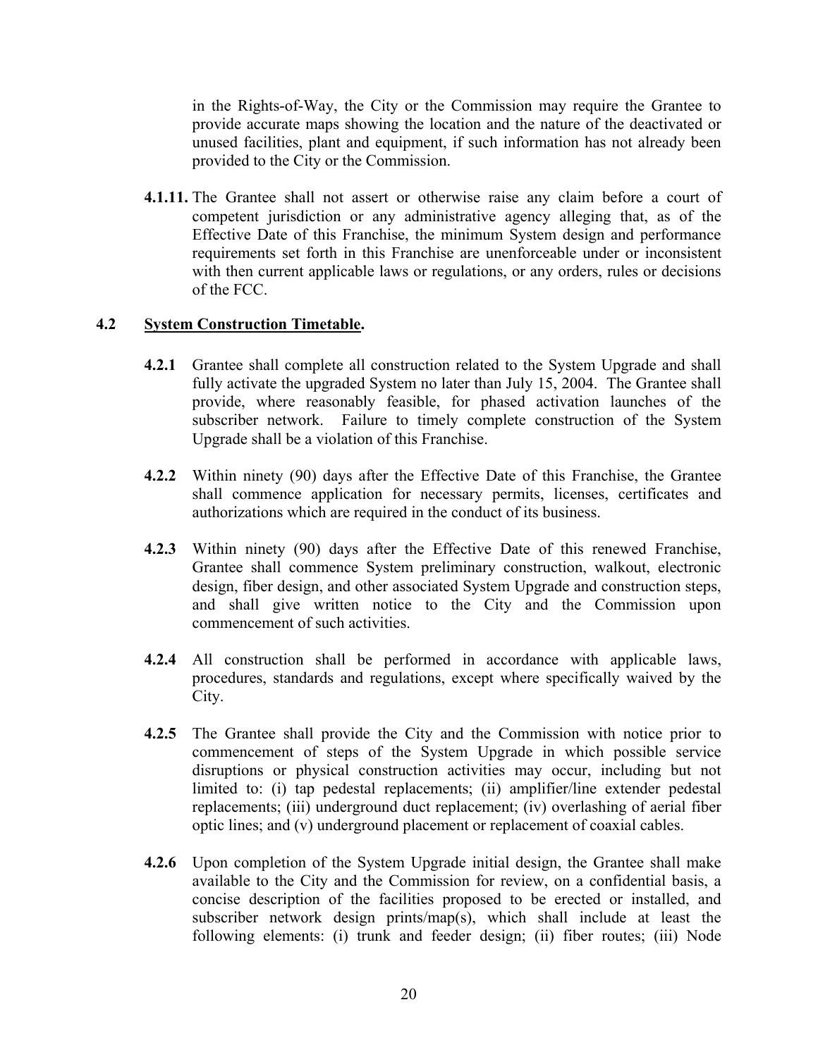in the Rights-of-Way, the City or the Commission may require the Grantee to provide accurate maps showing the location and the nature of the deactivated or unused facilities, plant and equipment, if such information has not already been provided to the City or the Commission.

**4.1.11.** The Grantee shall not assert or otherwise raise any claim before a court of competent jurisdiction or any administrative agency alleging that, as of the Effective Date of this Franchise, the minimum System design and performance requirements set forth in this Franchise are unenforceable under or inconsistent with then current applicable laws or regulations, or any orders, rules or decisions of the FCC.

### 4.2 System Construction Timetable.

**4.2.1** Grantee shall complete all construction related to the System Upgrade and shall fully activate the upgraded System no later than July 15, 2004. The Grantee shall provide, where reasonably feasible, for phased activation launches of the subscriber network. Failure to timely complete construction of the System Upgrade shall be a violation of this Franchise.

**4.2.2** Within ninety (90) days after the Effective Date of this Franchise, the Grantee shall commence application for necessary permits, licenses, certificates and authorizations which are required in the conduct of its business.

**4.2.3** Within ninety (90) days after the Effective Date of this renewed Franchise, Grantee shall commence System preliminary construction, walkout, electronic design, fiber design, and other associated System Upgrade and construction steps, and shall give written notice to the City and the Commission upon commencement of such activities.

**4.2.4** All construction shall be performed in accordance with applicable laws, procedures, standards and regulations, except where specifically waived by the City.

**4.2.5** The Grantee shall provide the City and the Commission with notice prior to commencement of steps of the System Upgrade in which possible service disruptions or physical construction activities may occur, including but not limited to: (i) tap pedestal replacements; (ii) amplifier/line extender pedestal replacements; (iii) underground duct replacement; (iv) overlashing of aerial fiber optic lines; and (v) underground placement or replacement of coaxial cables.

**4.2.6** Upon completion of the System Upgrade initial design, the Grantee shall make available to the City and the Commission for review, on a confidential basis, a concise description of the facilities proposed to be erected or installed, and subscriber network design prints/map(s), which shall include at least the following elements: (i) trunk and feeder design; (ii) fiber routes; (iii) Node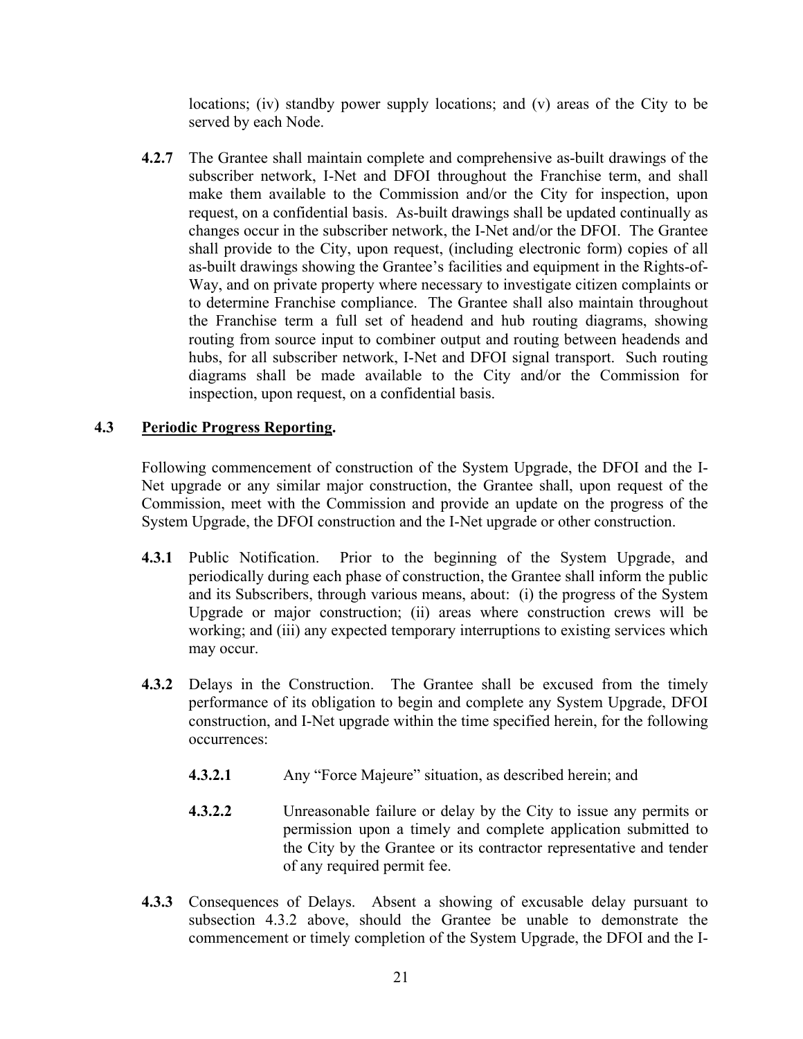locations; (iv) standby power supply locations; and (v) areas of the City to be served by each Node.

**4.2.7** The Grantee shall maintain complete and comprehensive as-built drawings of the subscriber network, I-Net and DFOI throughout the Franchise term, and shall make them available to the Commission and/or the City for inspection, upon request, on a confidential basis. As-built drawings shall be updated continually as changes occur in the subscriber network, the I-Net and/or the DFOI. The Grantee shall provide to the City, upon request, (including electronic form) copies of all as-built drawings showing the Grantee's facilities and equipment in the Rights-of-Way, and on private property where necessary to investigate citizen complaints or to determine Franchise compliance. The Grantee shall also maintain throughout the Franchise term a full set of headend and hub routing diagrams, showing routing from source input to combiner output and routing between headends and hubs, for all subscriber network, I-Net and DFOI signal transport. Such routing diagrams shall be made available to the City and/or the Commission for inspection, upon request, on a confidential basis.

**4.3** **Periodic Progress Reporting.**

Following commencement of construction of the System Upgrade, the DFOI and the I-Net upgrade or any similar major construction, the Grantee shall, upon request of the Commission, meet with the Commission and provide an update on the progress of the System Upgrade, the DFOI construction and the I-Net upgrade or other construction.

**4.3.1** Public Notification. Prior to the beginning of the System Upgrade, and periodically during each phase of construction, the Grantee shall inform the public and its Subscribers, through various means, about: (i) the progress of the System Upgrade or major construction; (ii) areas where construction crews will be working; and (iii) any expected temporary interruptions to existing services which may occur.

**4.3.2** Delays in the Construction. The Grantee shall be excused from the timely performance of its obligation to begin and complete any System Upgrade, DFOI construction, and I-Net upgrade within the time specified herein, for the following occurrences:

**4.3.2.1** Any "Force Majeure" situation, as described herein; and

**4.3.2.2** Unreasonable failure or delay by the City to issue any permits or permission upon a timely and complete application submitted to the City by the Grantee or its contractor representative and tender of any required permit fee.

**4.3.3** Consequences of Delays. Absent a showing of excusable delay pursuant to subsection 4.3.2 above, should the Grantee be unable to demonstrate the commencement or timely completion of the System Upgrade, the DFOI and the I-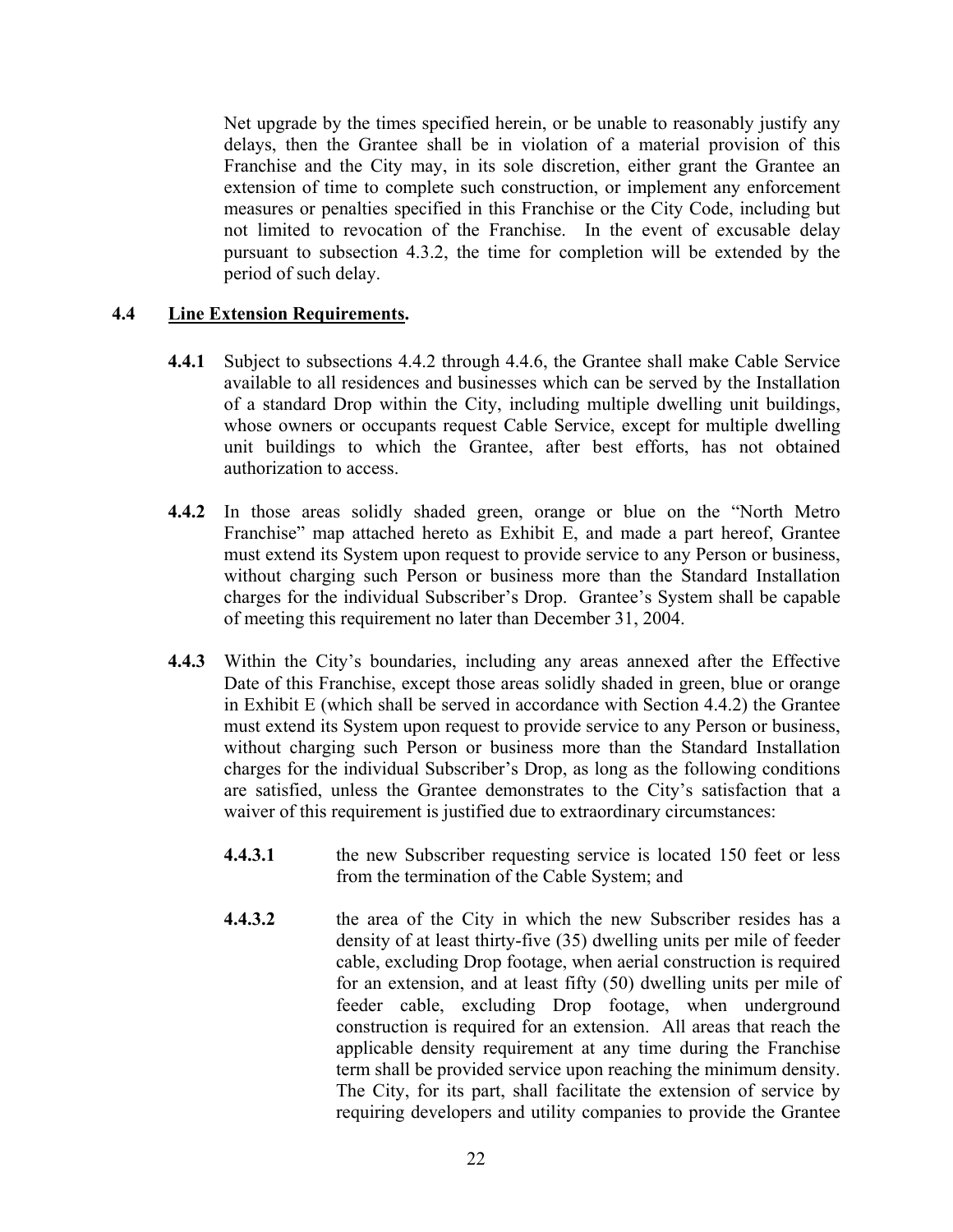Net upgrade by the times specified herein, or be unable to reasonably justify any delays, then the Grantee shall be in violation of a material provision of this Franchise and the City may, in its sole discretion, either grant the Grantee an extension of time to complete such construction, or implement any enforcement measures or penalties specified in this Franchise or the City Code, including but not limited to revocation of the Franchise. In the event of excusable delay pursuant to subsection 4.3.2, the time for completion will be extended by the period of such delay.

**4.4 Line Extension Requirements.**

**4.4.1** Subject to subsections 4.4.2 through 4.4.6, the Grantee shall make Cable Service available to all residences and businesses which can be served by the Installation of a standard Drop within the City, including multiple dwelling unit buildings, whose owners or occupants request Cable Service, except for multiple dwelling unit buildings to which the Grantee, after best efforts, has not obtained authorization to access.

**4.4.2** In those areas solidly shaded green, orange or blue on the "North Metro Franchise" map attached hereto as Exhibit E, and made a part hereof, Grantee must extend its System upon request to provide service to any Person or business, without charging such Person or business more than the Standard Installation charges for the individual Subscriber's Drop. Grantee's System shall be capable of meeting this requirement no later than December 31, 2004.

**4.4.3** Within the City's boundaries, including any areas annexed after the Effective Date of this Franchise, except those areas solidly shaded in green, blue or orange in Exhibit E (which shall be served in accordance with Section 4.4.2) the Grantee must extend its System upon request to provide service to any Person or business, without charging such Person or business more than the Standard Installation charges for the individual Subscriber's Drop, as long as the following conditions are satisfied, unless the Grantee demonstrates to the City's satisfaction that a waiver of this requirement is justified due to extraordinary circumstances:

**4.4.3.1** the new Subscriber requesting service is located 150 feet or less from the termination of the Cable System; and

**4.4.3.2** the area of the City in which the new Subscriber resides has a density of at least thirty-five (35) dwelling units per mile of feeder cable, excluding Drop footage, when aerial construction is required for an extension, and at least fifty (50) dwelling units per mile of feeder cable, excluding Drop footage, when underground construction is required for an extension. All areas that reach the applicable density requirement at any time during the Franchise term shall be provided service upon reaching the minimum density. The City, for its part, shall facilitate the extension of service by requiring developers and utility companies to provide the Grantee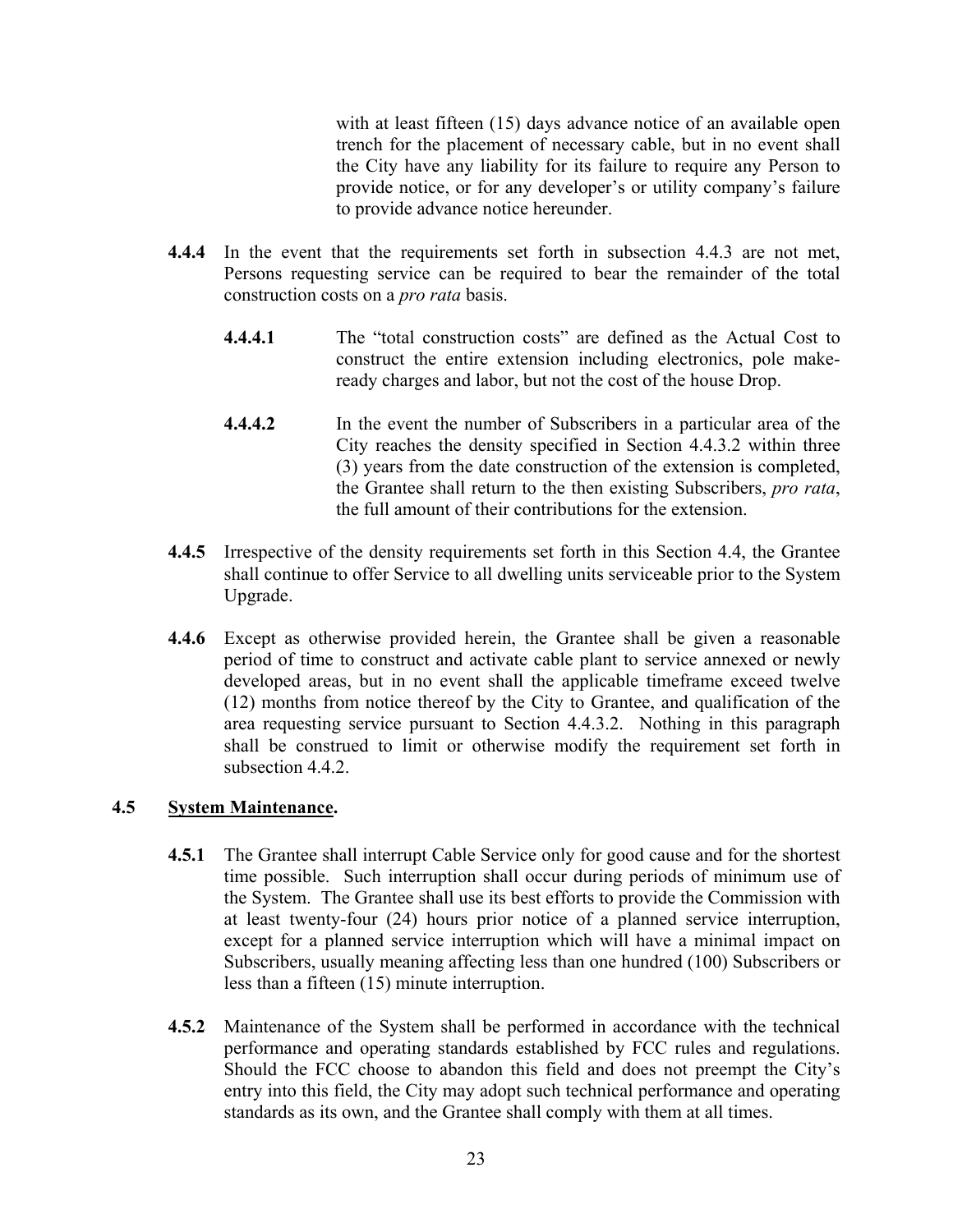with at least fifteen (15) days advance notice of an available open trench for the placement of necessary cable, but in no event shall the City have any liability for its failure to require any Person to provide notice, or for any developer's or utility company's failure to provide advance notice hereunder.

**4.4.4** In the event that the requirements set forth in subsection 4.4.3 are not met, Persons requesting service can be required to bear the remainder of the total construction costs on a *pro rata* basis.

**4.4.4.1** The "total construction costs" are defined as the Actual Cost to construct the entire extension including electronics, pole make-ready charges and labor, but not the cost of the house Drop.

**4.4.4.2** In the event the number of Subscribers in a particular area of the City reaches the density specified in Section 4.4.3.2 within three (3) years from the date construction of the extension is completed, the Grantee shall return to the then existing Subscribers, *pro rata*, the full amount of their contributions for the extension.

**4.4.5** Irrespective of the density requirements set forth in this Section 4.4, the Grantee shall continue to offer Service to all dwelling units serviceable prior to the System Upgrade.

**4.4.6** Except as otherwise provided herein, the Grantee shall be given a reasonable period of time to construct and activate cable plant to service annexed or newly developed areas, but in no event shall the applicable timeframe exceed twelve (12) months from notice thereof by the City to Grantee, and qualification of the area requesting service pursuant to Section 4.4.3.2. Nothing in this paragraph shall be construed to limit or otherwise modify the requirement set forth in subsection 4.4.2.

### 4.5 System Maintenance.

**4.5.1** The Grantee shall interrupt Cable Service only for good cause and for the shortest time possible. Such interruption shall occur during periods of minimum use of the System. The Grantee shall use its best efforts to provide the Commission with at least twenty-four (24) hours prior notice of a planned service interruption, except for a planned service interruption which will have a minimal impact on Subscribers, usually meaning affecting less than one hundred (100) Subscribers or less than a fifteen (15) minute interruption.

**4.5.2** Maintenance of the System shall be performed in accordance with the technical performance and operating standards established by FCC rules and regulations. Should the FCC choose to abandon this field and does not preempt the City's entry into this field, the City may adopt such technical performance and operating standards as its own, and the Grantee shall comply with them at all times.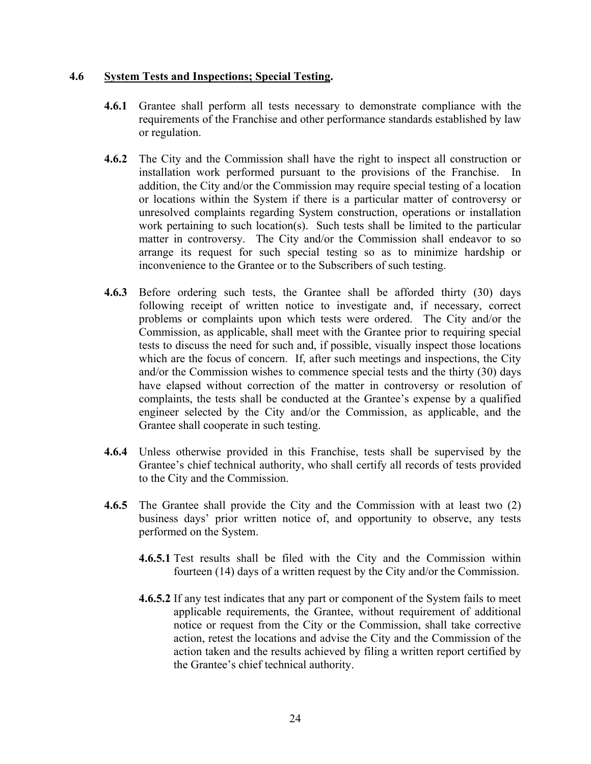### 4.6 System Tests and Inspections; Special Testing.

**4.6.1** Grantee shall perform all tests necessary to demonstrate compliance with the requirements of the Franchise and other performance standards established by law or regulation.

**4.6.2** The City and the Commission shall have the right to inspect all construction or installation work performed pursuant to the provisions of the Franchise. In addition, the City and/or the Commission may require special testing of a location or locations within the System if there is a particular matter of controversy or unresolved complaints regarding System construction, operations or installation work pertaining to such location(s). Such tests shall be limited to the particular matter in controversy. The City and/or the Commission shall endeavor to so arrange its request for such special testing so as to minimize hardship or inconvenience to the Grantee or to the Subscribers of such testing.

**4.6.3** Before ordering such tests, the Grantee shall be afforded thirty (30) days following receipt of written notice to investigate and, if necessary, correct problems or complaints upon which tests were ordered. The City and/or the Commission, as applicable, shall meet with the Grantee prior to requiring special tests to discuss the need for such and, if possible, visually inspect those locations which are the focus of concern. If, after such meetings and inspections, the City and/or the Commission wishes to commence special tests and the thirty (30) days have elapsed without correction of the matter in controversy or resolution of complaints, the tests shall be conducted at the Grantee's expense by a qualified engineer selected by the City and/or the Commission, as applicable, and the Grantee shall cooperate in such testing.

**4.6.4** Unless otherwise provided in this Franchise, tests shall be supervised by the Grantee's chief technical authority, who shall certify all records of tests provided to the City and the Commission.

**4.6.5** The Grantee shall provide the City and the Commission with at least two (2) business days' prior written notice of, and opportunity to observe, any tests performed on the System.

**4.6.5.1** Test results shall be filed with the City and the Commission within fourteen (14) days of a written request by the City and/or the Commission.

**4.6.5.2** If any test indicates that any part or component of the System fails to meet applicable requirements, the Grantee, without requirement of additional notice or request from the City or the Commission, shall take corrective action, retest the locations and advise the City and the Commission of the action taken and the results achieved by filing a written report certified by the Grantee's chief technical authority.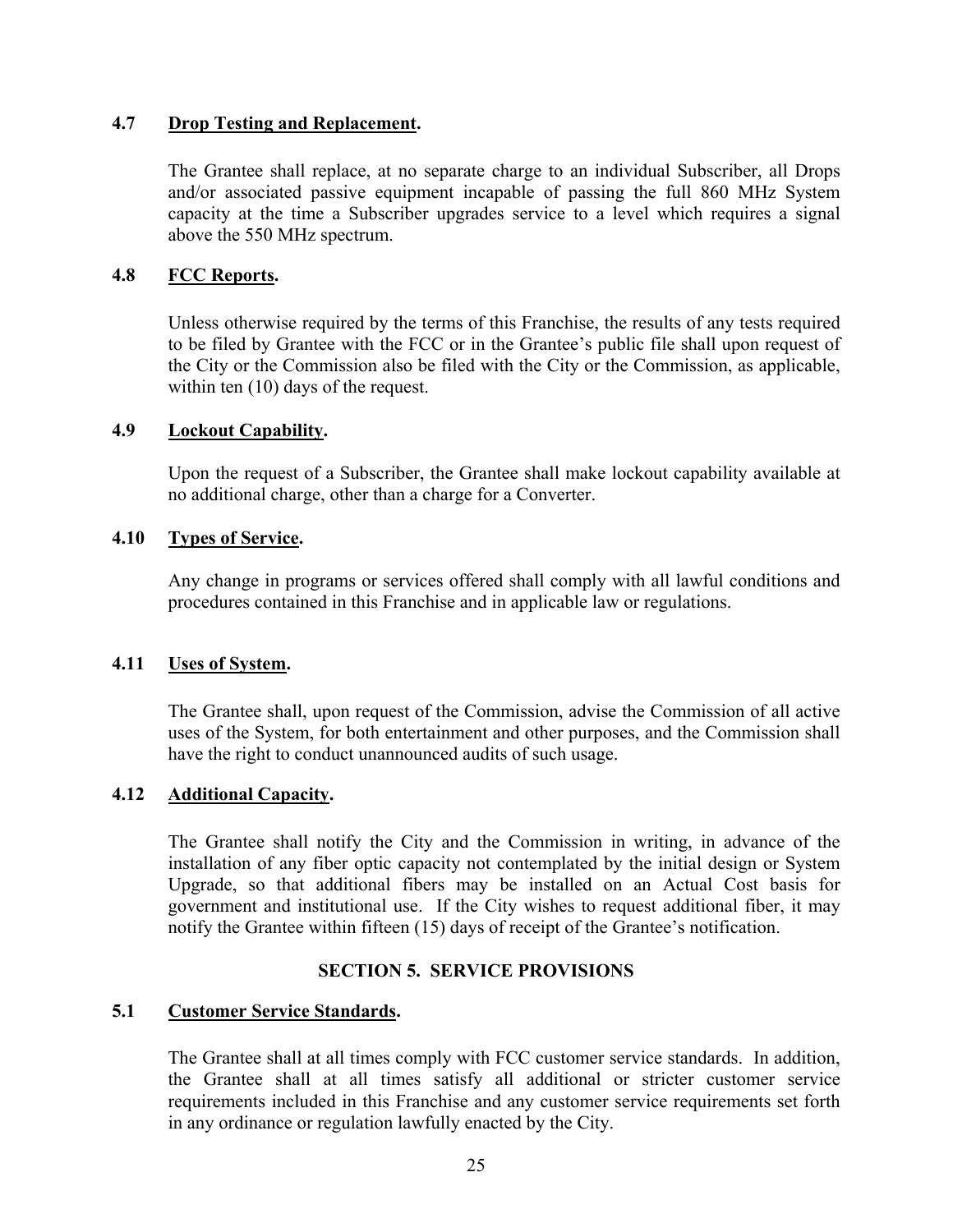**4.7 Drop Testing and Replacement.**

The Grantee shall replace, at no separate charge to an individual Subscriber, all Drops and/or associated passive equipment incapable of passing the full 860 MHz System capacity at the time a Subscriber upgrades service to a level which requires a signal above the 550 MHz spectrum.

**4.8 FCC Reports.**

Unless otherwise required by the terms of this Franchise, the results of any tests required to be filed by Grantee with the FCC or in the Grantee's public file shall upon request of the City or the Commission also be filed with the City or the Commission, as applicable, within ten (10) days of the request.

**4.9 Lockout Capability.**

Upon the request of a Subscriber, the Grantee shall make lockout capability available at no additional charge, other than a charge for a Converter.

**4.10 Types of Service.**

Any change in programs or services offered shall comply with all lawful conditions and procedures contained in this Franchise and in applicable law or regulations.

**4.11 Uses of System.**

The Grantee shall, upon request of the Commission, advise the Commission of all active uses of the System, for both entertainment and other purposes, and the Commission shall have the right to conduct unannounced audits of such usage.

**4.12 Additional Capacity.**

The Grantee shall notify the City and the Commission in writing, in advance of the installation of any fiber optic capacity not contemplated by the initial design or System Upgrade, so that additional fibers may be installed on an Actual Cost basis for government and institutional use. If the City wishes to request additional fiber, it may notify the Grantee within fifteen (15) days of receipt of the Grantee's notification.

## SECTION 5. SERVICE PROVISIONS

**5.1 Customer Service Standards.**

The Grantee shall at all times comply with FCC customer service standards. In addition, the Grantee shall at all times satisfy all additional or stricter customer service requirements included in this Franchise and any customer service requirements set forth in any ordinance or regulation lawfully enacted by the City.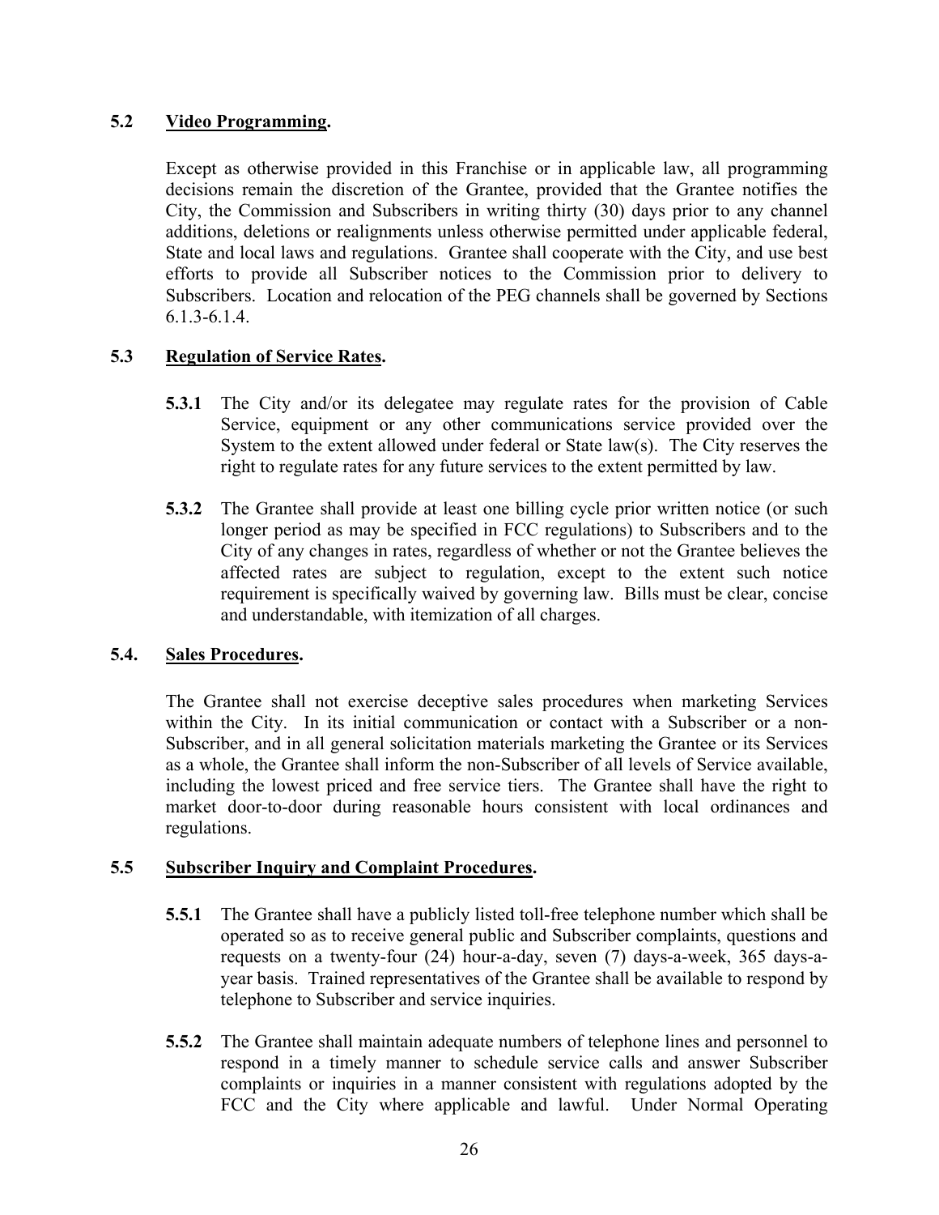### 5.2 Video Programming.

Except as otherwise provided in this Franchise or in applicable law, all programming decisions remain the discretion of the Grantee, provided that the Grantee notifies the City, the Commission and Subscribers in writing thirty (30) days prior to any channel additions, deletions or realignments unless otherwise permitted under applicable federal, State and local laws and regulations. Grantee shall cooperate with the City, and use best efforts to provide all Subscriber notices to the Commission prior to delivery to Subscribers. Location and relocation of the PEG channels shall be governed by Sections 6.1.3-6.1.4.

### 5.3 Regulation of Service Rates.

**5.3.1** The City and/or its delegatee may regulate rates for the provision of Cable Service, equipment or any other communications service provided over the System to the extent allowed under federal or State law(s). The City reserves the right to regulate rates for any future services to the extent permitted by law.

**5.3.2** The Grantee shall provide at least one billing cycle prior written notice (or such longer period as may be specified in FCC regulations) to Subscribers and to the City of any changes in rates, regardless of whether or not the Grantee believes the affected rates are subject to regulation, except to the extent such notice requirement is specifically waived by governing law. Bills must be clear, concise and understandable, with itemization of all charges.

### 5.4. Sales Procedures.

The Grantee shall not exercise deceptive sales procedures when marketing Services within the City. In its initial communication or contact with a Subscriber or a non-Subscriber, and in all general solicitation materials marketing the Grantee or its Services as a whole, the Grantee shall inform the non-Subscriber of all levels of Service available, including the lowest priced and free service tiers. The Grantee shall have the right to market door-to-door during reasonable hours consistent with local ordinances and regulations.

### 5.5 Subscriber Inquiry and Complaint Procedures.

**5.5.1** The Grantee shall have a publicly listed toll-free telephone number which shall be operated so as to receive general public and Subscriber complaints, questions and requests on a twenty-four (24) hour-a-day, seven (7) days-a-week, 365 days-a-year basis. Trained representatives of the Grantee shall be available to respond by telephone to Subscriber and service inquiries.

**5.5.2** The Grantee shall maintain adequate numbers of telephone lines and personnel to respond in a timely manner to schedule service calls and answer Subscriber complaints or inquiries in a manner consistent with regulations adopted by the FCC and the City where applicable and lawful. Under Normal Operating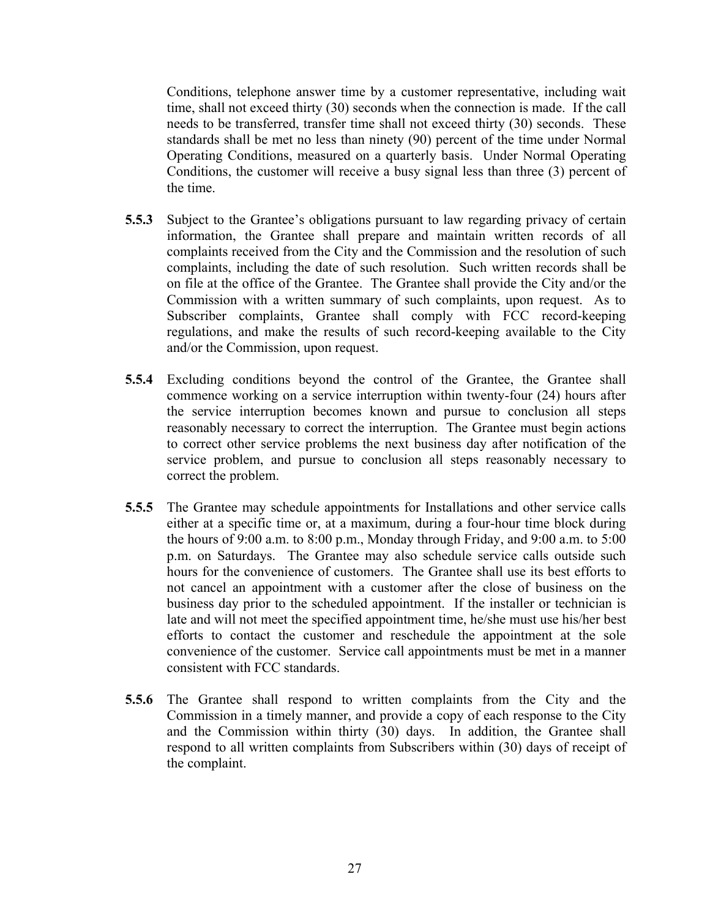Conditions, telephone answer time by a customer representative, including wait time, shall not exceed thirty (30) seconds when the connection is made. If the call needs to be transferred, transfer time shall not exceed thirty (30) seconds. These standards shall be met no less than ninety (90) percent of the time under Normal Operating Conditions, measured on a quarterly basis. Under Normal Operating Conditions, the customer will receive a busy signal less than three (3) percent of the time.

**5.5.3** Subject to the Grantee's obligations pursuant to law regarding privacy of certain information, the Grantee shall prepare and maintain written records of all complaints received from the City and the Commission and the resolution of such complaints, including the date of such resolution. Such written records shall be on file at the office of the Grantee. The Grantee shall provide the City and/or the Commission with a written summary of such complaints, upon request. As to Subscriber complaints, Grantee shall comply with FCC record-keeping regulations, and make the results of such record-keeping available to the City and/or the Commission, upon request.

**5.5.4** Excluding conditions beyond the control of the Grantee, the Grantee shall commence working on a service interruption within twenty-four (24) hours after the service interruption becomes known and pursue to conclusion all steps reasonably necessary to correct the interruption. The Grantee must begin actions to correct other service problems the next business day after notification of the service problem, and pursue to conclusion all steps reasonably necessary to correct the problem.

**5.5.5** The Grantee may schedule appointments for Installations and other service calls either at a specific time or, at a maximum, during a four-hour time block during the hours of 9:00 a.m. to 8:00 p.m., Monday through Friday, and 9:00 a.m. to 5:00 p.m. on Saturdays. The Grantee may also schedule service calls outside such hours for the convenience of customers. The Grantee shall use its best efforts to not cancel an appointment with a customer after the close of business on the business day prior to the scheduled appointment. If the installer or technician is late and will not meet the specified appointment time, he/she must use his/her best efforts to contact the customer and reschedule the appointment at the sole convenience of the customer. Service call appointments must be met in a manner consistent with FCC standards.

**5.5.6** The Grantee shall respond to written complaints from the City and the Commission in a timely manner, and provide a copy of each response to the City and the Commission within thirty (30) days. In addition, the Grantee shall respond to all written complaints from Subscribers within (30) days of receipt of the complaint.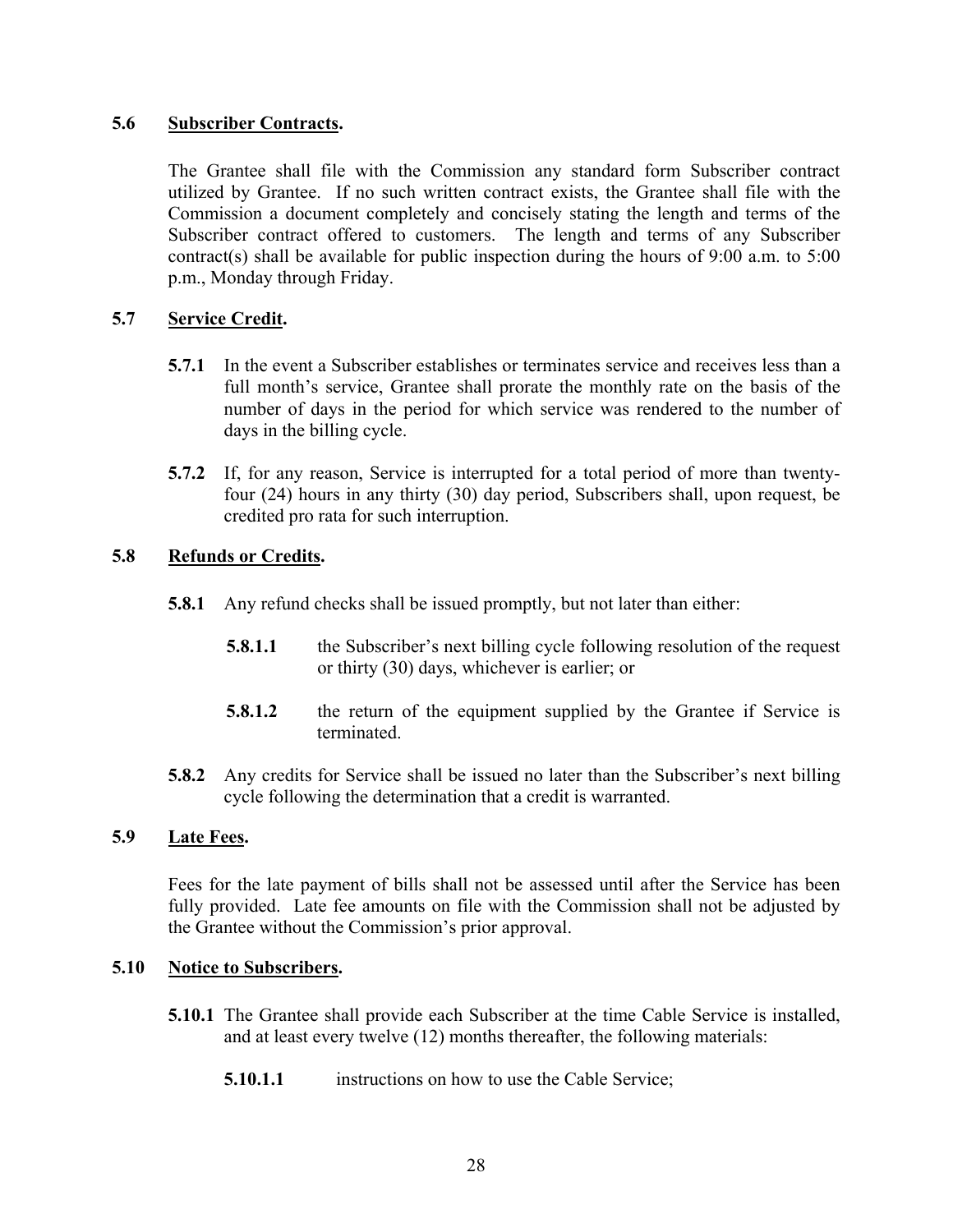**5.6 Subscriber Contracts.**

The Grantee shall file with the Commission any standard form Subscriber contract utilized by Grantee. If no such written contract exists, the Grantee shall file with the Commission a document completely and concisely stating the length and terms of the Subscriber contract offered to customers. The length and terms of any Subscriber contract(s) shall be available for public inspection during the hours of 9:00 a.m. to 5:00 p.m., Monday through Friday.

**5.7 Service Credit.**

**5.7.1** In the event a Subscriber establishes or terminates service and receives less than a full month's service, Grantee shall prorate the monthly rate on the basis of the number of days in the period for which service was rendered to the number of days in the billing cycle.

**5.7.2** If, for any reason, Service is interrupted for a total period of more than twenty-four (24) hours in any thirty (30) day period, Subscribers shall, upon request, be credited pro rata for such interruption.

**5.8 Refunds or Credits.**

**5.8.1** Any refund checks shall be issued promptly, but not later than either:

**5.8.1.1** the Subscriber's next billing cycle following resolution of the request or thirty (30) days, whichever is earlier; or

**5.8.1.2** the return of the equipment supplied by the Grantee if Service is terminated.

**5.8.2** Any credits for Service shall be issued no later than the Subscriber's next billing cycle following the determination that a credit is warranted.

**5.9 Late Fees.**

Fees for the late payment of bills shall not be assessed until after the Service has been fully provided. Late fee amounts on file with the Commission shall not be adjusted by the Grantee without the Commission's prior approval.

**5.10 Notice to Subscribers.**

**5.10.1** The Grantee shall provide each Subscriber at the time Cable Service is installed, and at least every twelve (12) months thereafter, the following materials:

**5.10.1.1** instructions on how to use the Cable Service;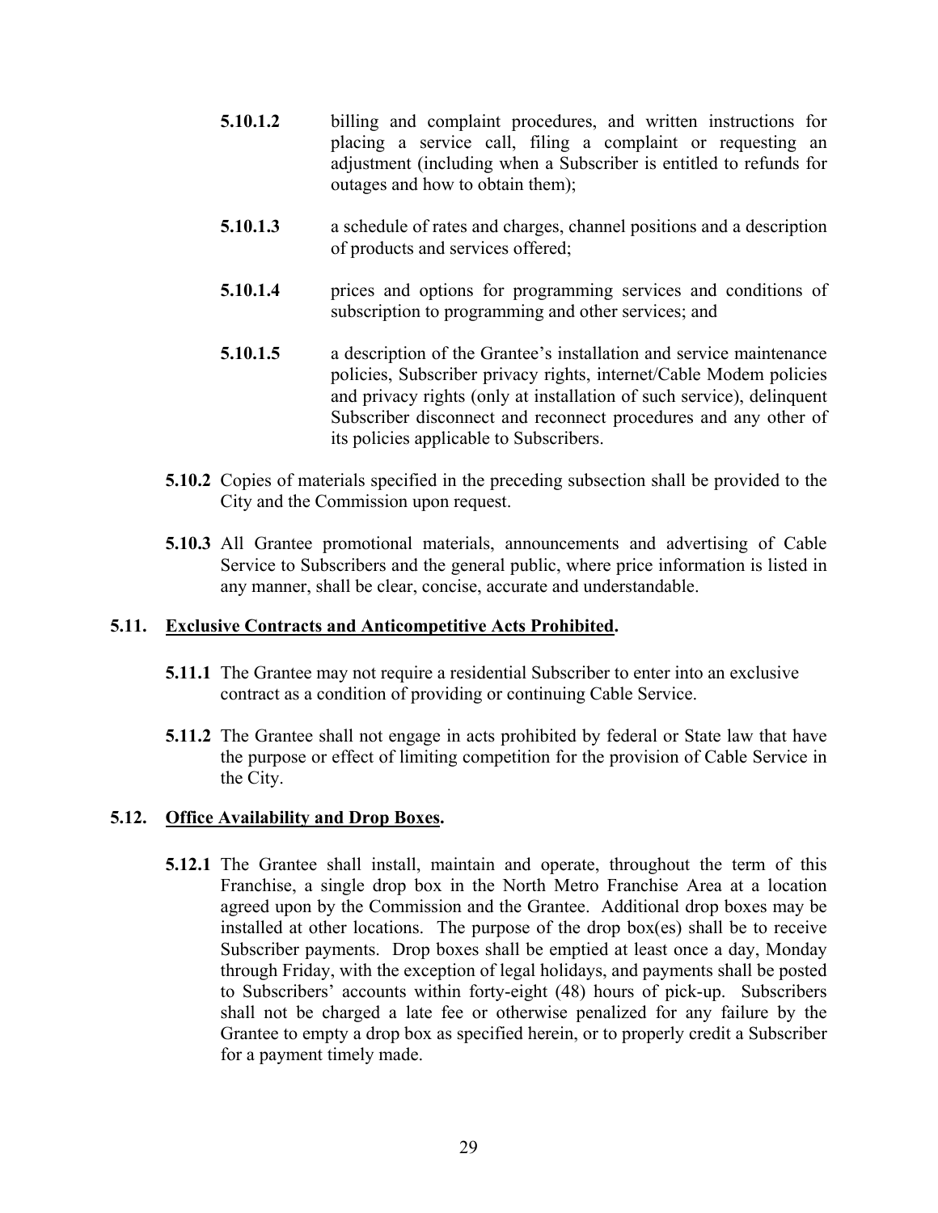**5.10.1.2** billing and complaint procedures, and written instructions for placing a service call, filing a complaint or requesting an adjustment (including when a Subscriber is entitled to refunds for outages and how to obtain them);

**5.10.1.3** a schedule of rates and charges, channel positions and a description of products and services offered;

**5.10.1.4** prices and options for programming services and conditions of subscription to programming and other services; and

**5.10.1.5** a description of the Grantee's installation and service maintenance policies, Subscriber privacy rights, internet/Cable Modem policies and privacy rights (only at installation of such service), delinquent Subscriber disconnect and reconnect procedures and any other of its policies applicable to Subscribers.

**5.10.2** Copies of materials specified in the preceding subsection shall be provided to the City and the Commission upon request.

**5.10.3** All Grantee promotional materials, announcements and advertising of Cable Service to Subscribers and the general public, where price information is listed in any manner, shall be clear, concise, accurate and understandable.

### 5.11. Exclusive Contracts and Anticompetitive Acts Prohibited.

**5.11.1** The Grantee may not require a residential Subscriber to enter into an exclusive contract as a condition of providing or continuing Cable Service.

**5.11.2** The Grantee shall not engage in acts prohibited by federal or State law that have the purpose or effect of limiting competition for the provision of Cable Service in the City.

### 5.12. Office Availability and Drop Boxes.

**5.12.1** The Grantee shall install, maintain and operate, throughout the term of this Franchise, a single drop box in the North Metro Franchise Area at a location agreed upon by the Commission and the Grantee. Additional drop boxes may be installed at other locations. The purpose of the drop box(es) shall be to receive Subscriber payments. Drop boxes shall be emptied at least once a day, Monday through Friday, with the exception of legal holidays, and payments shall be posted to Subscribers' accounts within forty-eight (48) hours of pick-up. Subscribers shall not be charged a late fee or otherwise penalized for any failure by the Grantee to empty a drop box as specified herein, or to properly credit a Subscriber for a payment timely made.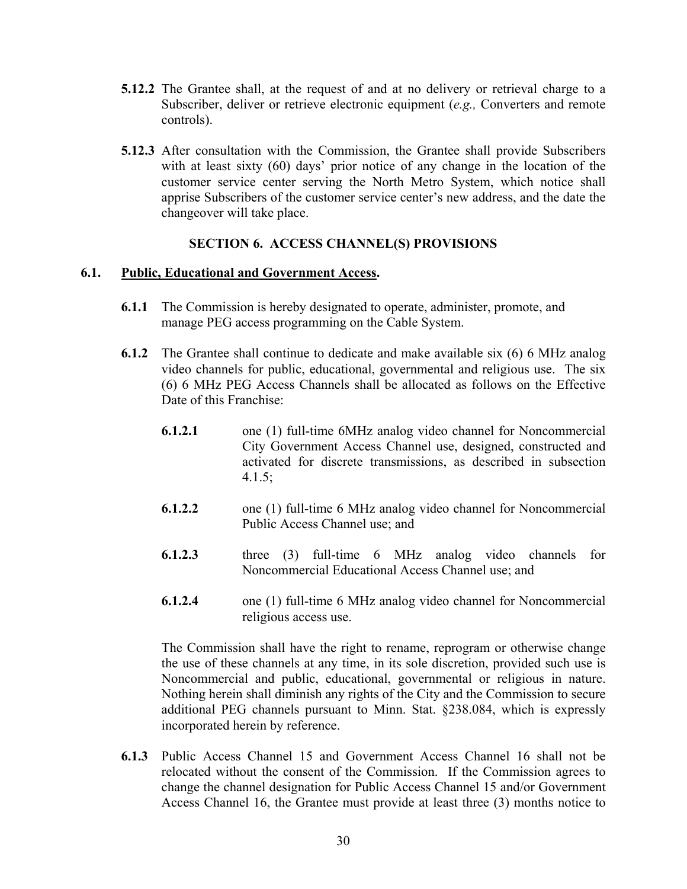**5.12.2** The Grantee shall, at the request of and at no delivery or retrieval charge to a Subscriber, deliver or retrieve electronic equipment (*e.g.,* Converters and remote controls).

**5.12.3** After consultation with the Commission, the Grantee shall provide Subscribers with at least sixty (60) days' prior notice of any change in the location of the customer service center serving the North Metro System, which notice shall apprise Subscribers of the customer service center's new address, and the date the changeover will take place.

## SECTION 6. ACCESS CHANNEL(S) PROVISIONS

### 6.1. Public, Educational and Government Access.

**6.1.1** The Commission is hereby designated to operate, administer, promote, and manage PEG access programming on the Cable System.

**6.1.2** The Grantee shall continue to dedicate and make available six (6) 6 MHz analog video channels for public, educational, governmental and religious use. The six (6) 6 MHz PEG Access Channels shall be allocated as follows on the Effective Date of this Franchise:

**6.1.2.1** one (1) full-time 6MHz analog video channel for Noncommercial City Government Access Channel use, designed, constructed and activated for discrete transmissions, as described in subsection 4.1.5;

**6.1.2.2** one (1) full-time 6 MHz analog video channel for Noncommercial Public Access Channel use; and

**6.1.2.3** three (3) full-time 6 MHz analog video channels for Noncommercial Educational Access Channel use; and

**6.1.2.4** one (1) full-time 6 MHz analog video channel for Noncommercial religious access use.

The Commission shall have the right to rename, reprogram or otherwise change the use of these channels at any time, in its sole discretion, provided such use is Noncommercial and public, educational, governmental or religious in nature. Nothing herein shall diminish any rights of the City and the Commission to secure additional PEG channels pursuant to Minn. Stat. §238.084, which is expressly incorporated herein by reference.

**6.1.3** Public Access Channel 15 and Government Access Channel 16 shall not be relocated without the consent of the Commission. If the Commission agrees to change the channel designation for Public Access Channel 15 and/or Government Access Channel 16, the Grantee must provide at least three (3) months notice to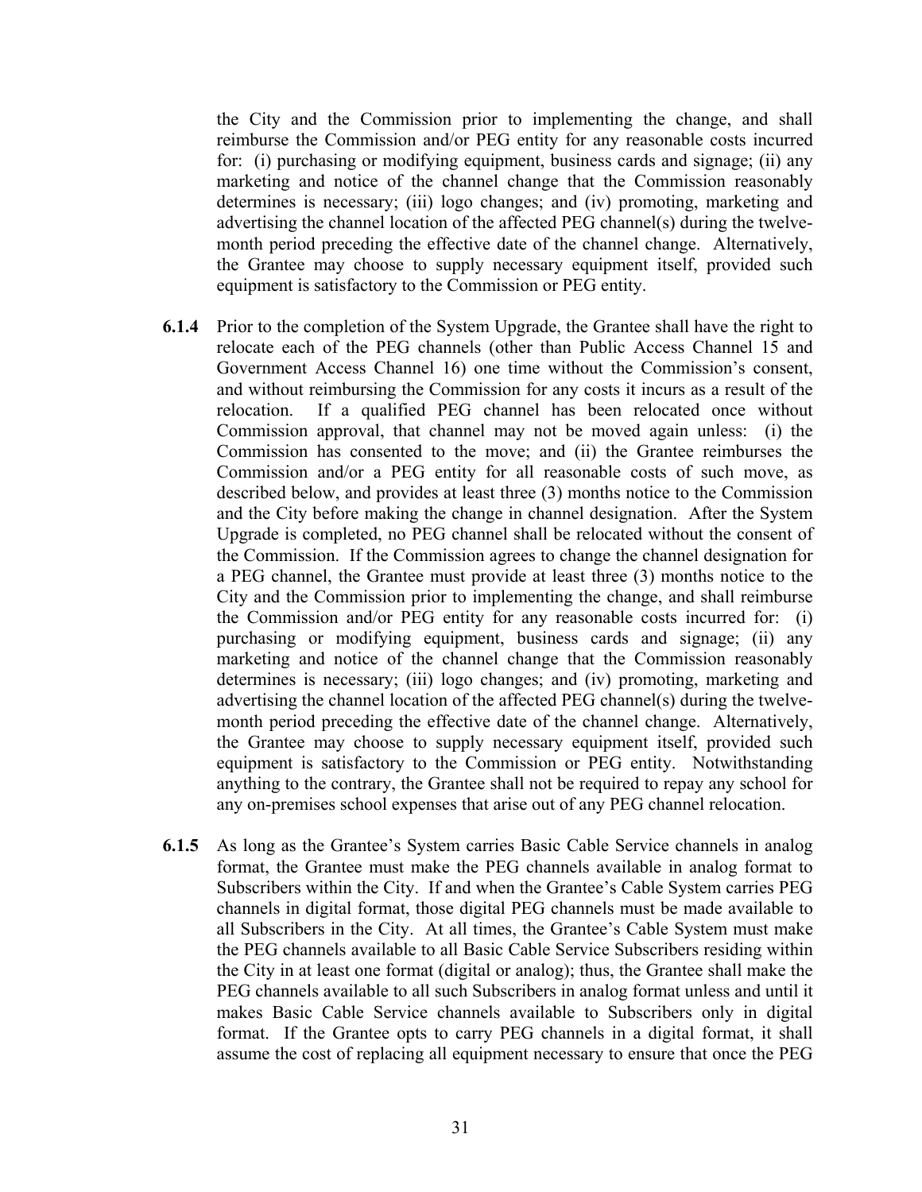the City and the Commission prior to implementing the change, and shall reimburse the Commission and/or PEG entity for any reasonable costs incurred for: (i) purchasing or modifying equipment, business cards and signage; (ii) any marketing and notice of the channel change that the Commission reasonably determines is necessary; (iii) logo changes; and (iv) promoting, marketing and advertising the channel location of the affected PEG channel(s) during the twelve-month period preceding the effective date of the channel change. Alternatively, the Grantee may choose to supply necessary equipment itself, provided such equipment is satisfactory to the Commission or PEG entity.

**6.1.4** Prior to the completion of the System Upgrade, the Grantee shall have the right to relocate each of the PEG channels (other than Public Access Channel 15 and Government Access Channel 16) one time without the Commission's consent, and without reimbursing the Commission for any costs it incurs as a result of the relocation. If a qualified PEG channel has been relocated once without Commission approval, that channel may not be moved again unless: (i) the Commission has consented to the move; and (ii) the Grantee reimburses the Commission and/or a PEG entity for all reasonable costs of such move, as described below, and provides at least three (3) months notice to the Commission and the City before making the change in channel designation. After the System Upgrade is completed, no PEG channel shall be relocated without the consent of the Commission. If the Commission agrees to change the channel designation for a PEG channel, the Grantee must provide at least three (3) months notice to the City and the Commission prior to implementing the change, and shall reimburse the Commission and/or PEG entity for any reasonable costs incurred for: (i) purchasing or modifying equipment, business cards and signage; (ii) any marketing and notice of the channel change that the Commission reasonably determines is necessary; (iii) logo changes; and (iv) promoting, marketing and advertising the channel location of the affected PEG channel(s) during the twelve-month period preceding the effective date of the channel change. Alternatively, the Grantee may choose to supply necessary equipment itself, provided such equipment is satisfactory to the Commission or PEG entity. Notwithstanding anything to the contrary, the Grantee shall not be required to repay any school for any on-premises school expenses that arise out of any PEG channel relocation.

**6.1.5** As long as the Grantee's System carries Basic Cable Service channels in analog format, the Grantee must make the PEG channels available in analog format to Subscribers within the City. If and when the Grantee's Cable System carries PEG channels in digital format, those digital PEG channels must be made available to all Subscribers in the City. At all times, the Grantee's Cable System must make the PEG channels available to all Basic Cable Service Subscribers residing within the City in at least one format (digital or analog); thus, the Grantee shall make the PEG channels available to all such Subscribers in analog format unless and until it makes Basic Cable Service channels available to Subscribers only in digital format. If the Grantee opts to carry PEG channels in a digital format, it shall assume the cost of replacing all equipment necessary to ensure that once the PEG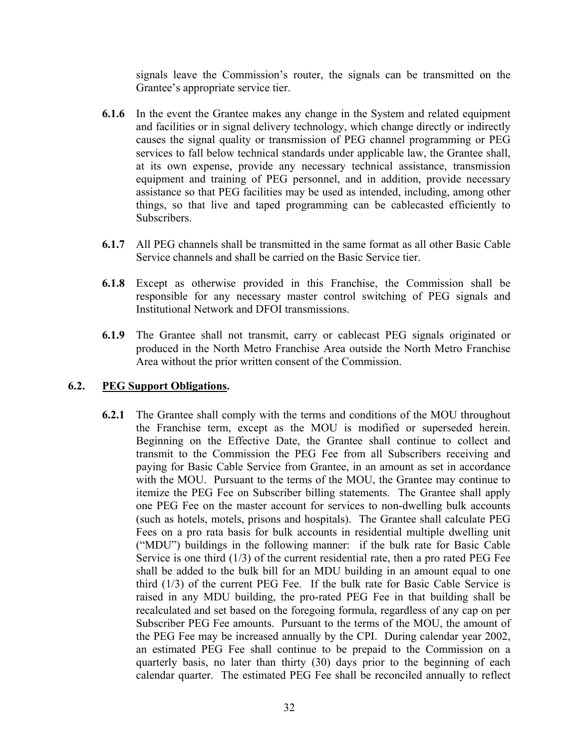signals leave the Commission's router, the signals can be transmitted on the Grantee's appropriate service tier.

**6.1.6** In the event the Grantee makes any change in the System and related equipment and facilities or in signal delivery technology, which change directly or indirectly causes the signal quality or transmission of PEG channel programming or PEG services to fall below technical standards under applicable law, the Grantee shall, at its own expense, provide any necessary technical assistance, transmission equipment and training of PEG personnel, and in addition, provide necessary assistance so that PEG facilities may be used as intended, including, among other things, so that live and taped programming can be cablecasted efficiently to Subscribers.

**6.1.7** All PEG channels shall be transmitted in the same format as all other Basic Cable Service channels and shall be carried on the Basic Service tier.

**6.1.8** Except as otherwise provided in this Franchise, the Commission shall be responsible for any necessary master control switching of PEG signals and Institutional Network and DFOI transmissions.

**6.1.9** The Grantee shall not transmit, carry or cablecast PEG signals originated or produced in the North Metro Franchise Area outside the North Metro Franchise Area without the prior written consent of the Commission.

## 6.2. PEG Support Obligations.

**6.2.1** The Grantee shall comply with the terms and conditions of the MOU throughout the Franchise term, except as the MOU is modified or superseded herein. Beginning on the Effective Date, the Grantee shall continue to collect and transmit to the Commission the PEG Fee from all Subscribers receiving and paying for Basic Cable Service from Grantee, in an amount as set in accordance with the MOU. Pursuant to the terms of the MOU, the Grantee may continue to itemize the PEG Fee on Subscriber billing statements. The Grantee shall apply one PEG Fee on the master account for services to non-dwelling bulk accounts (such as hotels, motels, prisons and hospitals). The Grantee shall calculate PEG Fees on a pro rata basis for bulk accounts in residential multiple dwelling unit ("MDU") buildings in the following manner: if the bulk rate for Basic Cable Service is one third (1/3) of the current residential rate, then a pro rated PEG Fee shall be added to the bulk bill for an MDU building in an amount equal to one third (1/3) of the current PEG Fee. If the bulk rate for Basic Cable Service is raised in any MDU building, the pro-rated PEG Fee in that building shall be recalculated and set based on the foregoing formula, regardless of any cap on per Subscriber PEG Fee amounts. Pursuant to the terms of the MOU, the amount of the PEG Fee may be increased annually by the CPI. During calendar year 2002, an estimated PEG Fee shall continue to be prepaid to the Commission on a quarterly basis, no later than thirty (30) days prior to the beginning of each calendar quarter. The estimated PEG Fee shall be reconciled annually to reflect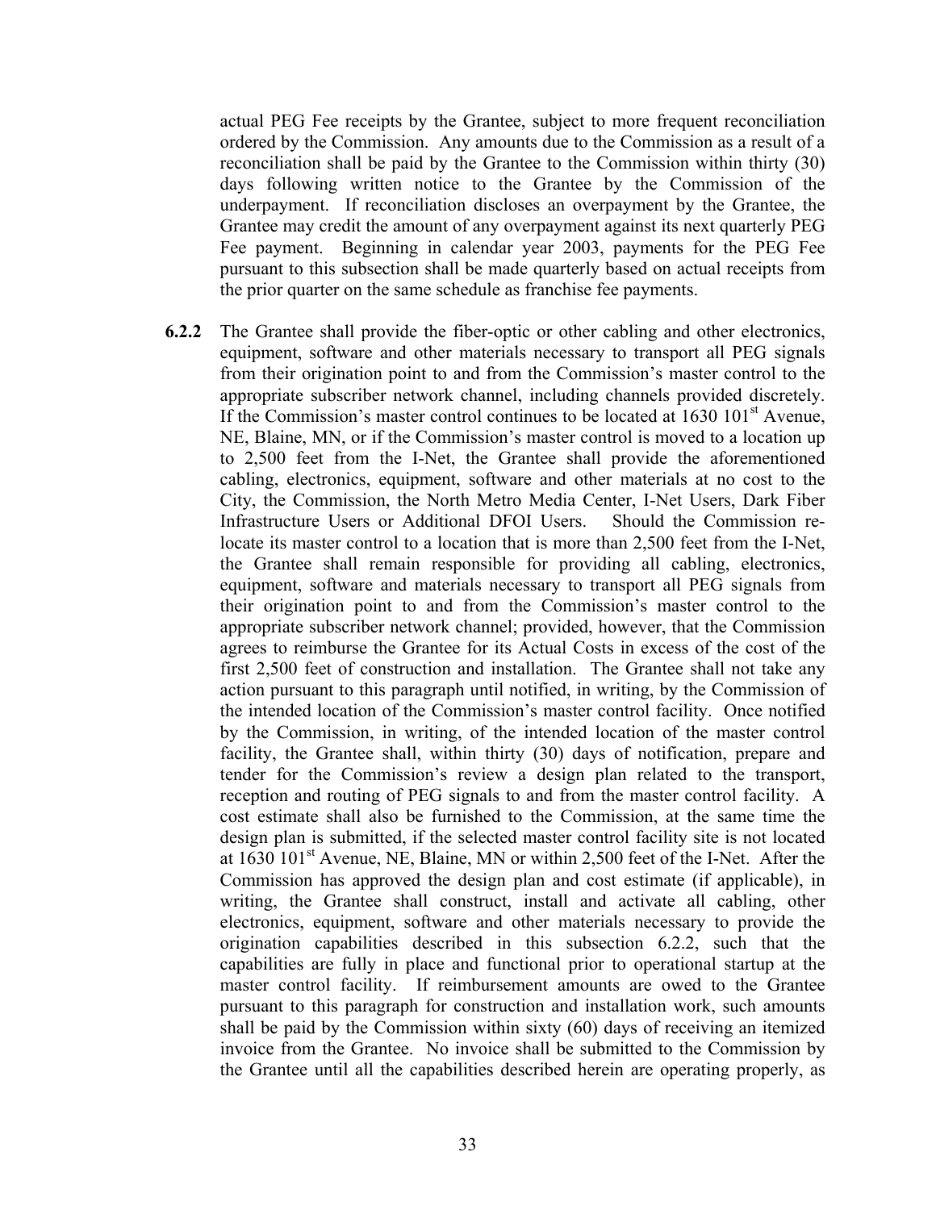actual PEG Fee receipts by the Grantee, subject to more frequent reconciliation ordered by the Commission. Any amounts due to the Commission as a result of a reconciliation shall be paid by the Grantee to the Commission within thirty (30) days following written notice to the Grantee by the Commission of the underpayment. If reconciliation discloses an overpayment by the Grantee, the Grantee may credit the amount of any overpayment against its next quarterly PEG Fee payment. Beginning in calendar year 2003, payments for the PEG Fee pursuant to this subsection shall be made quarterly based on actual receipts from the prior quarter on the same schedule as franchise fee payments.

**6.2.2** The Grantee shall provide the fiber-optic or other cabling and other electronics, equipment, software and other materials necessary to transport all PEG signals from their origination point to and from the Commission's master control to the appropriate subscriber network channel, including channels provided discretely. If the Commission's master control continues to be located at 1630 101st Avenue, NE, Blaine, MN, or if the Commission's master control is moved to a location up to 2,500 feet from the I-Net, the Grantee shall provide the aforementioned cabling, electronics, equipment, software and other materials at no cost to the City, the Commission, the North Metro Media Center, I-Net Users, Dark Fiber Infrastructure Users or Additional DFOI Users. Should the Commission re-locate its master control to a location that is more than 2,500 feet from the I-Net, the Grantee shall remain responsible for providing all cabling, electronics, equipment, software and materials necessary to transport all PEG signals from their origination point to and from the Commission's master control to the appropriate subscriber network channel; provided, however, that the Commission agrees to reimburse the Grantee for its Actual Costs in excess of the cost of the first 2,500 feet of construction and installation. The Grantee shall not take any action pursuant to this paragraph until notified, in writing, by the Commission of the intended location of the Commission's master control facility. Once notified by the Commission, in writing, of the intended location of the master control facility, the Grantee shall, within thirty (30) days of notification, prepare and tender for the Commission's review a design plan related to the transport, reception and routing of PEG signals to and from the master control facility. A cost estimate shall also be furnished to the Commission, at the same time the design plan is submitted, if the selected master control facility site is not located at 1630 101st Avenue, NE, Blaine, MN or within 2,500 feet of the I-Net. After the Commission has approved the design plan and cost estimate (if applicable), in writing, the Grantee shall construct, install and activate all cabling, other electronics, equipment, software and other materials necessary to provide the origination capabilities described in this subsection 6.2.2, such that the capabilities are fully in place and functional prior to operational startup at the master control facility. If reimbursement amounts are owed to the Grantee pursuant to this paragraph for construction and installation work, such amounts shall be paid by the Commission within sixty (60) days of receiving an itemized invoice from the Grantee. No invoice shall be submitted to the Commission by the Grantee until all the capabilities described herein are operating properly, as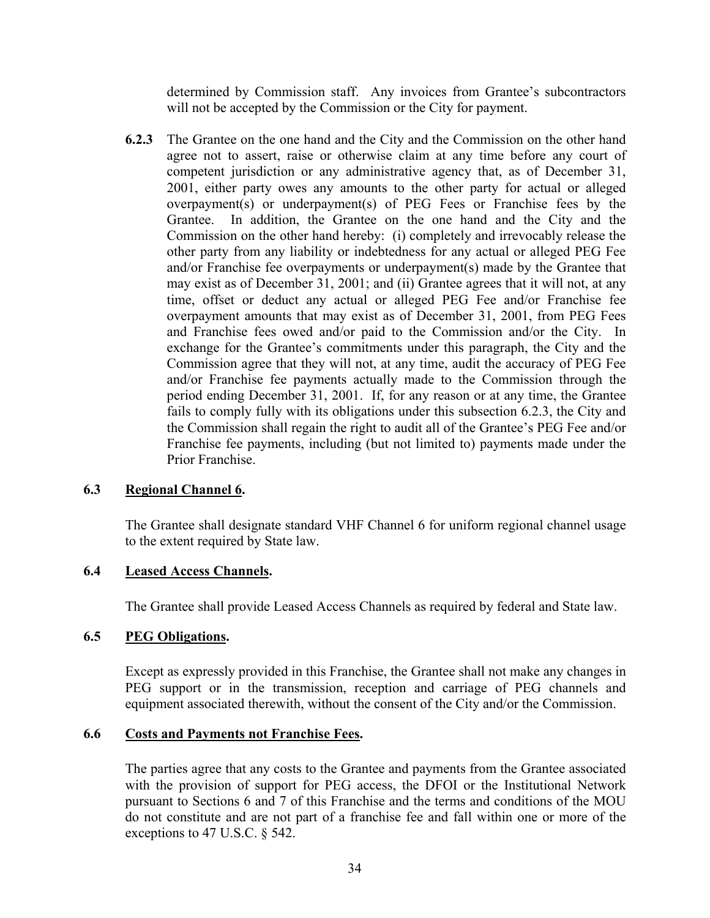determined by Commission staff. Any invoices from Grantee's subcontractors will not be accepted by the Commission or the City for payment.

**6.2.3** The Grantee on the one hand and the City and the Commission on the other hand agree not to assert, raise or otherwise claim at any time before any court of competent jurisdiction or any administrative agency that, as of December 31, 2001, either party owes any amounts to the other party for actual or alleged overpayment(s) or underpayment(s) of PEG Fees or Franchise fees by the Grantee. In addition, the Grantee on the one hand and the City and the Commission on the other hand hereby: (i) completely and irrevocably release the other party from any liability or indebtedness for any actual or alleged PEG Fee and/or Franchise fee overpayments or underpayment(s) made by the Grantee that may exist as of December 31, 2001; and (ii) Grantee agrees that it will not, at any time, offset or deduct any actual or alleged PEG Fee and/or Franchise fee overpayment amounts that may exist as of December 31, 2001, from PEG Fees and Franchise fees owed and/or paid to the Commission and/or the City. In exchange for the Grantee's commitments under this paragraph, the City and the Commission agree that they will not, at any time, audit the accuracy of PEG Fee and/or Franchise fee payments actually made to the Commission through the period ending December 31, 2001. If, for any reason or at any time, the Grantee fails to comply fully with its obligations under this subsection 6.2.3, the City and the Commission shall regain the right to audit all of the Grantee's PEG Fee and/or Franchise fee payments, including (but not limited to) payments made under the Prior Franchise.

### 6.3 Regional Channel 6.

The Grantee shall designate standard VHF Channel 6 for uniform regional channel usage to the extent required by State law.

### 6.4 Leased Access Channels.

The Grantee shall provide Leased Access Channels as required by federal and State law.

### 6.5 PEG Obligations.

Except as expressly provided in this Franchise, the Grantee shall not make any changes in PEG support or in the transmission, reception and carriage of PEG channels and equipment associated therewith, without the consent of the City and/or the Commission.

### 6.6 Costs and Payments not Franchise Fees.

The parties agree that any costs to the Grantee and payments from the Grantee associated with the provision of support for PEG access, the DFOI or the Institutional Network pursuant to Sections 6 and 7 of this Franchise and the terms and conditions of the MOU do not constitute and are not part of a franchise fee and fall within one or more of the exceptions to 47 U.S.C. § 542.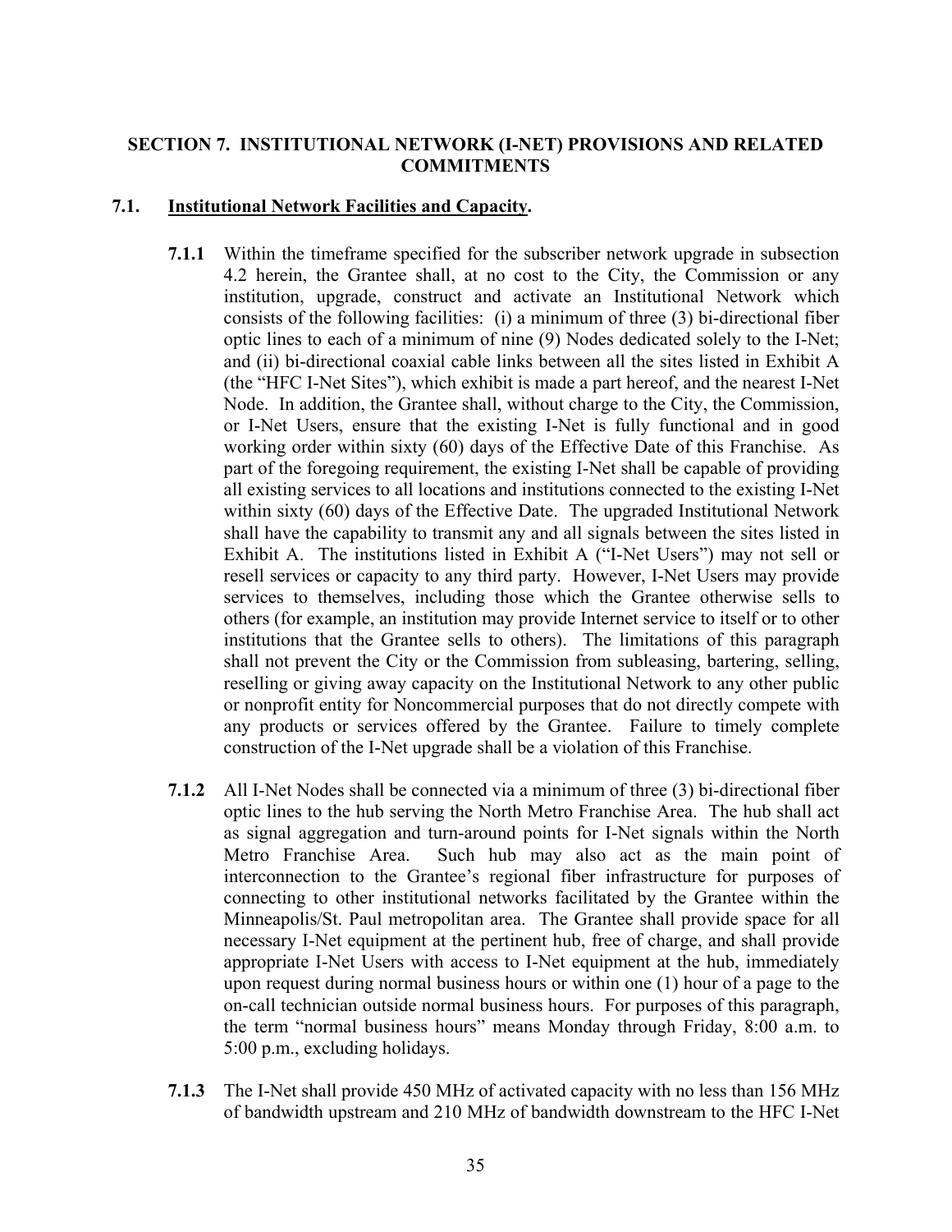## SECTION 7. INSTITUTIONAL NETWORK (I-NET) PROVISIONS AND RELATED COMMITMENTS

### 7.1. Institutional Network Facilities and Capacity.

**7.1.1** Within the timeframe specified for the subscriber network upgrade in subsection 4.2 herein, the Grantee shall, at no cost to the City, the Commission or any institution, upgrade, construct and activate an Institutional Network which consists of the following facilities: (i) a minimum of three (3) bi-directional fiber optic lines to each of a minimum of nine (9) Nodes dedicated solely to the I-Net; and (ii) bi-directional coaxial cable links between all the sites listed in Exhibit A (the "HFC I-Net Sites"), which exhibit is made a part hereof, and the nearest I-Net Node. In addition, the Grantee shall, without charge to the City, the Commission, or I-Net Users, ensure that the existing I-Net is fully functional and in good working order within sixty (60) days of the Effective Date of this Franchise. As part of the foregoing requirement, the existing I-Net shall be capable of providing all existing services to all locations and institutions connected to the existing I-Net within sixty (60) days of the Effective Date. The upgraded Institutional Network shall have the capability to transmit any and all signals between the sites listed in Exhibit A. The institutions listed in Exhibit A ("I-Net Users") may not sell or resell services or capacity to any third party. However, I-Net Users may provide services to themselves, including those which the Grantee otherwise sells to others (for example, an institution may provide Internet service to itself or to other institutions that the Grantee sells to others). The limitations of this paragraph shall not prevent the City or the Commission from subleasing, bartering, selling, reselling or giving away capacity on the Institutional Network to any other public or nonprofit entity for Noncommercial purposes that do not directly compete with any products or services offered by the Grantee. Failure to timely complete construction of the I-Net upgrade shall be a violation of this Franchise.

**7.1.2** All I-Net Nodes shall be connected via a minimum of three (3) bi-directional fiber optic lines to the hub serving the North Metro Franchise Area. The hub shall act as signal aggregation and turn-around points for I-Net signals within the North Metro Franchise Area. Such hub may also act as the main point of interconnection to the Grantee's regional fiber infrastructure for purposes of connecting to other institutional networks facilitated by the Grantee within the Minneapolis/St. Paul metropolitan area. The Grantee shall provide space for all necessary I-Net equipment at the pertinent hub, free of charge, and shall provide appropriate I-Net Users with access to I-Net equipment at the hub, immediately upon request during normal business hours or within one (1) hour of a page to the on-call technician outside normal business hours. For purposes of this paragraph, the term "normal business hours" means Monday through Friday, 8:00 a.m. to 5:00 p.m., excluding holidays.

**7.1.3** The I-Net shall provide 450 MHz of activated capacity with no less than 156 MHz of bandwidth upstream and 210 MHz of bandwidth downstream to the HFC I-Net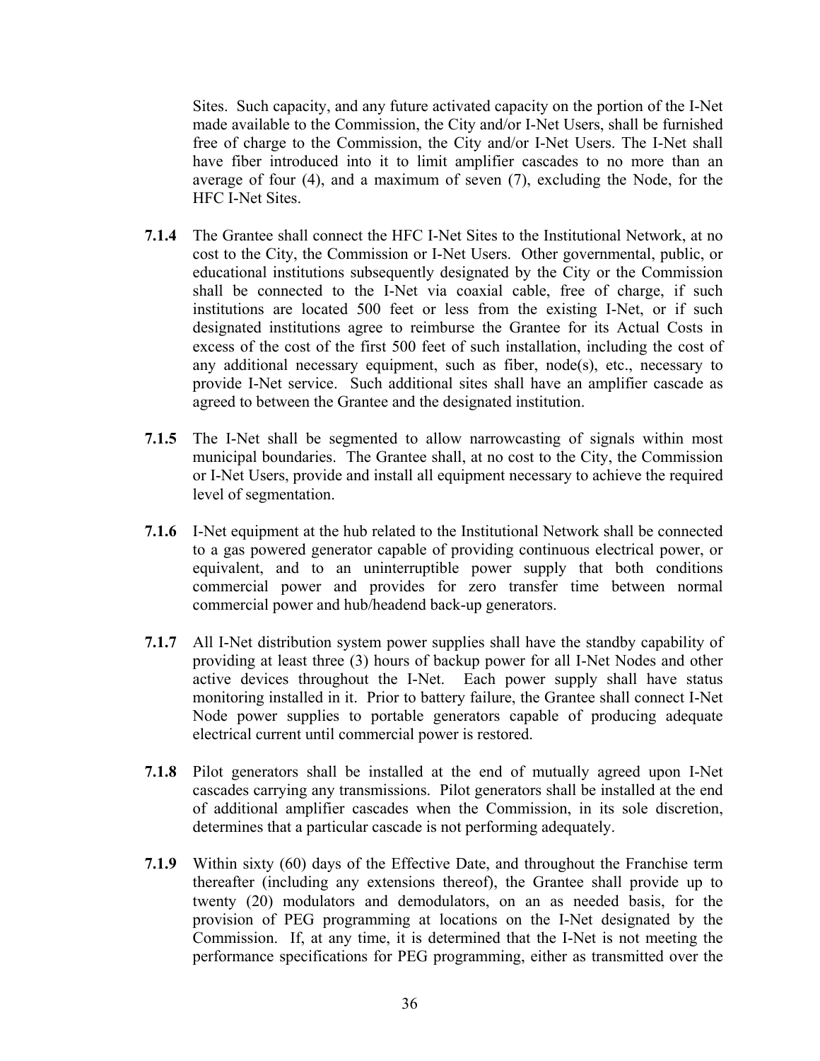Sites. Such capacity, and any future activated capacity on the portion of the I-Net made available to the Commission, the City and/or I-Net Users, shall be furnished free of charge to the Commission, the City and/or I-Net Users. The I-Net shall have fiber introduced into it to limit amplifier cascades to no more than an average of four (4), and a maximum of seven (7), excluding the Node, for the HFC I-Net Sites.

**7.1.4** The Grantee shall connect the HFC I-Net Sites to the Institutional Network, at no cost to the City, the Commission or I-Net Users. Other governmental, public, or educational institutions subsequently designated by the City or the Commission shall be connected to the I-Net via coaxial cable, free of charge, if such institutions are located 500 feet or less from the existing I-Net, or if such designated institutions agree to reimburse the Grantee for its Actual Costs in excess of the cost of the first 500 feet of such installation, including the cost of any additional necessary equipment, such as fiber, node(s), etc., necessary to provide I-Net service. Such additional sites shall have an amplifier cascade as agreed to between the Grantee and the designated institution.

**7.1.5** The I-Net shall be segmented to allow narrowcasting of signals within most municipal boundaries. The Grantee shall, at no cost to the City, the Commission or I-Net Users, provide and install all equipment necessary to achieve the required level of segmentation.

**7.1.6** I-Net equipment at the hub related to the Institutional Network shall be connected to a gas powered generator capable of providing continuous electrical power, or equivalent, and to an uninterruptible power supply that both conditions commercial power and provides for zero transfer time between normal commercial power and hub/headend back-up generators.

**7.1.7** All I-Net distribution system power supplies shall have the standby capability of providing at least three (3) hours of backup power for all I-Net Nodes and other active devices throughout the I-Net. Each power supply shall have status monitoring installed in it. Prior to battery failure, the Grantee shall connect I-Net Node power supplies to portable generators capable of producing adequate electrical current until commercial power is restored.

**7.1.8** Pilot generators shall be installed at the end of mutually agreed upon I-Net cascades carrying any transmissions. Pilot generators shall be installed at the end of additional amplifier cascades when the Commission, in its sole discretion, determines that a particular cascade is not performing adequately.

**7.1.9** Within sixty (60) days of the Effective Date, and throughout the Franchise term thereafter (including any extensions thereof), the Grantee shall provide up to twenty (20) modulators and demodulators, on an as needed basis, for the provision of PEG programming at locations on the I-Net designated by the Commission. If, at any time, it is determined that the I-Net is not meeting the performance specifications for PEG programming, either as transmitted over the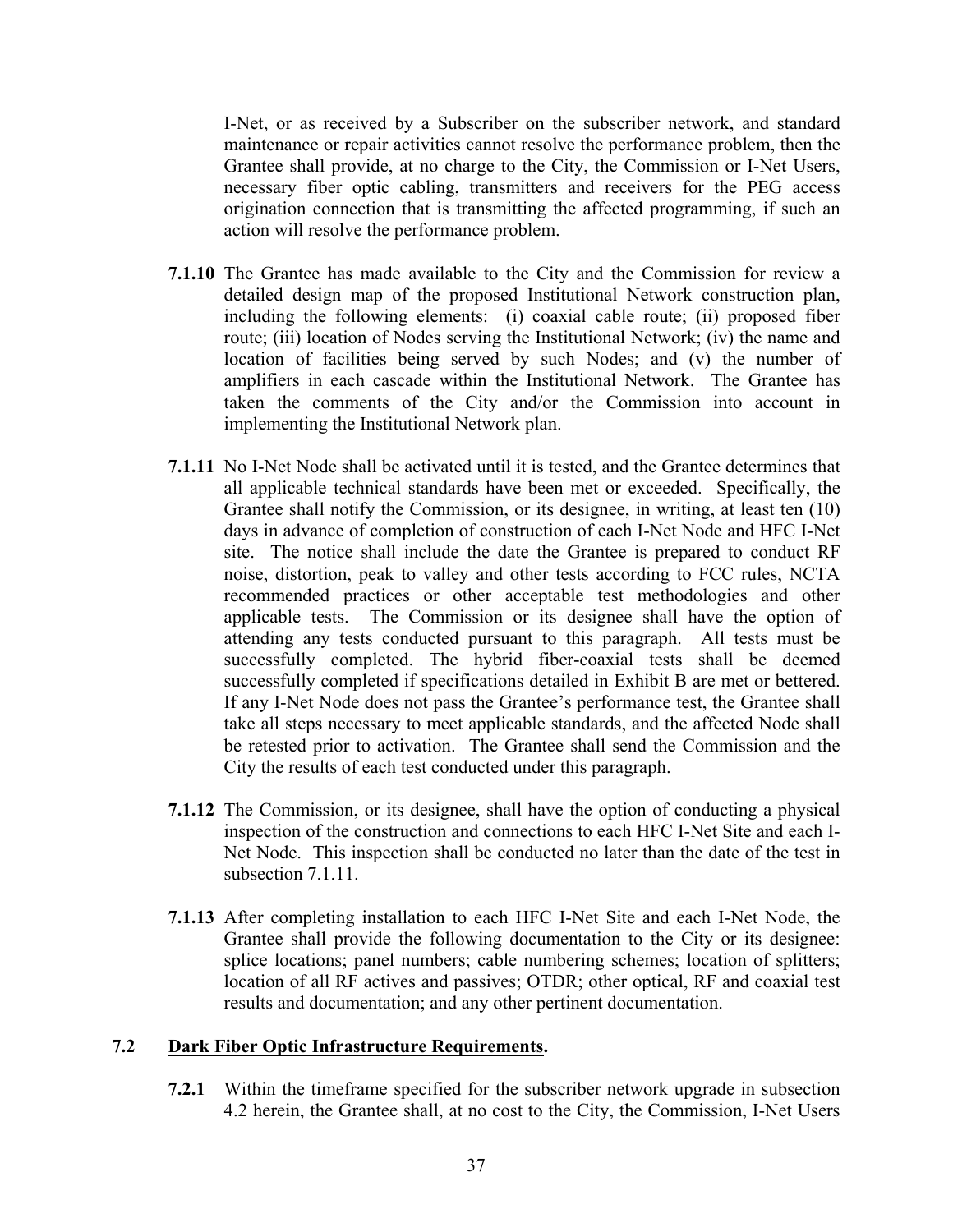I-Net, or as received by a Subscriber on the subscriber network, and standard maintenance or repair activities cannot resolve the performance problem, then the Grantee shall provide, at no charge to the City, the Commission or I-Net Users, necessary fiber optic cabling, transmitters and receivers for the PEG access origination connection that is transmitting the affected programming, if such an action will resolve the performance problem.

**7.1.10** The Grantee has made available to the City and the Commission for review a detailed design map of the proposed Institutional Network construction plan, including the following elements: (i) coaxial cable route; (ii) proposed fiber route; (iii) location of Nodes serving the Institutional Network; (iv) the name and location of facilities being served by such Nodes; and (v) the number of amplifiers in each cascade within the Institutional Network. The Grantee has taken the comments of the City and/or the Commission into account in implementing the Institutional Network plan.

**7.1.11** No I-Net Node shall be activated until it is tested, and the Grantee determines that all applicable technical standards have been met or exceeded. Specifically, the Grantee shall notify the Commission, or its designee, in writing, at least ten (10) days in advance of completion of construction of each I-Net Node and HFC I-Net site. The notice shall include the date the Grantee is prepared to conduct RF noise, distortion, peak to valley and other tests according to FCC rules, NCTA recommended practices or other acceptable test methodologies and other applicable tests. The Commission or its designee shall have the option of attending any tests conducted pursuant to this paragraph. All tests must be successfully completed. The hybrid fiber-coaxial tests shall be deemed successfully completed if specifications detailed in Exhibit B are met or bettered. If any I-Net Node does not pass the Grantee's performance test, the Grantee shall take all steps necessary to meet applicable standards, and the affected Node shall be retested prior to activation. The Grantee shall send the Commission and the City the results of each test conducted under this paragraph.

**7.1.12** The Commission, or its designee, shall have the option of conducting a physical inspection of the construction and connections to each HFC I-Net Site and each I-Net Node. This inspection shall be conducted no later than the date of the test in subsection 7.1.11.

**7.1.13** After completing installation to each HFC I-Net Site and each I-Net Node, the Grantee shall provide the following documentation to the City or its designee: splice locations; panel numbers; cable numbering schemes; location of splitters; location of all RF actives and passives; OTDR; other optical, RF and coaxial test results and documentation; and any other pertinent documentation.

## 7.2 Dark Fiber Optic Infrastructure Requirements.

**7.2.1** Within the timeframe specified for the subscriber network upgrade in subsection 4.2 herein, the Grantee shall, at no cost to the City, the Commission, I-Net Users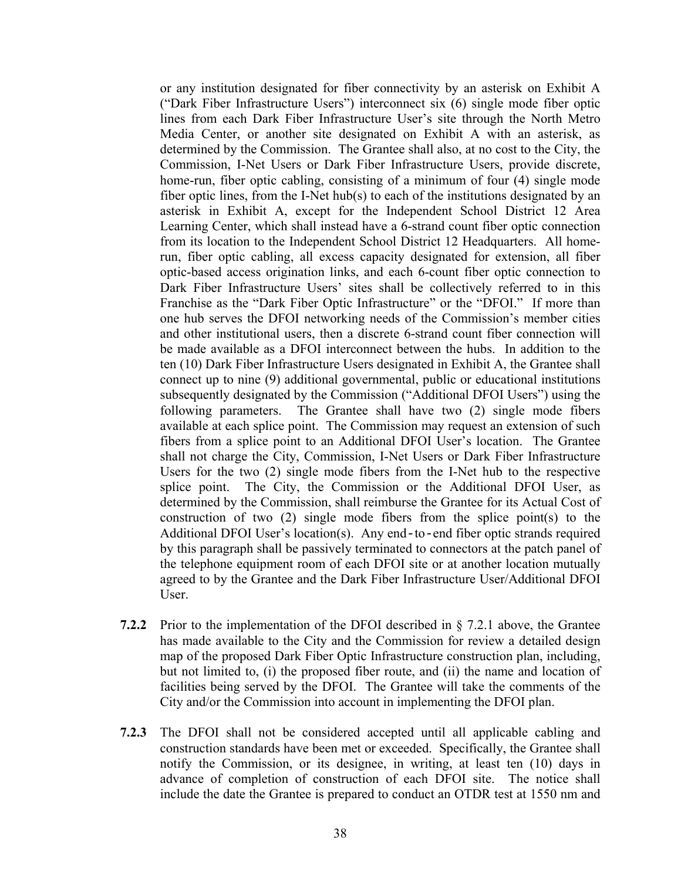or any institution designated for fiber connectivity by an asterisk on Exhibit A ("Dark Fiber Infrastructure Users") interconnect six (6) single mode fiber optic lines from each Dark Fiber Infrastructure User's site through the North Metro Media Center, or another site designated on Exhibit A with an asterisk, as determined by the Commission. The Grantee shall also, at no cost to the City, the Commission, I-Net Users or Dark Fiber Infrastructure Users, provide discrete, home-run, fiber optic cabling, consisting of a minimum of four (4) single mode fiber optic lines, from the I-Net hub(s) to each of the institutions designated by an asterisk in Exhibit A, except for the Independent School District 12 Area Learning Center, which shall instead have a 6-strand count fiber optic connection from its location to the Independent School District 12 Headquarters. All home-run, fiber optic cabling, all excess capacity designated for extension, all fiber optic-based access origination links, and each 6-count fiber optic connection to Dark Fiber Infrastructure Users' sites shall be collectively referred to in this Franchise as the "Dark Fiber Optic Infrastructure" or the "DFOI." If more than one hub serves the DFOI networking needs of the Commission's member cities and other institutional users, then a discrete 6-strand count fiber connection will be made available as a DFOI interconnect between the hubs. In addition to the ten (10) Dark Fiber Infrastructure Users designated in Exhibit A, the Grantee shall connect up to nine (9) additional governmental, public or educational institutions subsequently designated by the Commission ("Additional DFOI Users") using the following parameters. The Grantee shall have two (2) single mode fibers available at each splice point. The Commission may request an extension of such fibers from a splice point to an Additional DFOI User's location. The Grantee shall not charge the City, Commission, I-Net Users or Dark Fiber Infrastructure Users for the two (2) single mode fibers from the I-Net hub to the respective splice point. The City, the Commission or the Additional DFOI User, as determined by the Commission, shall reimburse the Grantee for its Actual Cost of construction of two (2) single mode fibers from the splice point(s) to the Additional DFOI User's location(s). Any end-to-end fiber optic strands required by this paragraph shall be passively terminated to connectors at the patch panel of the telephone equipment room of each DFOI site or at another location mutually agreed to by the Grantee and the Dark Fiber Infrastructure User/Additional DFOI User.

**7.2.2** Prior to the implementation of the DFOI described in § 7.2.1 above, the Grantee has made available to the City and the Commission for review a detailed design map of the proposed Dark Fiber Optic Infrastructure construction plan, including, but not limited to, (i) the proposed fiber route, and (ii) the name and location of facilities being served by the DFOI. The Grantee will take the comments of the City and/or the Commission into account in implementing the DFOI plan.

**7.2.3** The DFOI shall not be considered accepted until all applicable cabling and construction standards have been met or exceeded. Specifically, the Grantee shall notify the Commission, or its designee, in writing, at least ten (10) days in advance of completion of construction of each DFOI site. The notice shall include the date the Grantee is prepared to conduct an OTDR test at 1550 nm and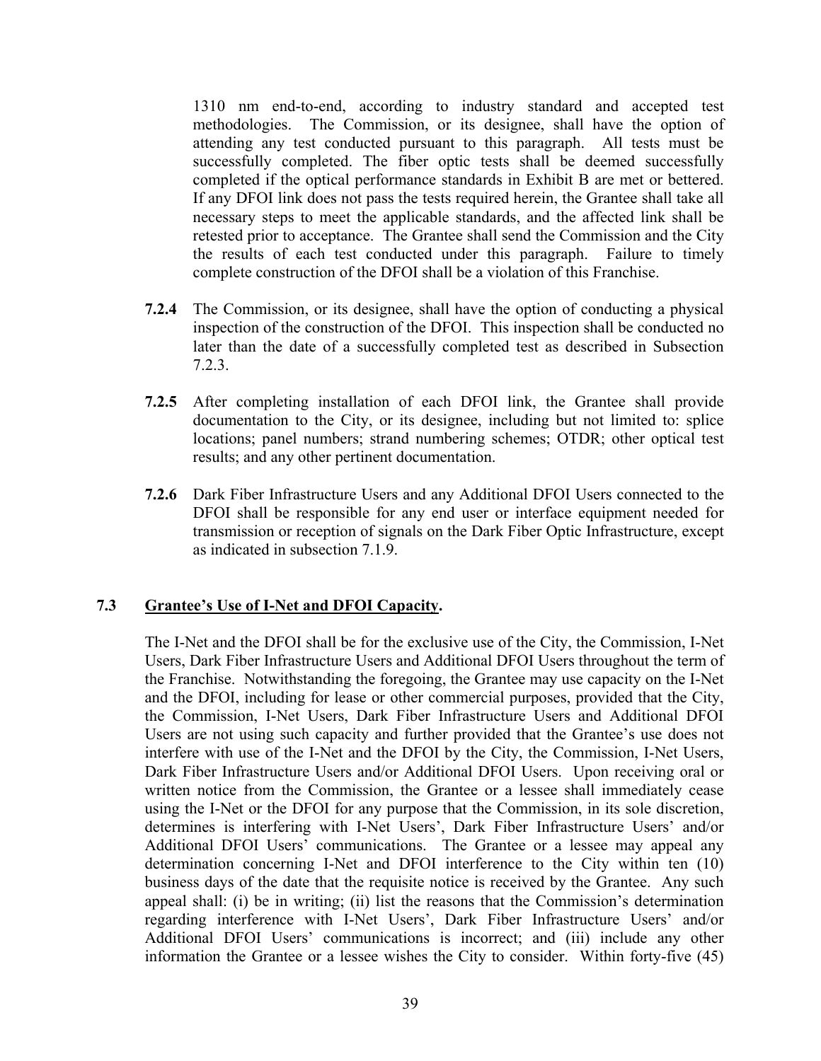1310 nm end-to-end, according to industry standard and accepted test methodologies. The Commission, or its designee, shall have the option of attending any test conducted pursuant to this paragraph. All tests must be successfully completed. The fiber optic tests shall be deemed successfully completed if the optical performance standards in Exhibit B are met or bettered. If any DFOI link does not pass the tests required herein, the Grantee shall take all necessary steps to meet the applicable standards, and the affected link shall be retested prior to acceptance. The Grantee shall send the Commission and the City the results of each test conducted under this paragraph. Failure to timely complete construction of the DFOI shall be a violation of this Franchise.

**7.2.4** The Commission, or its designee, shall have the option of conducting a physical inspection of the construction of the DFOI. This inspection shall be conducted no later than the date of a successfully completed test as described in Subsection 7.2.3.

**7.2.5** After completing installation of each DFOI link, the Grantee shall provide documentation to the City, or its designee, including but not limited to: splice locations; panel numbers; strand numbering schemes; OTDR; other optical test results; and any other pertinent documentation.

**7.2.6** Dark Fiber Infrastructure Users and any Additional DFOI Users connected to the DFOI shall be responsible for any end user or interface equipment needed for transmission or reception of signals on the Dark Fiber Optic Infrastructure, except as indicated in subsection 7.1.9.

**7.3 <u>Grantee's Use of I-Net and DFOI Capacity</u>.**

The I-Net and the DFOI shall be for the exclusive use of the City, the Commission, I-Net Users, Dark Fiber Infrastructure Users and Additional DFOI Users throughout the term of the Franchise. Notwithstanding the foregoing, the Grantee may use capacity on the I-Net and the DFOI, including for lease or other commercial purposes, provided that the City, the Commission, I-Net Users, Dark Fiber Infrastructure Users and Additional DFOI Users are not using such capacity and further provided that the Grantee's use does not interfere with use of the I-Net and the DFOI by the City, the Commission, I-Net Users, Dark Fiber Infrastructure Users and/or Additional DFOI Users. Upon receiving oral or written notice from the Commission, the Grantee or a lessee shall immediately cease using the I-Net or the DFOI for any purpose that the Commission, in its sole discretion, determines is interfering with I-Net Users', Dark Fiber Infrastructure Users' and/or Additional DFOI Users' communications. The Grantee or a lessee may appeal any determination concerning I-Net and DFOI interference to the City within ten (10) business days of the date that the requisite notice is received by the Grantee. Any such appeal shall: (i) be in writing; (ii) list the reasons that the Commission's determination regarding interference with I-Net Users', Dark Fiber Infrastructure Users' and/or Additional DFOI Users' communications is incorrect; and (iii) include any other information the Grantee or a lessee wishes the City to consider. Within forty-five (45)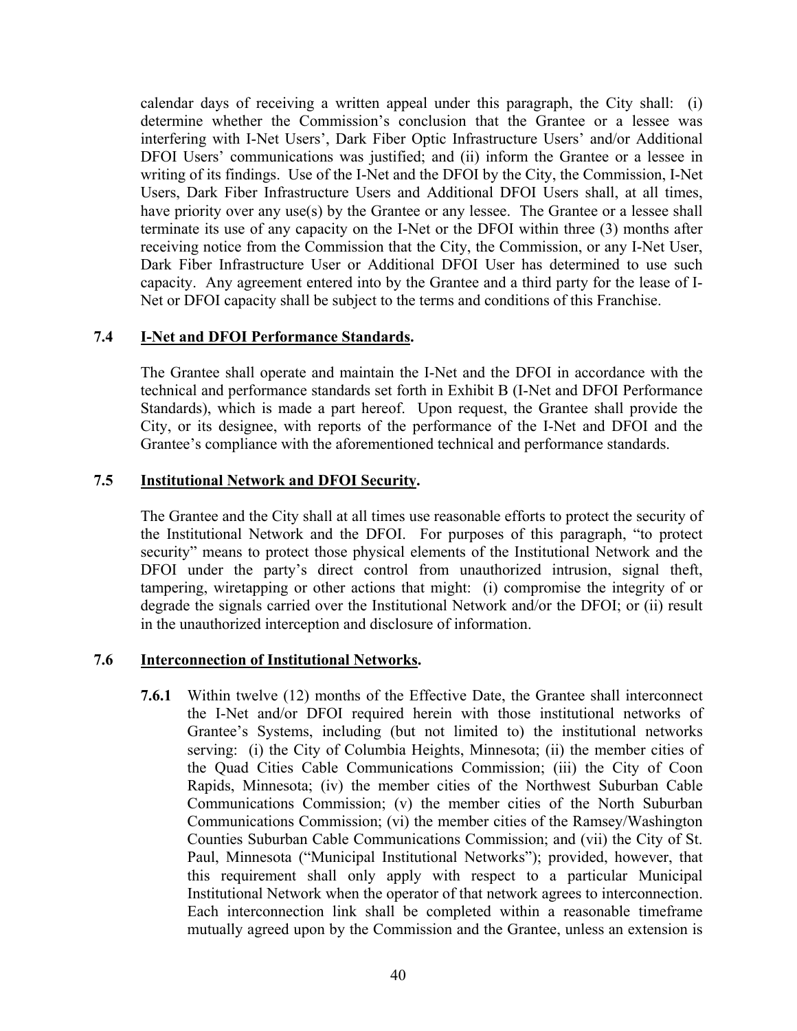calendar days of receiving a written appeal under this paragraph, the City shall: (i) determine whether the Commission's conclusion that the Grantee or a lessee was interfering with I-Net Users', Dark Fiber Optic Infrastructure Users' and/or Additional DFOI Users' communications was justified; and (ii) inform the Grantee or a lessee in writing of its findings. Use of the I-Net and the DFOI by the City, the Commission, I-Net Users, Dark Fiber Infrastructure Users and Additional DFOI Users shall, at all times, have priority over any use(s) by the Grantee or any lessee. The Grantee or a lessee shall terminate its use of any capacity on the I-Net or the DFOI within three (3) months after receiving notice from the Commission that the City, the Commission, or any I-Net User, Dark Fiber Infrastructure User or Additional DFOI User has determined to use such capacity. Any agreement entered into by the Grantee and a third party for the lease of I-Net or DFOI capacity shall be subject to the terms and conditions of this Franchise.

**7.4 I-Net and DFOI Performance Standards.**

The Grantee shall operate and maintain the I-Net and the DFOI in accordance with the technical and performance standards set forth in Exhibit B (I-Net and DFOI Performance Standards), which is made a part hereof. Upon request, the Grantee shall provide the City, or its designee, with reports of the performance of the I-Net and DFOI and the Grantee's compliance with the aforementioned technical and performance standards.

**7.5 Institutional Network and DFOI Security.**

The Grantee and the City shall at all times use reasonable efforts to protect the security of the Institutional Network and the DFOI. For purposes of this paragraph, "to protect security" means to protect those physical elements of the Institutional Network and the DFOI under the party's direct control from unauthorized intrusion, signal theft, tampering, wiretapping or other actions that might: (i) compromise the integrity of or degrade the signals carried over the Institutional Network and/or the DFOI; or (ii) result in the unauthorized interception and disclosure of information.

**7.6 Interconnection of Institutional Networks.**

**7.6.1** Within twelve (12) months of the Effective Date, the Grantee shall interconnect the I-Net and/or DFOI required herein with those institutional networks of Grantee's Systems, including (but not limited to) the institutional networks serving: (i) the City of Columbia Heights, Minnesota; (ii) the member cities of the Quad Cities Cable Communications Commission; (iii) the City of Coon Rapids, Minnesota; (iv) the member cities of the Northwest Suburban Cable Communications Commission; (v) the member cities of the North Suburban Communications Commission; (vi) the member cities of the Ramsey/Washington Counties Suburban Cable Communications Commission; and (vii) the City of St. Paul, Minnesota ("Municipal Institutional Networks"); provided, however, that this requirement shall only apply with respect to a particular Municipal Institutional Network when the operator of that network agrees to interconnection. Each interconnection link shall be completed within a reasonable timeframe mutually agreed upon by the Commission and the Grantee, unless an extension is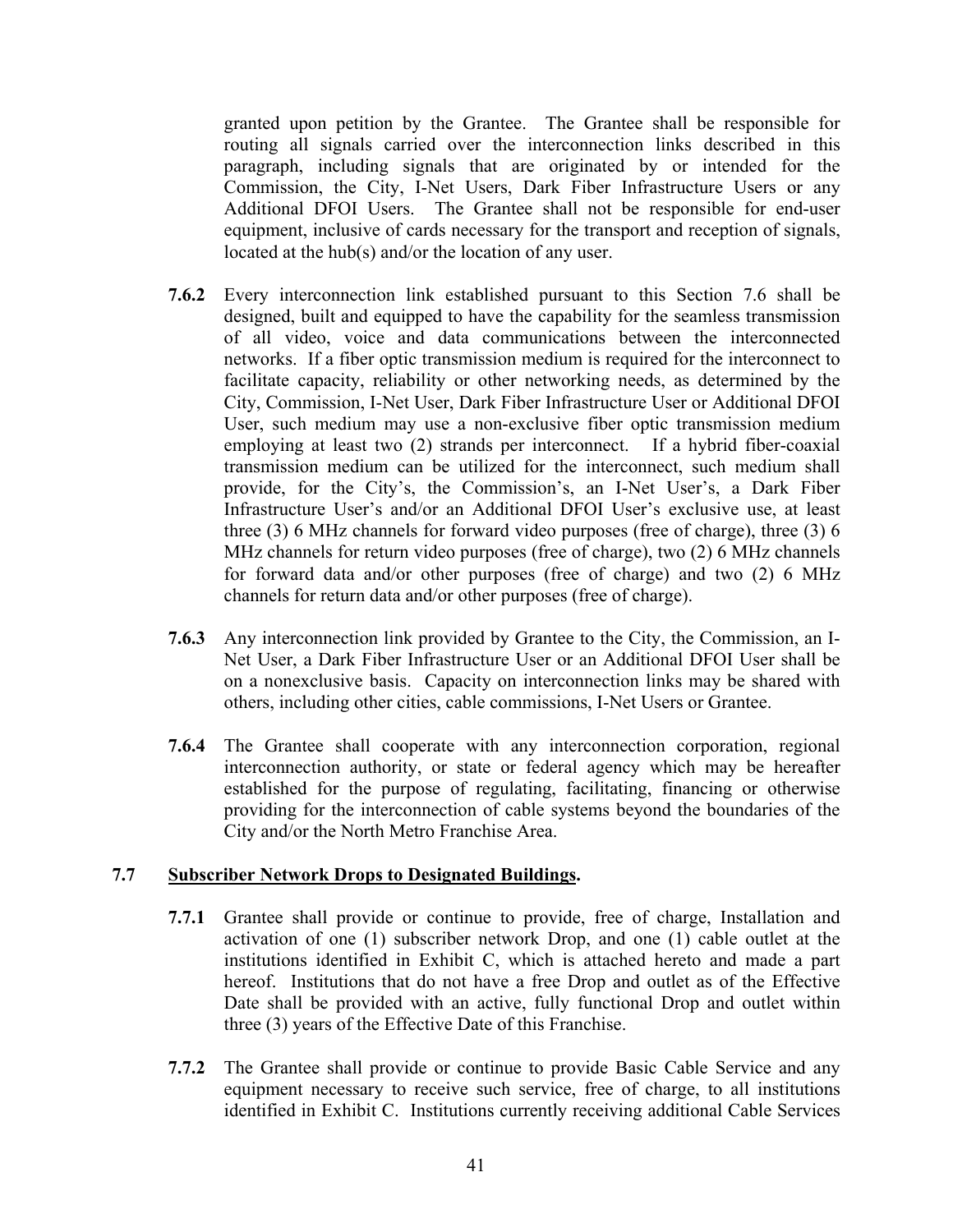granted upon petition by the Grantee. The Grantee shall be responsible for routing all signals carried over the interconnection links described in this paragraph, including signals that are originated by or intended for the Commission, the City, I-Net Users, Dark Fiber Infrastructure Users or any Additional DFOI Users. The Grantee shall not be responsible for end-user equipment, inclusive of cards necessary for the transport and reception of signals, located at the hub(s) and/or the location of any user.

**7.6.2** Every interconnection link established pursuant to this Section 7.6 shall be designed, built and equipped to have the capability for the seamless transmission of all video, voice and data communications between the interconnected networks. If a fiber optic transmission medium is required for the interconnect to facilitate capacity, reliability or other networking needs, as determined by the City, Commission, I-Net User, Dark Fiber Infrastructure User or Additional DFOI User, such medium may use a non-exclusive fiber optic transmission medium employing at least two (2) strands per interconnect. If a hybrid fiber-coaxial transmission medium can be utilized for the interconnect, such medium shall provide, for the City's, the Commission's, an I-Net User's, a Dark Fiber Infrastructure User's and/or an Additional DFOI User's exclusive use, at least three (3) 6 MHz channels for forward video purposes (free of charge), three (3) 6 MHz channels for return video purposes (free of charge), two (2) 6 MHz channels for forward data and/or other purposes (free of charge) and two (2) 6 MHz channels for return data and/or other purposes (free of charge).

**7.6.3** Any interconnection link provided by Grantee to the City, the Commission, an I-Net User, a Dark Fiber Infrastructure User or an Additional DFOI User shall be on a nonexclusive basis. Capacity on interconnection links may be shared with others, including other cities, cable commissions, I-Net Users or Grantee.

**7.6.4** The Grantee shall cooperate with any interconnection corporation, regional interconnection authority, or state or federal agency which may be hereafter established for the purpose of regulating, facilitating, financing or otherwise providing for the interconnection of cable systems beyond the boundaries of the City and/or the North Metro Franchise Area.

## 7.7 Subscriber Network Drops to Designated Buildings.

**7.7.1** Grantee shall provide or continue to provide, free of charge, Installation and activation of one (1) subscriber network Drop, and one (1) cable outlet at the institutions identified in Exhibit C, which is attached hereto and made a part hereof. Institutions that do not have a free Drop and outlet as of the Effective Date shall be provided with an active, fully functional Drop and outlet within three (3) years of the Effective Date of this Franchise.

**7.7.2** The Grantee shall provide or continue to provide Basic Cable Service and any equipment necessary to receive such service, free of charge, to all institutions identified in Exhibit C. Institutions currently receiving additional Cable Services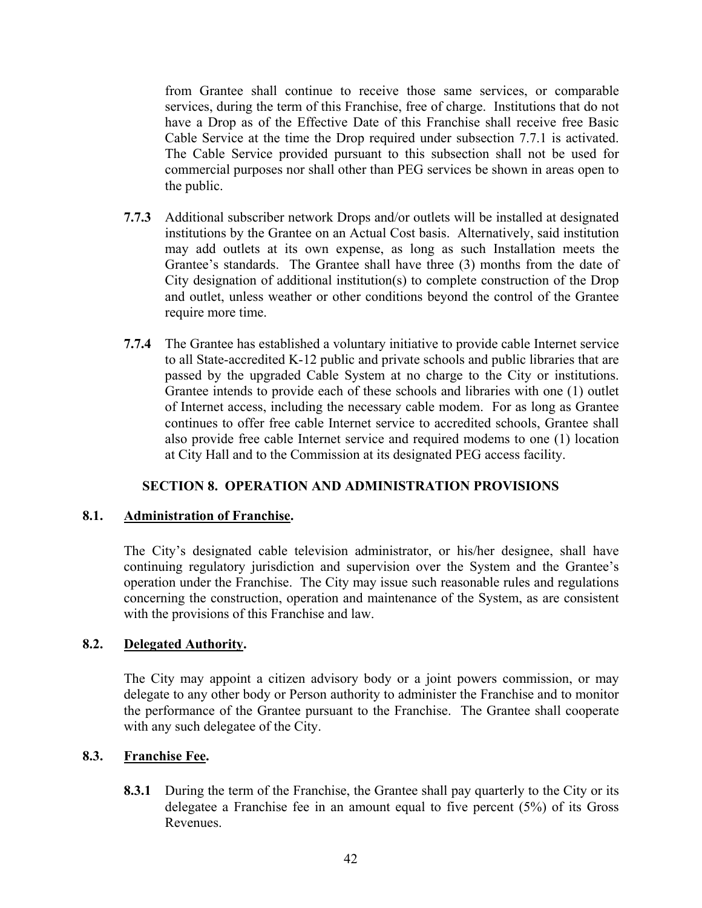from Grantee shall continue to receive those same services, or comparable services, during the term of this Franchise, free of charge. Institutions that do not have a Drop as of the Effective Date of this Franchise shall receive free Basic Cable Service at the time the Drop required under subsection 7.7.1 is activated. The Cable Service provided pursuant to this subsection shall not be used for commercial purposes nor shall other than PEG services be shown in areas open to the public.

**7.7.3** Additional subscriber network Drops and/or outlets will be installed at designated institutions by the Grantee on an Actual Cost basis. Alternatively, said institution may add outlets at its own expense, as long as such Installation meets the Grantee's standards. The Grantee shall have three (3) months from the date of City designation of additional institution(s) to complete construction of the Drop and outlet, unless weather or other conditions beyond the control of the Grantee require more time.

**7.7.4** The Grantee has established a voluntary initiative to provide cable Internet service to all State-accredited K-12 public and private schools and public libraries that are passed by the upgraded Cable System at no charge to the City or institutions. Grantee intends to provide each of these schools and libraries with one (1) outlet of Internet access, including the necessary cable modem. For as long as Grantee continues to offer free cable Internet service to accredited schools, Grantee shall also provide free cable Internet service and required modems to one (1) location at City Hall and to the Commission at its designated PEG access facility.

## SECTION 8. OPERATION AND ADMINISTRATION PROVISIONS

### 8.1. Administration of Franchise.

The City's designated cable television administrator, or his/her designee, shall have continuing regulatory jurisdiction and supervision over the System and the Grantee's operation under the Franchise. The City may issue such reasonable rules and regulations concerning the construction, operation and maintenance of the System, as are consistent with the provisions of this Franchise and law.

### 8.2. Delegated Authority.

The City may appoint a citizen advisory body or a joint powers commission, or may delegate to any other body or Person authority to administer the Franchise and to monitor the performance of the Grantee pursuant to the Franchise. The Grantee shall cooperate with any such delegatee of the City.

### 8.3. Franchise Fee.

**8.3.1** During the term of the Franchise, the Grantee shall pay quarterly to the City or its delegatee a Franchise fee in an amount equal to five percent (5%) of its Gross Revenues.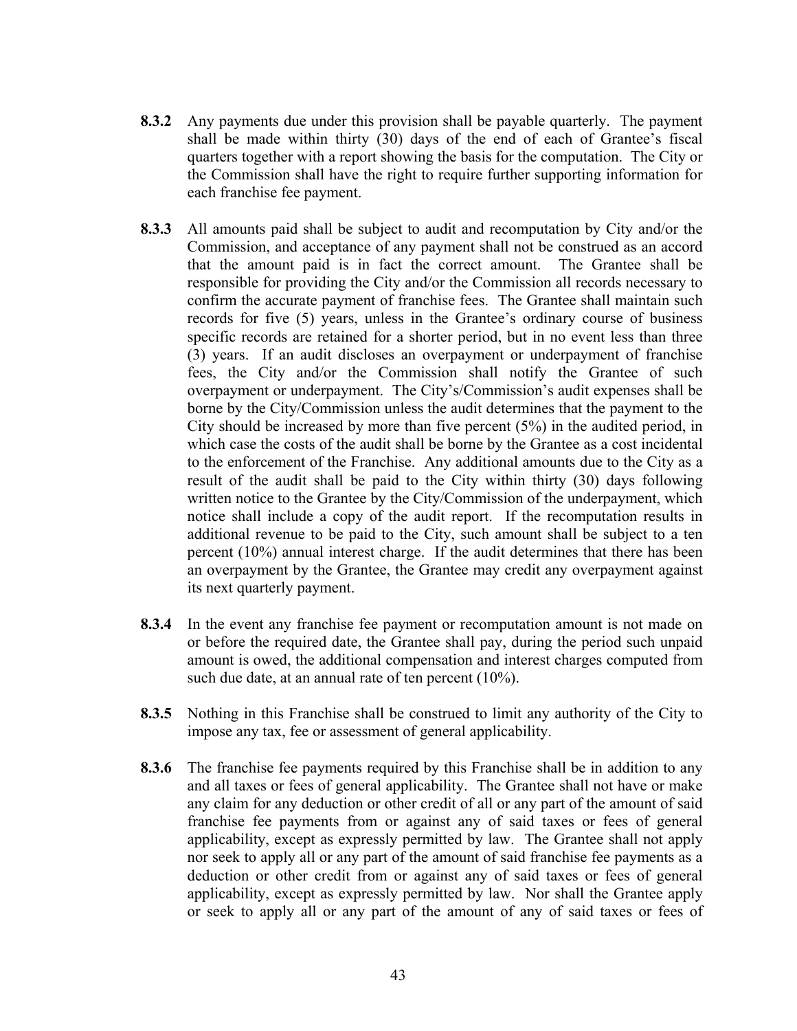**8.3.2** Any payments due under this provision shall be payable quarterly. The payment shall be made within thirty (30) days of the end of each of Grantee's fiscal quarters together with a report showing the basis for the computation. The City or the Commission shall have the right to require further supporting information for each franchise fee payment.

**8.3.3** All amounts paid shall be subject to audit and recomputation by City and/or the Commission, and acceptance of any payment shall not be construed as an accord that the amount paid is in fact the correct amount. The Grantee shall be responsible for providing the City and/or the Commission all records necessary to confirm the accurate payment of franchise fees. The Grantee shall maintain such records for five (5) years, unless in the Grantee's ordinary course of business specific records are retained for a shorter period, but in no event less than three (3) years. If an audit discloses an overpayment or underpayment of franchise fees, the City and/or the Commission shall notify the Grantee of such overpayment or underpayment. The City's/Commission's audit expenses shall be borne by the City/Commission unless the audit determines that the payment to the City should be increased by more than five percent (5%) in the audited period, in which case the costs of the audit shall be borne by the Grantee as a cost incidental to the enforcement of the Franchise. Any additional amounts due to the City as a result of the audit shall be paid to the City within thirty (30) days following written notice to the Grantee by the City/Commission of the underpayment, which notice shall include a copy of the audit report. If the recomputation results in additional revenue to be paid to the City, such amount shall be subject to a ten percent (10%) annual interest charge. If the audit determines that there has been an overpayment by the Grantee, the Grantee may credit any overpayment against its next quarterly payment.

**8.3.4** In the event any franchise fee payment or recomputation amount is not made on or before the required date, the Grantee shall pay, during the period such unpaid amount is owed, the additional compensation and interest charges computed from such due date, at an annual rate of ten percent (10%).

**8.3.5** Nothing in this Franchise shall be construed to limit any authority of the City to impose any tax, fee or assessment of general applicability.

**8.3.6** The franchise fee payments required by this Franchise shall be in addition to any and all taxes or fees of general applicability. The Grantee shall not have or make any claim for any deduction or other credit of all or any part of the amount of said franchise fee payments from or against any of said taxes or fees of general applicability, except as expressly permitted by law. The Grantee shall not apply nor seek to apply all or any part of the amount of said franchise fee payments as a deduction or other credit from or against any of said taxes or fees of general applicability, except as expressly permitted by law. Nor shall the Grantee apply or seek to apply all or any part of the amount of any of said taxes or fees of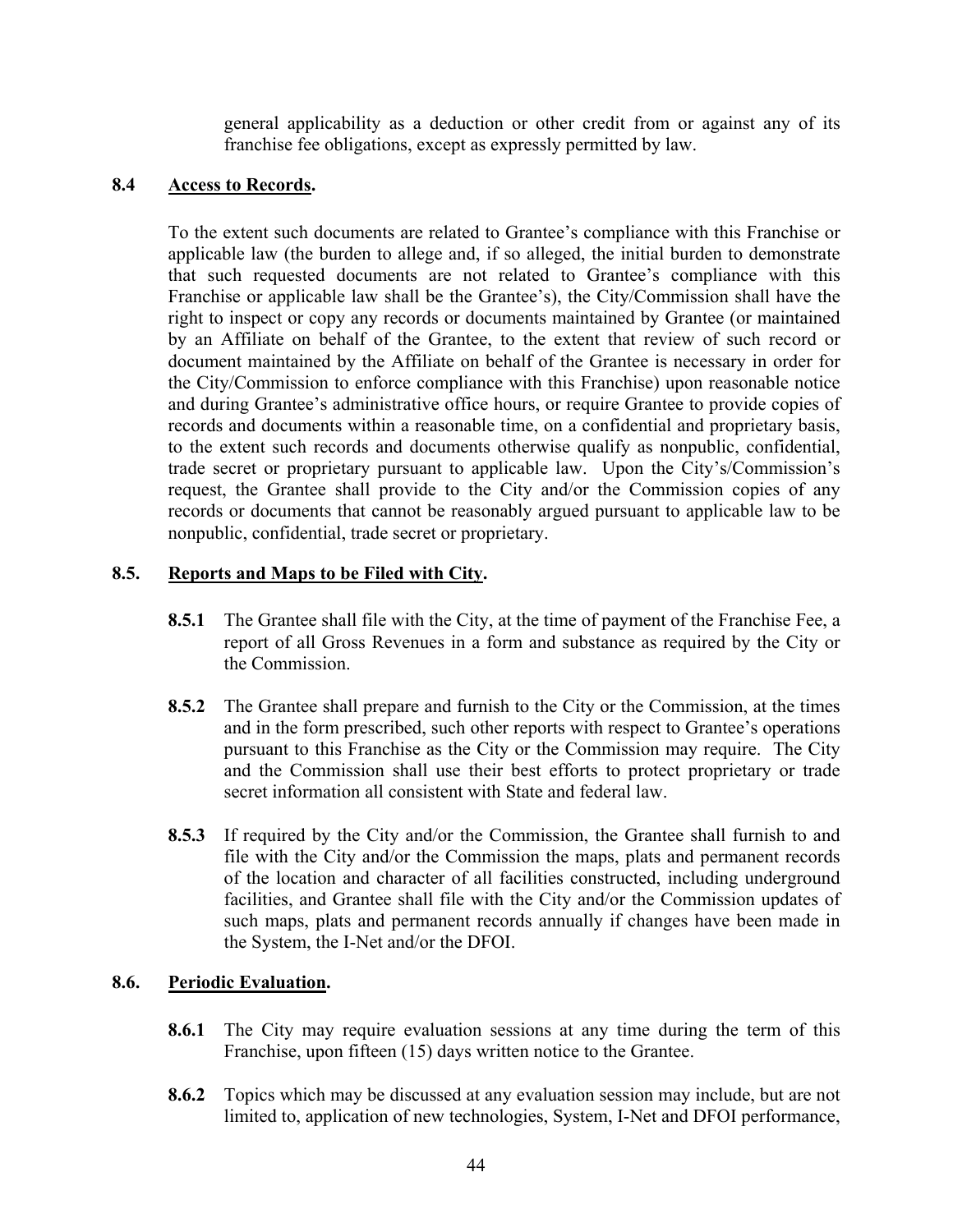general applicability as a deduction or other credit from or against any of its franchise fee obligations, except as expressly permitted by law.

### 8.4 Access to Records.

To the extent such documents are related to Grantee's compliance with this Franchise or applicable law (the burden to allege and, if so alleged, the initial burden to demonstrate that such requested documents are not related to Grantee's compliance with this Franchise or applicable law shall be the Grantee's), the City/Commission shall have the right to inspect or copy any records or documents maintained by Grantee (or maintained by an Affiliate on behalf of the Grantee, to the extent that review of such record or document maintained by the Affiliate on behalf of the Grantee is necessary in order for the City/Commission to enforce compliance with this Franchise) upon reasonable notice and during Grantee's administrative office hours, or require Grantee to provide copies of records and documents within a reasonable time, on a confidential and proprietary basis, to the extent such records and documents otherwise qualify as nonpublic, confidential, trade secret or proprietary pursuant to applicable law. Upon the City's/Commission's request, the Grantee shall provide to the City and/or the Commission copies of any records or documents that cannot be reasonably argued pursuant to applicable law to be nonpublic, confidential, trade secret or proprietary.

### 8.5. Reports and Maps to be Filed with City.

**8.5.1** The Grantee shall file with the City, at the time of payment of the Franchise Fee, a report of all Gross Revenues in a form and substance as required by the City or the Commission.

**8.5.2** The Grantee shall prepare and furnish to the City or the Commission, at the times and in the form prescribed, such other reports with respect to Grantee's operations pursuant to this Franchise as the City or the Commission may require. The City and the Commission shall use their best efforts to protect proprietary or trade secret information all consistent with State and federal law.

**8.5.3** If required by the City and/or the Commission, the Grantee shall furnish to and file with the City and/or the Commission the maps, plats and permanent records of the location and character of all facilities constructed, including underground facilities, and Grantee shall file with the City and/or the Commission updates of such maps, plats and permanent records annually if changes have been made in the System, the I-Net and/or the DFOI.

### 8.6. Periodic Evaluation.

**8.6.1** The City may require evaluation sessions at any time during the term of this Franchise, upon fifteen (15) days written notice to the Grantee.

**8.6.2** Topics which may be discussed at any evaluation session may include, but are not limited to, application of new technologies, System, I-Net and DFOI performance,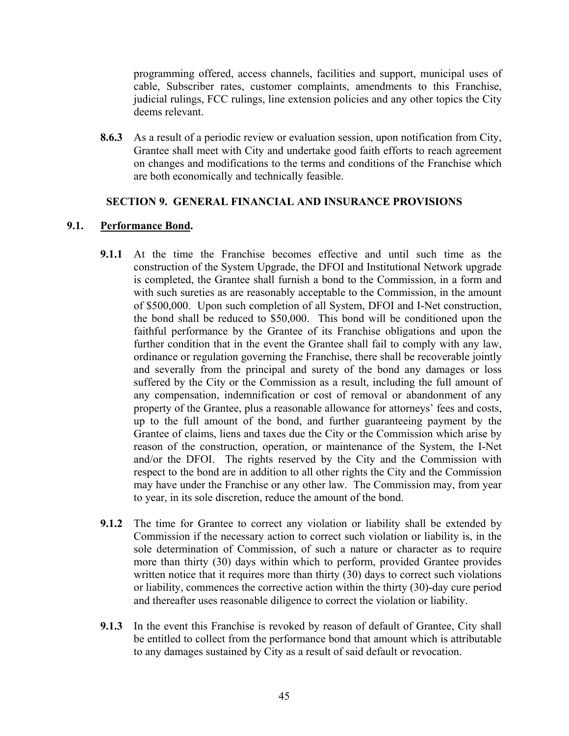programming offered, access channels, facilities and support, municipal uses of cable, Subscriber rates, customer complaints, amendments to this Franchise, judicial rulings, FCC rulings, line extension policies and any other topics the City deems relevant.

**8.6.3** As a result of a periodic review or evaluation session, upon notification from City, Grantee shall meet with City and undertake good faith efforts to reach agreement on changes and modifications to the terms and conditions of the Franchise which are both economically and technically feasible.

## SECTION 9. GENERAL FINANCIAL AND INSURANCE PROVISIONS

### 9.1. Performance Bond.

**9.1.1** At the time the Franchise becomes effective and until such time as the construction of the System Upgrade, the DFOI and Institutional Network upgrade is completed, the Grantee shall furnish a bond to the Commission, in a form and with such sureties as are reasonably acceptable to the Commission, in the amount of $500,000. Upon such completion of all System, DFOI and I-Net construction, the bond shall be reduced to $50,000. This bond will be conditioned upon the faithful performance by the Grantee of its Franchise obligations and upon the further condition that in the event the Grantee shall fail to comply with any law, ordinance or regulation governing the Franchise, there shall be recoverable jointly and severally from the principal and surety of the bond any damages or loss suffered by the City or the Commission as a result, including the full amount of any compensation, indemnification or cost of removal or abandonment of any property of the Grantee, plus a reasonable allowance for attorneys' fees and costs, up to the full amount of the bond, and further guaranteeing payment by the Grantee of claims, liens and taxes due the City or the Commission which arise by reason of the construction, operation, or maintenance of the System, the I-Net and/or the DFOI. The rights reserved by the City and the Commission with respect to the bond are in addition to all other rights the City and the Commission may have under the Franchise or any other law. The Commission may, from year to year, in its sole discretion, reduce the amount of the bond.

**9.1.2** The time for Grantee to correct any violation or liability shall be extended by Commission if the necessary action to correct such violation or liability is, in the sole determination of Commission, of such a nature or character as to require more than thirty (30) days within which to perform, provided Grantee provides written notice that it requires more than thirty (30) days to correct such violations or liability, commences the corrective action within the thirty (30)-day cure period and thereafter uses reasonable diligence to correct the violation or liability.

**9.1.3** In the event this Franchise is revoked by reason of default of Grantee, City shall be entitled to collect from the performance bond that amount which is attributable to any damages sustained by City as a result of said default or revocation.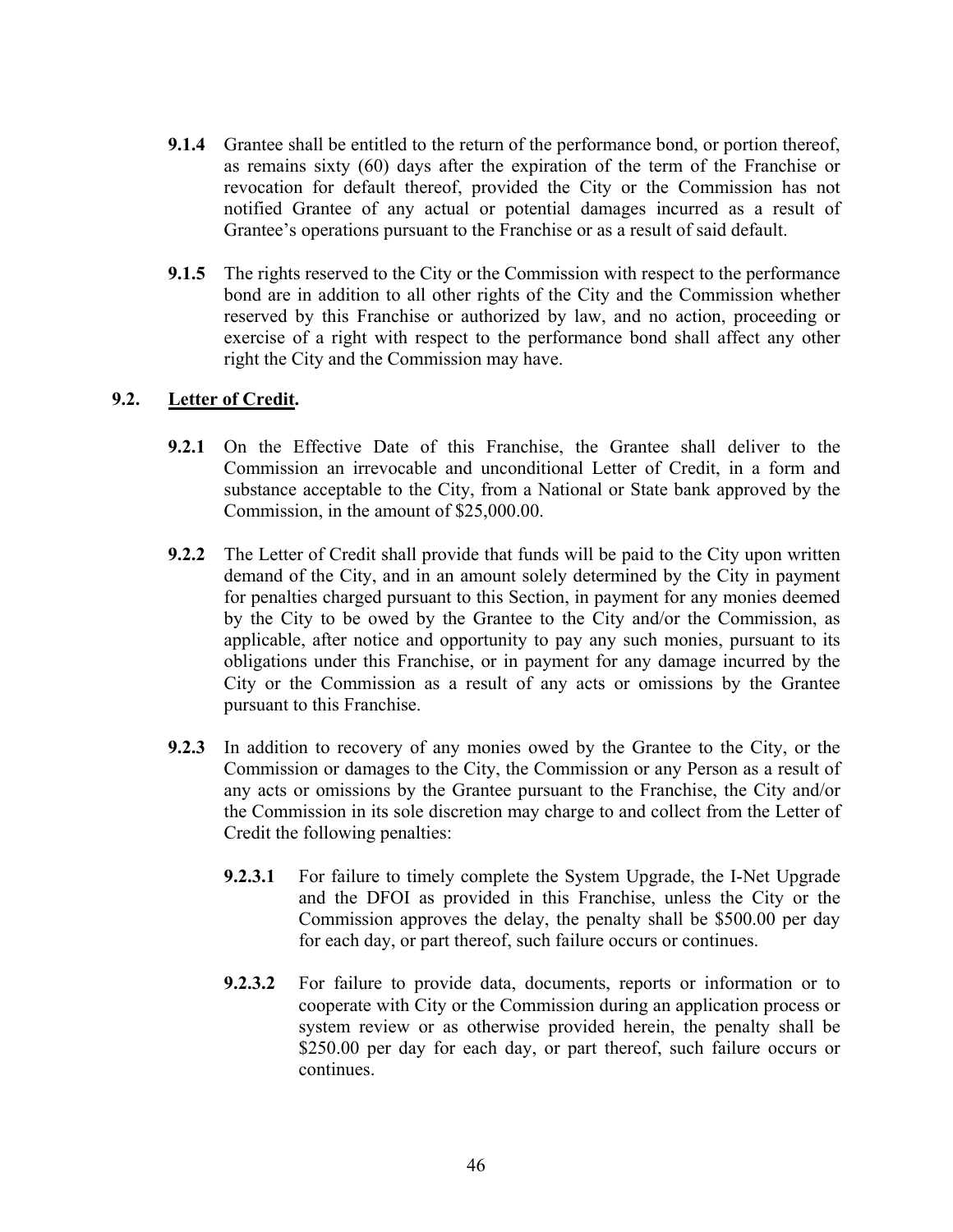**9.1.4** Grantee shall be entitled to the return of the performance bond, or portion thereof, as remains sixty (60) days after the expiration of the term of the Franchise or revocation for default thereof, provided the City or the Commission has not notified Grantee of any actual or potential damages incurred as a result of Grantee's operations pursuant to the Franchise or as a result of said default.

**9.1.5** The rights reserved to the City or the Commission with respect to the performance bond are in addition to all other rights of the City and the Commission whether reserved by this Franchise or authorized by law, and no action, proceeding or exercise of a right with respect to the performance bond shall affect any other right the City and the Commission may have.

## 9.2. Letter of Credit.

**9.2.1** On the Effective Date of this Franchise, the Grantee shall deliver to the Commission an irrevocable and unconditional Letter of Credit, in a form and substance acceptable to the City, from a National or State bank approved by the Commission, in the amount of $25,000.00.

**9.2.2** The Letter of Credit shall provide that funds will be paid to the City upon written demand of the City, and in an amount solely determined by the City in payment for penalties charged pursuant to this Section, in payment for any monies deemed by the City to be owed by the Grantee to the City and/or the Commission, as applicable, after notice and opportunity to pay any such monies, pursuant to its obligations under this Franchise, or in payment for any damage incurred by the City or the Commission as a result of any acts or omissions by the Grantee pursuant to this Franchise.

**9.2.3** In addition to recovery of any monies owed by the Grantee to the City, or the Commission or damages to the City, the Commission or any Person as a result of any acts or omissions by the Grantee pursuant to the Franchise, the City and/or the Commission in its sole discretion may charge to and collect from the Letter of Credit the following penalties:

**9.2.3.1** For failure to timely complete the System Upgrade, the I-Net Upgrade and the DFOI as provided in this Franchise, unless the City or the Commission approves the delay, the penalty shall be $500.00 per day for each day, or part thereof, such failure occurs or continues.

**9.2.3.2** For failure to provide data, documents, reports or information or to cooperate with City or the Commission during an application process or system review or as otherwise provided herein, the penalty shall be $250.00 per day for each day, or part thereof, such failure occurs or continues.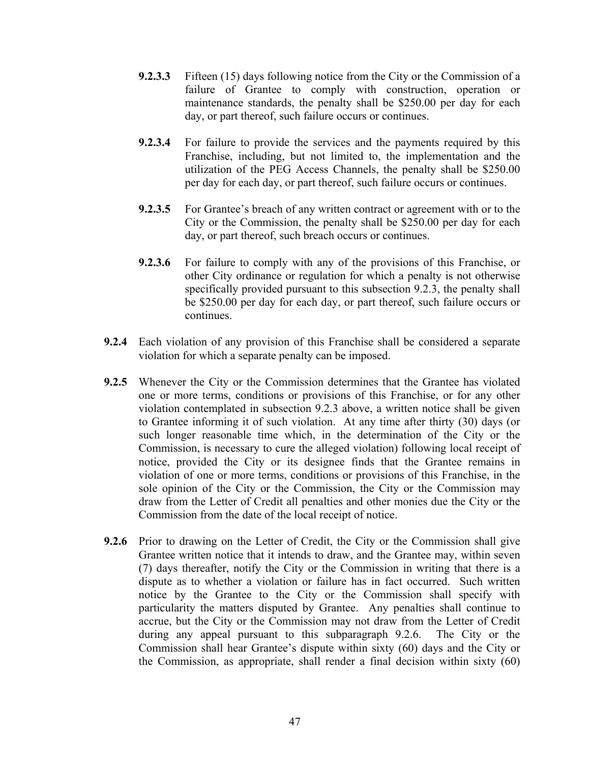**9.2.3.3** Fifteen (15) days following notice from the City or the Commission of a failure of Grantee to comply with construction, operation or maintenance standards, the penalty shall be $250.00 per day for each day, or part thereof, such failure occurs or continues.

**9.2.3.4** For failure to provide the services and the payments required by this Franchise, including, but not limited to, the implementation and the utilization of the PEG Access Channels, the penalty shall be $250.00 per day for each day, or part thereof, such failure occurs or continues.

**9.2.3.5** For Grantee's breach of any written contract or agreement with or to the City or the Commission, the penalty shall be $250.00 per day for each day, or part thereof, such breach occurs or continues.

**9.2.3.6** For failure to comply with any of the provisions of this Franchise, or other City ordinance or regulation for which a penalty is not otherwise specifically provided pursuant to this subsection 9.2.3, the penalty shall be $250.00 per day for each day, or part thereof, such failure occurs or continues.

**9.2.4** Each violation of any provision of this Franchise shall be considered a separate violation for which a separate penalty can be imposed.

**9.2.5** Whenever the City or the Commission determines that the Grantee has violated one or more terms, conditions or provisions of this Franchise, or for any other violation contemplated in subsection 9.2.3 above, a written notice shall be given to Grantee informing it of such violation. At any time after thirty (30) days (or such longer reasonable time which, in the determination of the City or the Commission, is necessary to cure the alleged violation) following local receipt of notice, provided the City or its designee finds that the Grantee remains in violation of one or more terms, conditions or provisions of this Franchise, in the sole opinion of the City or the Commission, the City or the Commission may draw from the Letter of Credit all penalties and other monies due the City or the Commission from the date of the local receipt of notice.

**9.2.6** Prior to drawing on the Letter of Credit, the City or the Commission shall give Grantee written notice that it intends to draw, and the Grantee may, within seven (7) days thereafter, notify the City or the Commission in writing that there is a dispute as to whether a violation or failure has in fact occurred. Such written notice by the Grantee to the City or the Commission shall specify with particularity the matters disputed by Grantee. Any penalties shall continue to accrue, but the City or the Commission may not draw from the Letter of Credit during any appeal pursuant to this subparagraph 9.2.6. The City or the Commission shall hear Grantee's dispute within sixty (60) days and the City or the Commission, as appropriate, shall render a final decision within sixty (60)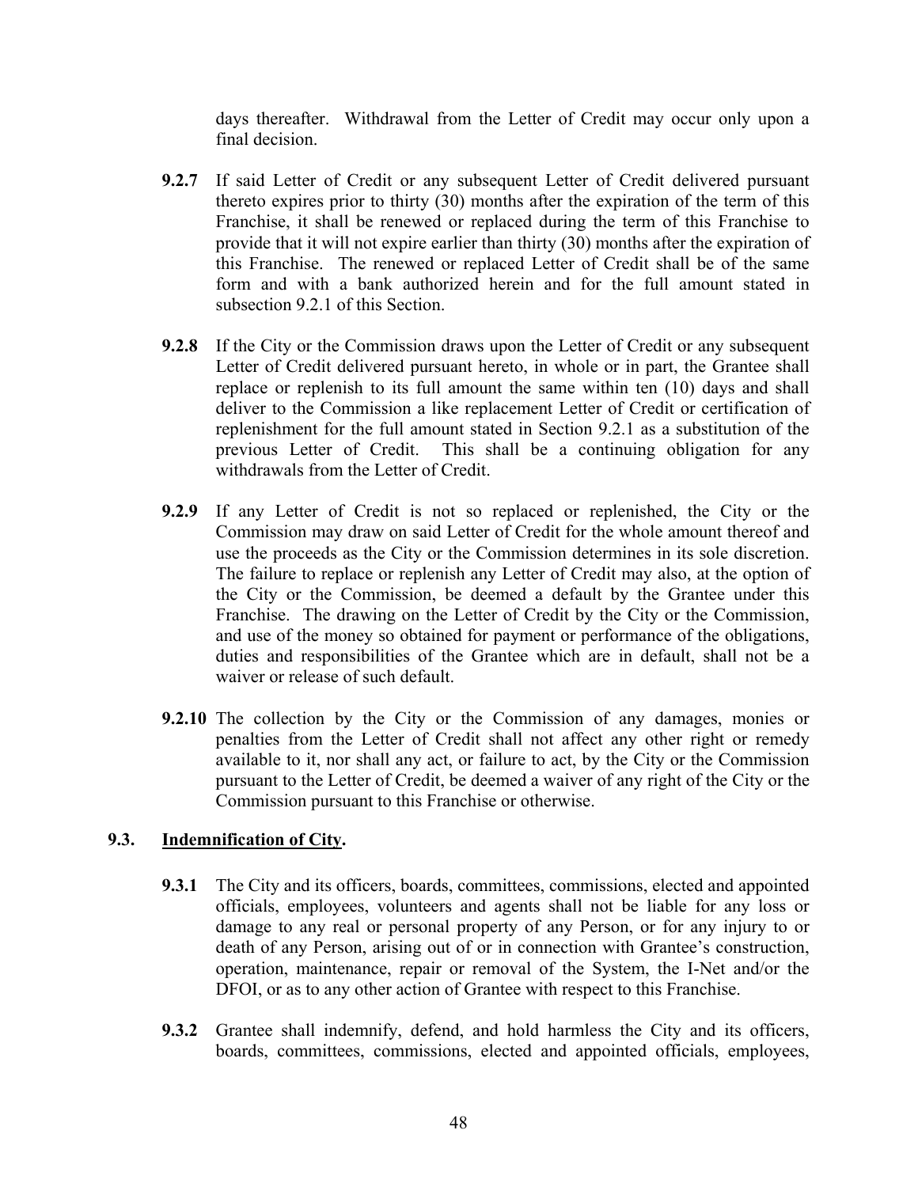days thereafter. Withdrawal from the Letter of Credit may occur only upon a final decision.

**9.2.7** If said Letter of Credit or any subsequent Letter of Credit delivered pursuant thereto expires prior to thirty (30) months after the expiration of the term of this Franchise, it shall be renewed or replaced during the term of this Franchise to provide that it will not expire earlier than thirty (30) months after the expiration of this Franchise. The renewed or replaced Letter of Credit shall be of the same form and with a bank authorized herein and for the full amount stated in subsection 9.2.1 of this Section.

**9.2.8** If the City or the Commission draws upon the Letter of Credit or any subsequent Letter of Credit delivered pursuant hereto, in whole or in part, the Grantee shall replace or replenish to its full amount the same within ten (10) days and shall deliver to the Commission a like replacement Letter of Credit or certification of replenishment for the full amount stated in Section 9.2.1 as a substitution of the previous Letter of Credit. This shall be a continuing obligation for any withdrawals from the Letter of Credit.

**9.2.9** If any Letter of Credit is not so replaced or replenished, the City or the Commission may draw on said Letter of Credit for the whole amount thereof and use the proceeds as the City or the Commission determines in its sole discretion. The failure to replace or replenish any Letter of Credit may also, at the option of the City or the Commission, be deemed a default by the Grantee under this Franchise. The drawing on the Letter of Credit by the City or the Commission, and use of the money so obtained for payment or performance of the obligations, duties and responsibilities of the Grantee which are in default, shall not be a waiver or release of such default.

**9.2.10** The collection by the City or the Commission of any damages, monies or penalties from the Letter of Credit shall not affect any other right or remedy available to it, nor shall any act, or failure to act, by the City or the Commission pursuant to the Letter of Credit, be deemed a waiver of any right of the City or the Commission pursuant to this Franchise or otherwise.

### 9.3. Indemnification of City.

**9.3.1** The City and its officers, boards, committees, commissions, elected and appointed officials, employees, volunteers and agents shall not be liable for any loss or damage to any real or personal property of any Person, or for any injury to or death of any Person, arising out of or in connection with Grantee's construction, operation, maintenance, repair or removal of the System, the I-Net and/or the DFOI, or as to any other action of Grantee with respect to this Franchise.

**9.3.2** Grantee shall indemnify, defend, and hold harmless the City and its officers, boards, committees, commissions, elected and appointed officials, employees,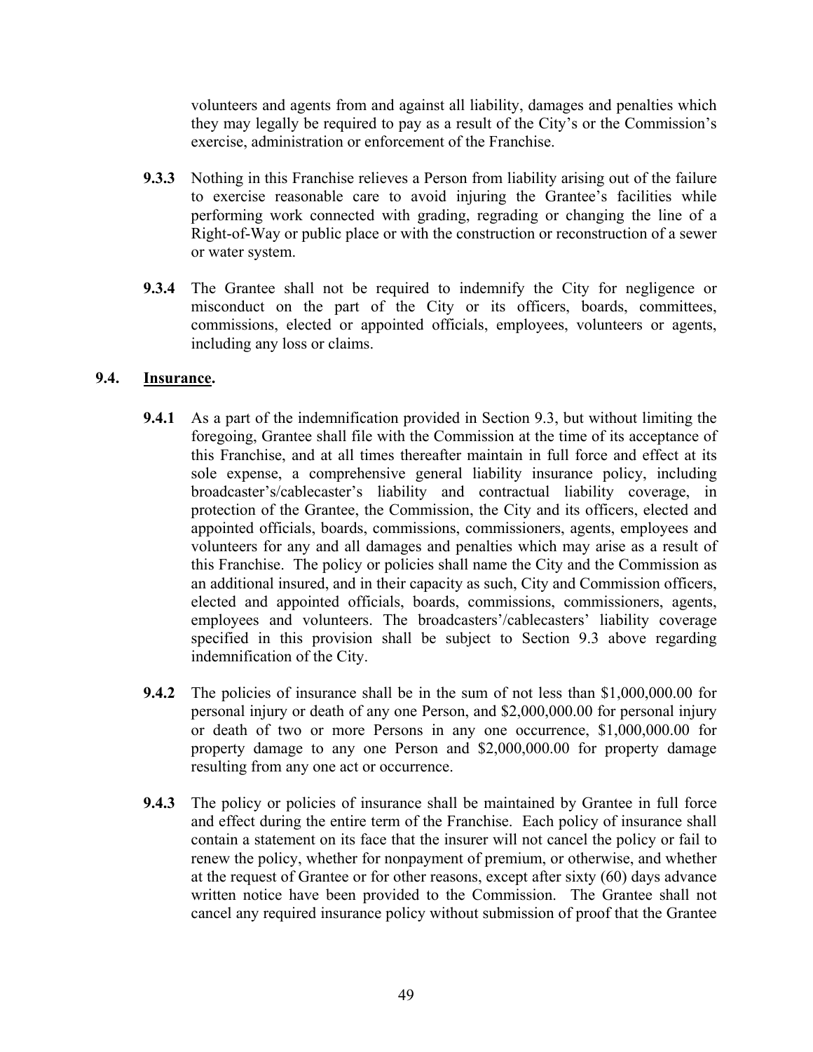volunteers and agents from and against all liability, damages and penalties which they may legally be required to pay as a result of the City's or the Commission's exercise, administration or enforcement of the Franchise.

**9.3.3** Nothing in this Franchise relieves a Person from liability arising out of the failure to exercise reasonable care to avoid injuring the Grantee's facilities while performing work connected with grading, regrading or changing the line of a Right-of-Way or public place or with the construction or reconstruction of a sewer or water system.

**9.3.4** The Grantee shall not be required to indemnify the City for negligence or misconduct on the part of the City or its officers, boards, committees, commissions, elected or appointed officials, employees, volunteers or agents, including any loss or claims.

**9.4. Insurance.**

**9.4.1** As a part of the indemnification provided in Section 9.3, but without limiting the foregoing, Grantee shall file with the Commission at the time of its acceptance of this Franchise, and at all times thereafter maintain in full force and effect at its sole expense, a comprehensive general liability insurance policy, including broadcaster's/cablecaster's liability and contractual liability coverage, in protection of the Grantee, the Commission, the City and its officers, elected and appointed officials, boards, commissions, commissioners, agents, employees and volunteers for any and all damages and penalties which may arise as a result of this Franchise. The policy or policies shall name the City and the Commission as an additional insured, and in their capacity as such, City and Commission officers, elected and appointed officials, boards, commissions, commissioners, agents, employees and volunteers. The broadcasters'/cablecasters' liability coverage specified in this provision shall be subject to Section 9.3 above regarding indemnification of the City.

**9.4.2** The policies of insurance shall be in the sum of not less than $1,000,000.00 for personal injury or death of any one Person, and $2,000,000.00 for personal injury or death of two or more Persons in any one occurrence, $1,000,000.00 for property damage to any one Person and $2,000,000.00 for property damage resulting from any one act or occurrence.

**9.4.3** The policy or policies of insurance shall be maintained by Grantee in full force and effect during the entire term of the Franchise. Each policy of insurance shall contain a statement on its face that the insurer will not cancel the policy or fail to renew the policy, whether for nonpayment of premium, or otherwise, and whether at the request of Grantee or for other reasons, except after sixty (60) days advance written notice have been provided to the Commission. The Grantee shall not cancel any required insurance policy without submission of proof that the Grantee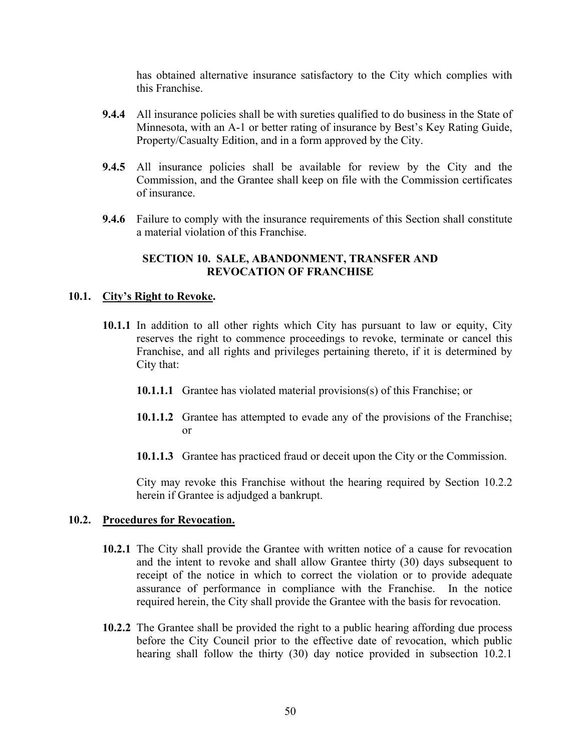has obtained alternative insurance satisfactory to the City which complies with this Franchise.

**9.4.4** All insurance policies shall be with sureties qualified to do business in the State of Minnesota, with an A-1 or better rating of insurance by Best's Key Rating Guide, Property/Casualty Edition, and in a form approved by the City.

**9.4.5** All insurance policies shall be available for review by the City and the Commission, and the Grantee shall keep on file with the Commission certificates of insurance.

**9.4.6** Failure to comply with the insurance requirements of this Section shall constitute a material violation of this Franchise.

## SECTION 10. SALE, ABANDONMENT, TRANSFER AND REVOCATION OF FRANCHISE

**10.1. City's Right to Revoke.**

**10.1.1** In addition to all other rights which City has pursuant to law or equity, City reserves the right to commence proceedings to revoke, terminate or cancel this Franchise, and all rights and privileges pertaining thereto, if it is determined by City that:

**10.1.1.1** Grantee has violated material provisions(s) of this Franchise; or

**10.1.1.2** Grantee has attempted to evade any of the provisions of the Franchise; or

**10.1.1.3** Grantee has practiced fraud or deceit upon the City or the Commission.

City may revoke this Franchise without the hearing required by Section 10.2.2 herein if Grantee is adjudged a bankrupt.

**10.2. Procedures for Revocation.**

**10.2.1** The City shall provide the Grantee with written notice of a cause for revocation and the intent to revoke and shall allow Grantee thirty (30) days subsequent to receipt of the notice in which to correct the violation or to provide adequate assurance of performance in compliance with the Franchise. In the notice required herein, the City shall provide the Grantee with the basis for revocation.

**10.2.2** The Grantee shall be provided the right to a public hearing affording due process before the City Council prior to the effective date of revocation, which public hearing shall follow the thirty (30) day notice provided in subsection 10.2.1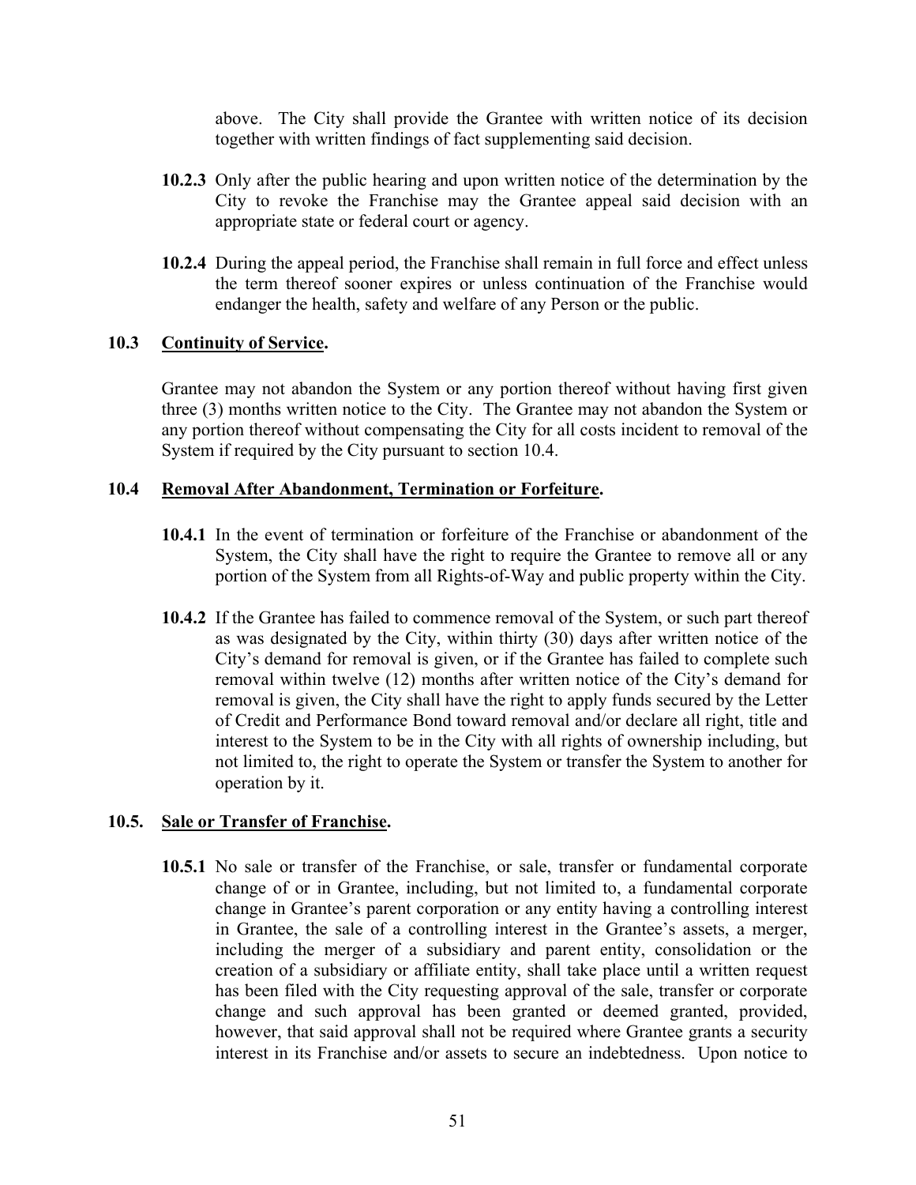above. The City shall provide the Grantee with written notice of its decision together with written findings of fact supplementing said decision.

**10.2.3** Only after the public hearing and upon written notice of the determination by the City to revoke the Franchise may the Grantee appeal said decision with an appropriate state or federal court or agency.

**10.2.4** During the appeal period, the Franchise shall remain in full force and effect unless the term thereof sooner expires or unless continuation of the Franchise would endanger the health, safety and welfare of any Person or the public.

### 10.3 Continuity of Service.

Grantee may not abandon the System or any portion thereof without having first given three (3) months written notice to the City. The Grantee may not abandon the System or any portion thereof without compensating the City for all costs incident to removal of the System if required by the City pursuant to section 10.4.

### 10.4 Removal After Abandonment, Termination or Forfeiture.

**10.4.1** In the event of termination or forfeiture of the Franchise or abandonment of the System, the City shall have the right to require the Grantee to remove all or any portion of the System from all Rights-of-Way and public property within the City.

**10.4.2** If the Grantee has failed to commence removal of the System, or such part thereof as was designated by the City, within thirty (30) days after written notice of the City's demand for removal is given, or if the Grantee has failed to complete such removal within twelve (12) months after written notice of the City's demand for removal is given, the City shall have the right to apply funds secured by the Letter of Credit and Performance Bond toward removal and/or declare all right, title and interest to the System to be in the City with all rights of ownership including, but not limited to, the right to operate the System or transfer the System to another for operation by it.

### 10.5. Sale or Transfer of Franchise.

**10.5.1** No sale or transfer of the Franchise, or sale, transfer or fundamental corporate change of or in Grantee, including, but not limited to, a fundamental corporate change in Grantee's parent corporation or any entity having a controlling interest in Grantee, the sale of a controlling interest in the Grantee's assets, a merger, including the merger of a subsidiary and parent entity, consolidation or the creation of a subsidiary or affiliate entity, shall take place until a written request has been filed with the City requesting approval of the sale, transfer or corporate change and such approval has been granted or deemed granted, provided, however, that said approval shall not be required where Grantee grants a security interest in its Franchise and/or assets to secure an indebtedness. Upon notice to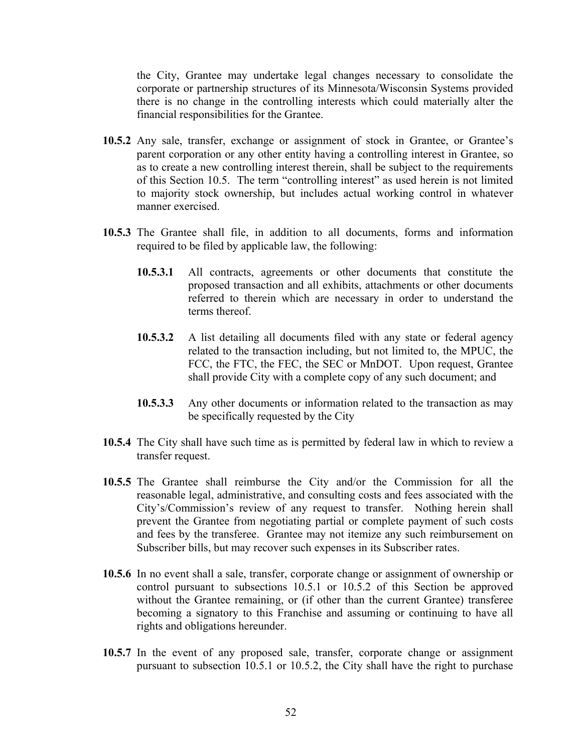the City, Grantee may undertake legal changes necessary to consolidate the corporate or partnership structures of its Minnesota/Wisconsin Systems provided there is no change in the controlling interests which could materially alter the financial responsibilities for the Grantee.

**10.5.2** Any sale, transfer, exchange or assignment of stock in Grantee, or Grantee's parent corporation or any other entity having a controlling interest in Grantee, so as to create a new controlling interest therein, shall be subject to the requirements of this Section 10.5. The term "controlling interest" as used herein is not limited to majority stock ownership, but includes actual working control in whatever manner exercised.

**10.5.3** The Grantee shall file, in addition to all documents, forms and information required to be filed by applicable law, the following:

**10.5.3.1** All contracts, agreements or other documents that constitute the proposed transaction and all exhibits, attachments or other documents referred to therein which are necessary in order to understand the terms thereof.

**10.5.3.2** A list detailing all documents filed with any state or federal agency related to the transaction including, but not limited to, the MPUC, the FCC, the FTC, the FEC, the SEC or MnDOT. Upon request, Grantee shall provide City with a complete copy of any such document; and

**10.5.3.3** Any other documents or information related to the transaction as may be specifically requested by the City

**10.5.4** The City shall have such time as is permitted by federal law in which to review a transfer request.

**10.5.5** The Grantee shall reimburse the City and/or the Commission for all the reasonable legal, administrative, and consulting costs and fees associated with the City's/Commission's review of any request to transfer. Nothing herein shall prevent the Grantee from negotiating partial or complete payment of such costs and fees by the transferee. Grantee may not itemize any such reimbursement on Subscriber bills, but may recover such expenses in its Subscriber rates.

**10.5.6** In no event shall a sale, transfer, corporate change or assignment of ownership or control pursuant to subsections 10.5.1 or 10.5.2 of this Section be approved without the Grantee remaining, or (if other than the current Grantee) transferee becoming a signatory to this Franchise and assuming or continuing to have all rights and obligations hereunder.

**10.5.7** In the event of any proposed sale, transfer, corporate change or assignment pursuant to subsection 10.5.1 or 10.5.2, the City shall have the right to purchase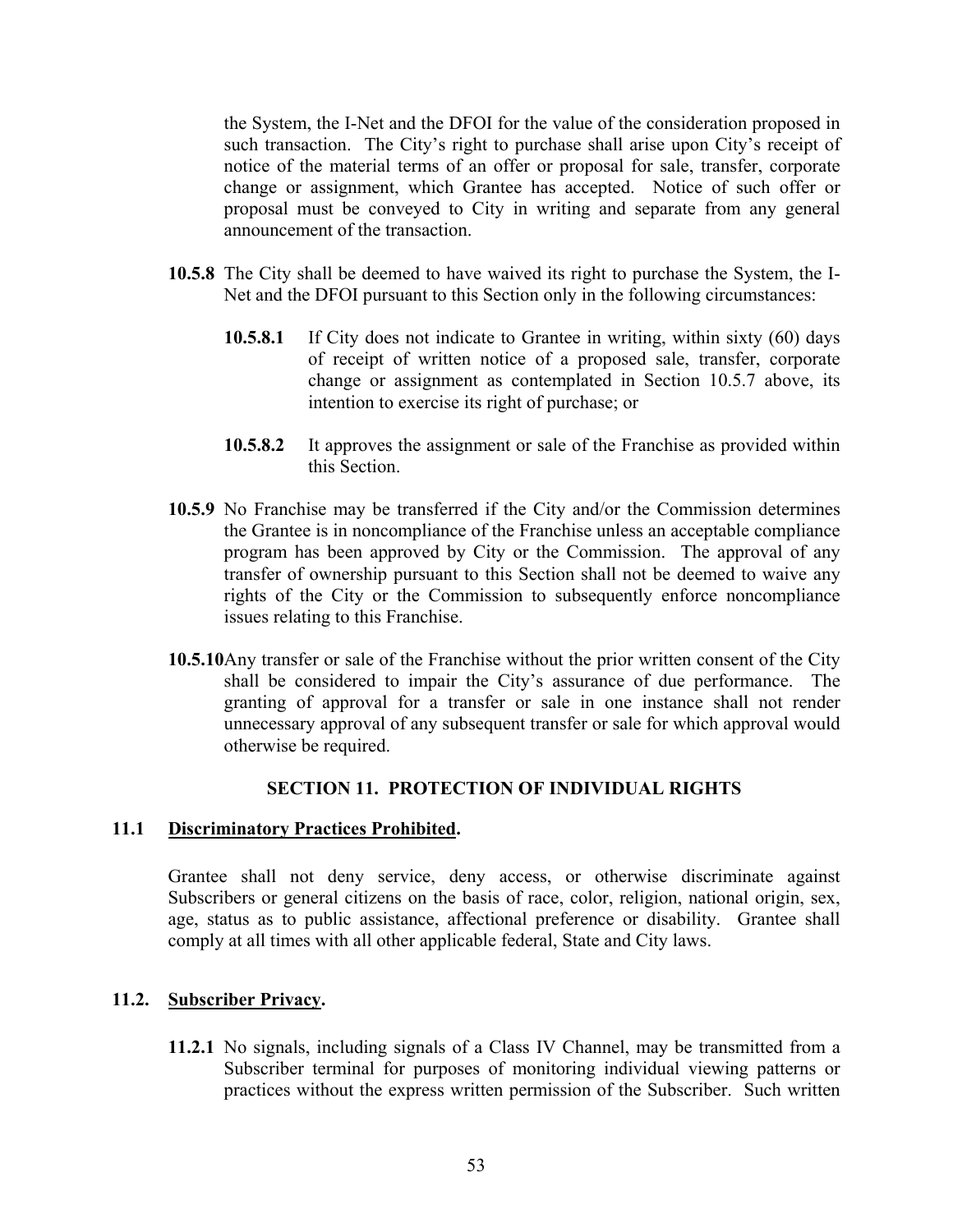the System, the I-Net and the DFOI for the value of the consideration proposed in such transaction. The City's right to purchase shall arise upon City's receipt of notice of the material terms of an offer or proposal for sale, transfer, corporate change or assignment, which Grantee has accepted. Notice of such offer or proposal must be conveyed to City in writing and separate from any general announcement of the transaction.

**10.5.8** The City shall be deemed to have waived its right to purchase the System, the I-Net and the DFOI pursuant to this Section only in the following circumstances:

**10.5.8.1** If City does not indicate to Grantee in writing, within sixty (60) days of receipt of written notice of a proposed sale, transfer, corporate change or assignment as contemplated in Section 10.5.7 above, its intention to exercise its right of purchase; or

**10.5.8.2** It approves the assignment or sale of the Franchise as provided within this Section.

**10.5.9** No Franchise may be transferred if the City and/or the Commission determines the Grantee is in noncompliance of the Franchise unless an acceptable compliance program has been approved by City or the Commission. The approval of any transfer of ownership pursuant to this Section shall not be deemed to waive any rights of the City or the Commission to subsequently enforce noncompliance issues relating to this Franchise.

**10.5.10** Any transfer or sale of the Franchise without the prior written consent of the City shall be considered to impair the City's assurance of due performance. The granting of approval for a transfer or sale in one instance shall not render unnecessary approval of any subsequent transfer or sale for which approval would otherwise be required.

## SECTION 11. PROTECTION OF INDIVIDUAL RIGHTS

### 11.1 Discriminatory Practices Prohibited.

Grantee shall not deny service, deny access, or otherwise discriminate against Subscribers or general citizens on the basis of race, color, religion, national origin, sex, age, status as to public assistance, affectional preference or disability. Grantee shall comply at all times with all other applicable federal, State and City laws.

### 11.2. Subscriber Privacy.

**11.2.1** No signals, including signals of a Class IV Channel, may be transmitted from a Subscriber terminal for purposes of monitoring individual viewing patterns or practices without the express written permission of the Subscriber. Such written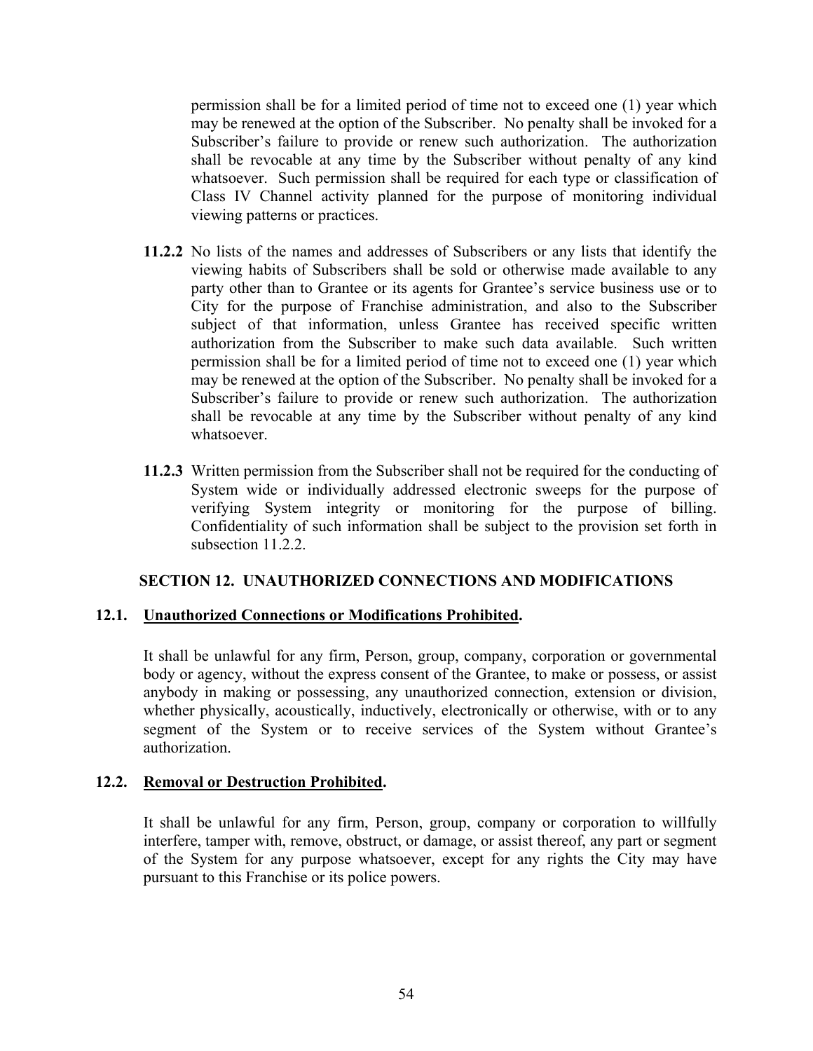permission shall be for a limited period of time not to exceed one (1) year which may be renewed at the option of the Subscriber. No penalty shall be invoked for a Subscriber's failure to provide or renew such authorization. The authorization shall be revocable at any time by the Subscriber without penalty of any kind whatsoever. Such permission shall be required for each type or classification of Class IV Channel activity planned for the purpose of monitoring individual viewing patterns or practices.

**11.2.2** No lists of the names and addresses of Subscribers or any lists that identify the viewing habits of Subscribers shall be sold or otherwise made available to any party other than to Grantee or its agents for Grantee's service business use or to City for the purpose of Franchise administration, and also to the Subscriber subject of that information, unless Grantee has received specific written authorization from the Subscriber to make such data available. Such written permission shall be for a limited period of time not to exceed one (1) year which may be renewed at the option of the Subscriber. No penalty shall be invoked for a Subscriber's failure to provide or renew such authorization. The authorization shall be revocable at any time by the Subscriber without penalty of any kind whatsoever.

**11.2.3** Written permission from the Subscriber shall not be required for the conducting of System wide or individually addressed electronic sweeps for the purpose of verifying System integrity or monitoring for the purpose of billing. Confidentiality of such information shall be subject to the provision set forth in subsection 11.2.2.

## SECTION 12. UNAUTHORIZED CONNECTIONS AND MODIFICATIONS

### 12.1. Unauthorized Connections or Modifications Prohibited.

It shall be unlawful for any firm, Person, group, company, corporation or governmental body or agency, without the express consent of the Grantee, to make or possess, or assist anybody in making or possessing, any unauthorized connection, extension or division, whether physically, acoustically, inductively, electronically or otherwise, with or to any segment of the System or to receive services of the System without Grantee's authorization.

### 12.2. Removal or Destruction Prohibited.

It shall be unlawful for any firm, Person, group, company or corporation to willfully interfere, tamper with, remove, obstruct, or damage, or assist thereof, any part or segment of the System for any purpose whatsoever, except for any rights the City may have pursuant to this Franchise or its police powers.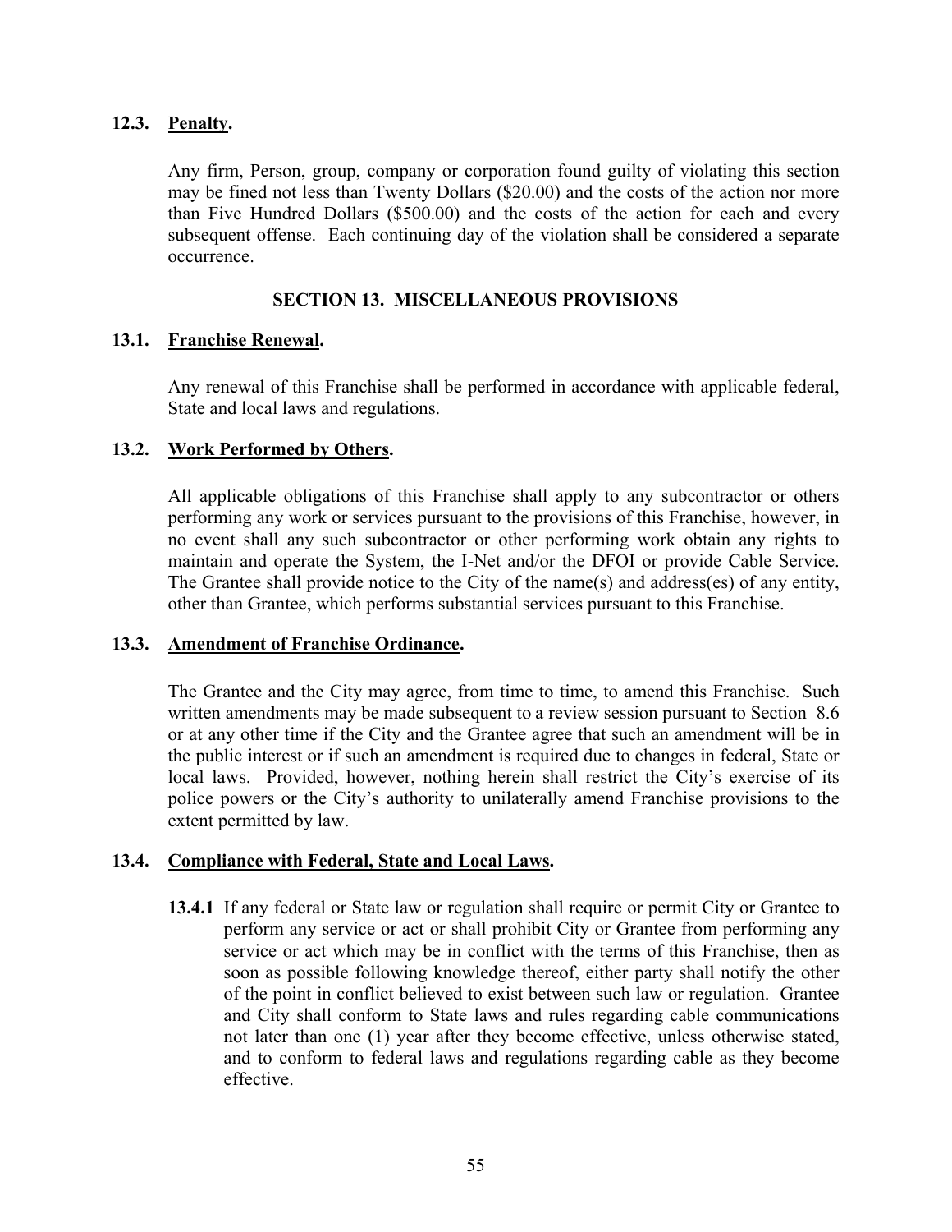### 12.3. Penalty.

Any firm, Person, group, company or corporation found guilty of violating this section may be fined not less than Twenty Dollars ($20.00) and the costs of the action nor more than Five Hundred Dollars ($500.00) and the costs of the action for each and every subsequent offense. Each continuing day of the violation shall be considered a separate occurrence.

## SECTION 13. MISCELLANEOUS PROVISIONS

### 13.1. Franchise Renewal.

Any renewal of this Franchise shall be performed in accordance with applicable federal, State and local laws and regulations.

### 13.2. Work Performed by Others.

All applicable obligations of this Franchise shall apply to any subcontractor or others performing any work or services pursuant to the provisions of this Franchise, however, in no event shall any such subcontractor or other performing work obtain any rights to maintain and operate the System, the I-Net and/or the DFOI or provide Cable Service. The Grantee shall provide notice to the City of the name(s) and address(es) of any entity, other than Grantee, which performs substantial services pursuant to this Franchise.

### 13.3. Amendment of Franchise Ordinance.

The Grantee and the City may agree, from time to time, to amend this Franchise. Such written amendments may be made subsequent to a review session pursuant to Section 8.6 or at any other time if the City and the Grantee agree that such an amendment will be in the public interest or if such an amendment is required due to changes in federal, State or local laws. Provided, however, nothing herein shall restrict the City's exercise of its police powers or the City's authority to unilaterally amend Franchise provisions to the extent permitted by law.

### 13.4. Compliance with Federal, State and Local Laws.

**13.4.1** If any federal or State law or regulation shall require or permit City or Grantee to perform any service or act or shall prohibit City or Grantee from performing any service or act which may be in conflict with the terms of this Franchise, then as soon as possible following knowledge thereof, either party shall notify the other of the point in conflict believed to exist between such law or regulation. Grantee and City shall conform to State laws and rules regarding cable communications not later than one (1) year after they become effective, unless otherwise stated, and to conform to federal laws and regulations regarding cable as they become effective.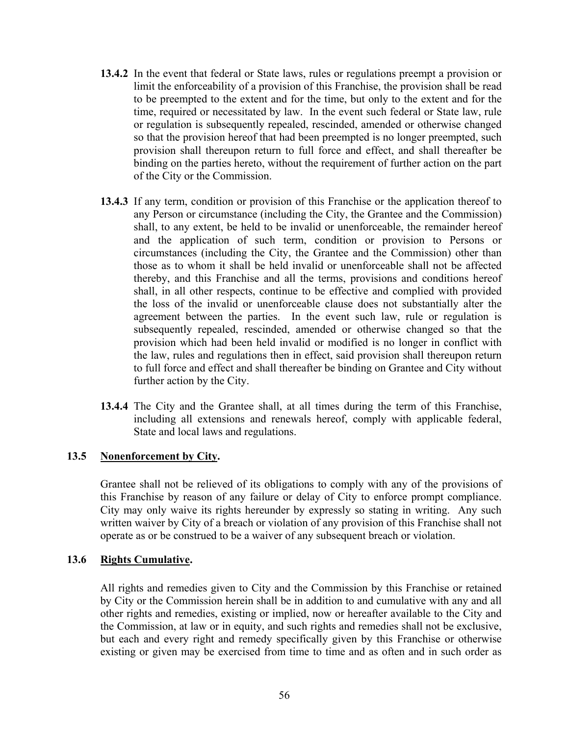**13.4.2** In the event that federal or State laws, rules or regulations preempt a provision or limit the enforceability of a provision of this Franchise, the provision shall be read to be preempted to the extent and for the time, but only to the extent and for the time, required or necessitated by law. In the event such federal or State law, rule or regulation is subsequently repealed, rescinded, amended or otherwise changed so that the provision hereof that had been preempted is no longer preempted, such provision shall thereupon return to full force and effect, and shall thereafter be binding on the parties hereto, without the requirement of further action on the part of the City or the Commission.

**13.4.3** If any term, condition or provision of this Franchise or the application thereof to any Person or circumstance (including the City, the Grantee and the Commission) shall, to any extent, be held to be invalid or unenforceable, the remainder hereof and the application of such term, condition or provision to Persons or circumstances (including the City, the Grantee and the Commission) other than those as to whom it shall be held invalid or unenforceable shall not be affected thereby, and this Franchise and all the terms, provisions and conditions hereof shall, in all other respects, continue to be effective and complied with provided the loss of the invalid or unenforceable clause does not substantially alter the agreement between the parties. In the event such law, rule or regulation is subsequently repealed, rescinded, amended or otherwise changed so that the provision which had been held invalid or modified is no longer in conflict with the law, rules and regulations then in effect, said provision shall thereupon return to full force and effect and shall thereafter be binding on Grantee and City without further action by the City.

**13.4.4** The City and the Grantee shall, at all times during the term of this Franchise, including all extensions and renewals hereof, comply with applicable federal, State and local laws and regulations.

### 13.5 Nonenforcement by City.

Grantee shall not be relieved of its obligations to comply with any of the provisions of this Franchise by reason of any failure or delay of City to enforce prompt compliance. City may only waive its rights hereunder by expressly so stating in writing. Any such written waiver by City of a breach or violation of any provision of this Franchise shall not operate as or be construed to be a waiver of any subsequent breach or violation.

### 13.6 Rights Cumulative.

All rights and remedies given to City and the Commission by this Franchise or retained by City or the Commission herein shall be in addition to and cumulative with any and all other rights and remedies, existing or implied, now or hereafter available to the City and the Commission, at law or in equity, and such rights and remedies shall not be exclusive, but each and every right and remedy specifically given by this Franchise or otherwise existing or given may be exercised from time to time and as often and in such order as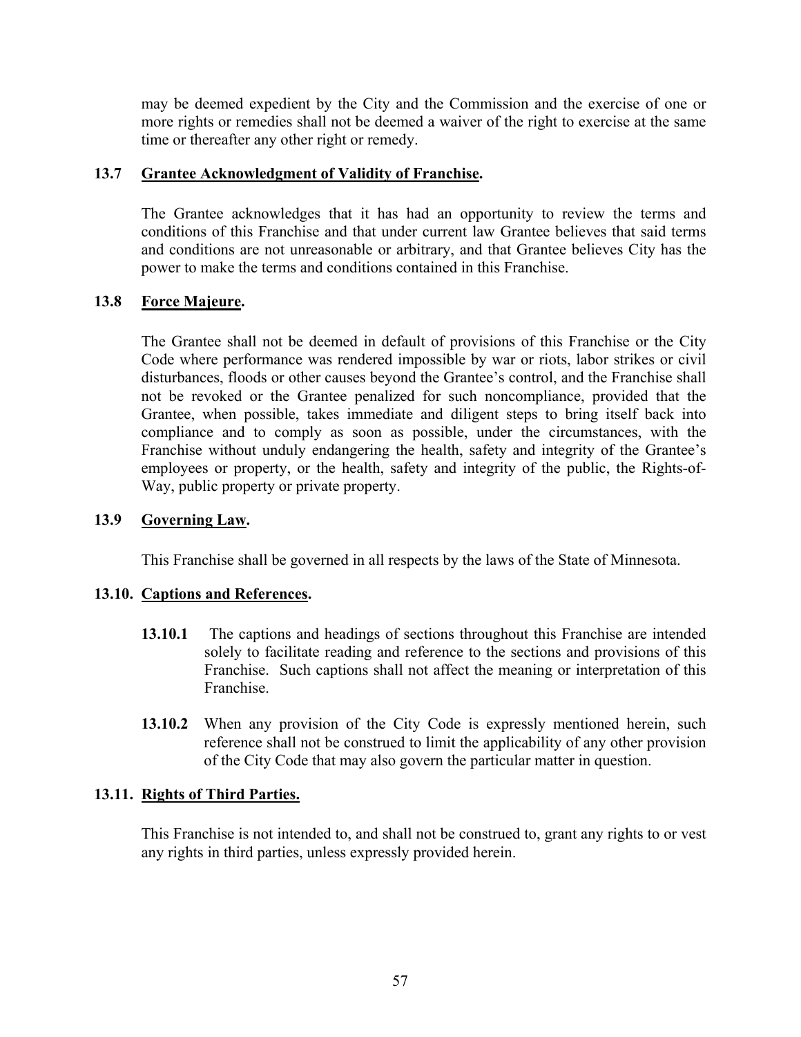may be deemed expedient by the City and the Commission and the exercise of one or more rights or remedies shall not be deemed a waiver of the right to exercise at the same time or thereafter any other right or remedy.

### 13.7 Grantee Acknowledgment of Validity of Franchise.

The Grantee acknowledges that it has had an opportunity to review the terms and conditions of this Franchise and that under current law Grantee believes that said terms and conditions are not unreasonable or arbitrary, and that Grantee believes City has the power to make the terms and conditions contained in this Franchise.

### 13.8 Force Majeure.

The Grantee shall not be deemed in default of provisions of this Franchise or the City Code where performance was rendered impossible by war or riots, labor strikes or civil disturbances, floods or other causes beyond the Grantee's control, and the Franchise shall not be revoked or the Grantee penalized for such noncompliance, provided that the Grantee, when possible, takes immediate and diligent steps to bring itself back into compliance and to comply as soon as possible, under the circumstances, with the Franchise without unduly endangering the health, safety and integrity of the Grantee's employees or property, or the health, safety and integrity of the public, the Rights-of-Way, public property or private property.

### 13.9 Governing Law.

This Franchise shall be governed in all respects by the laws of the State of Minnesota.

### 13.10. Captions and References.

**13.10.1** The captions and headings of sections throughout this Franchise are intended solely to facilitate reading and reference to the sections and provisions of this Franchise. Such captions shall not affect the meaning or interpretation of this Franchise.

**13.10.2** When any provision of the City Code is expressly mentioned herein, such reference shall not be construed to limit the applicability of any other provision of the City Code that may also govern the particular matter in question.

### 13.11. Rights of Third Parties.

This Franchise is not intended to, and shall not be construed to, grant any rights to or vest any rights in third parties, unless expressly provided herein.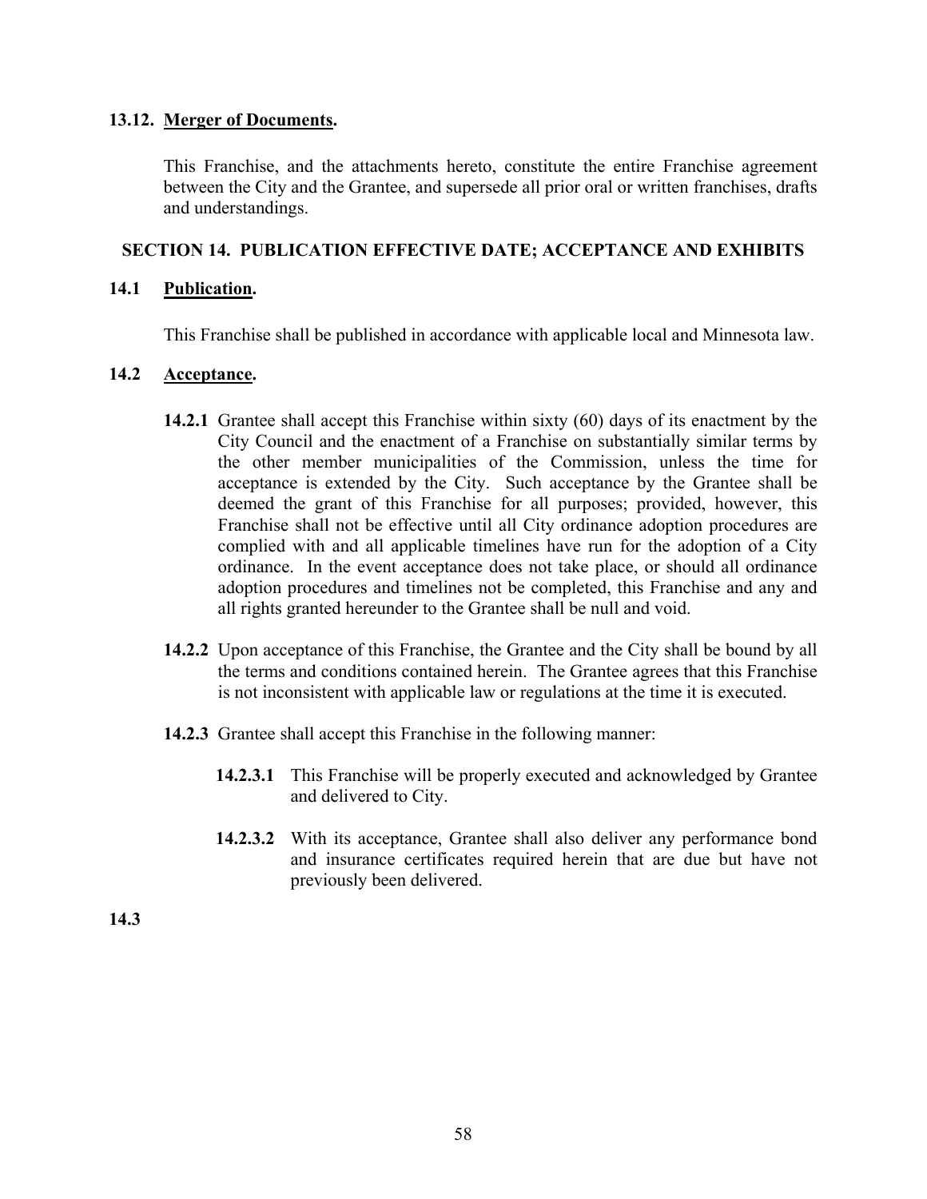### 13.12. **Merger of Documents.**

This Franchise, and the attachments hereto, constitute the entire Franchise agreement between the City and the Grantee, and supersede all prior oral or written franchises, drafts and understandings.

## SECTION 14. PUBLICATION EFFECTIVE DATE; ACCEPTANCE AND EXHIBITS

### 14.1 **Publication.**

This Franchise shall be published in accordance with applicable local and Minnesota law.

### 14.2 **Acceptance.**

**14.2.1** Grantee shall accept this Franchise within sixty (60) days of its enactment by the City Council and the enactment of a Franchise on substantially similar terms by the other member municipalities of the Commission, unless the time for acceptance is extended by the City. Such acceptance by the Grantee shall be deemed the grant of this Franchise for all purposes; provided, however, this Franchise shall not be effective until all City ordinance adoption procedures are complied with and all applicable timelines have run for the adoption of a City ordinance. In the event acceptance does not take place, or should all ordinance adoption procedures and timelines not be completed, this Franchise and any and all rights granted hereunder to the Grantee shall be null and void.

**14.2.2** Upon acceptance of this Franchise, the Grantee and the City shall be bound by all the terms and conditions contained herein. The Grantee agrees that this Franchise is not inconsistent with applicable law or regulations at the time it is executed.

**14.2.3** Grantee shall accept this Franchise in the following manner:

**14.2.3.1** This Franchise will be properly executed and acknowledged by Grantee and delivered to City.

**14.2.3.2** With its acceptance, Grantee shall also deliver any performance bond and insurance certificates required herein that are due but have not previously been delivered.

**14.3**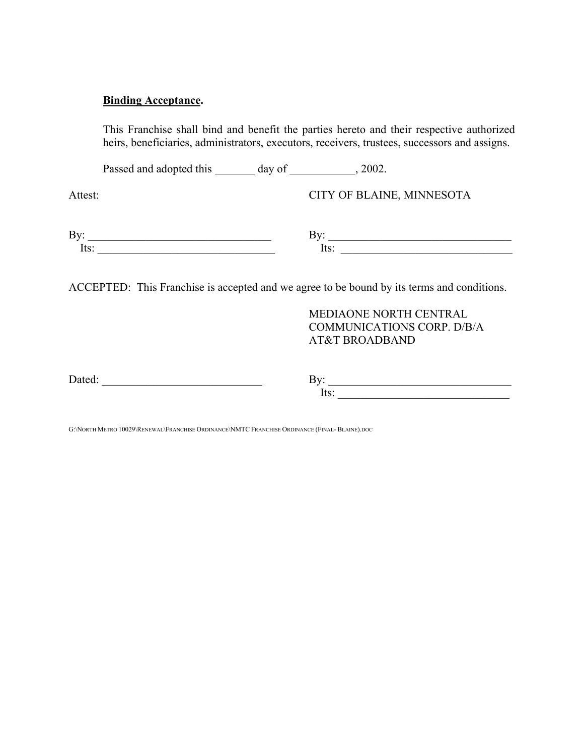**Binding Acceptance.**

This Franchise shall bind and benefit the parties hereto and their respective authorized heirs, beneficiaries, administrators, executors, receivers, trustees, successors and assigns.

Passed and adopted this _______ day of ___________, 2002.

| | |
|---|---|
| Attest: | CITY OF BLAINE, MINNESOTA |
| By: ________________________________ | By: ________________________________ |
| Its: _______________________________ | Its: _______________________________ |

ACCEPTED: This Franchise is accepted and we agree to be bound by its terms and conditions.

MEDIAONE NORTH CENTRAL
COMMUNICATIONS CORP. D/B/A
AT&T BROADBAND

| | |
|---|---|
| Dated: ____________________________ | By: ________________________________ |
| | Its: _______________________________ |

G:\NORTH METRO 10029\RENEWAL\FRANCHISE ORDINANCE\NMTC FRANCHISE ORDINANCE (FINAL- BLAINE).DOC